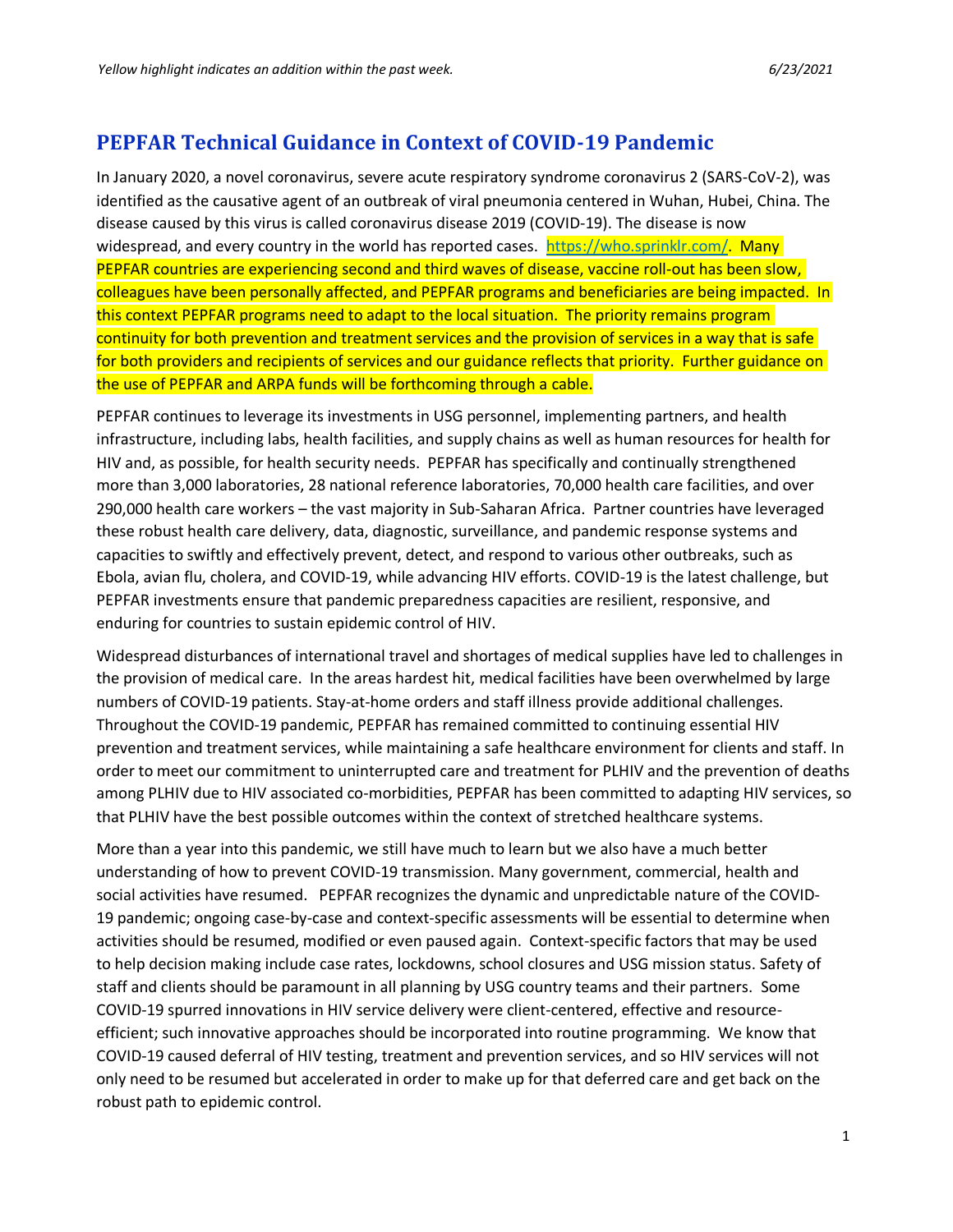*Yellow highlight indicates an addition within the past week.* *6/23/2021*

## PEPFAR Technical Guidance in Context of COVID-19 Pandemic

In January 2020, a novel coronavirus, severe acute respiratory syndrome coronavirus 2 (SARS-CoV-2), was identified as the causative agent of an outbreak of viral pneumonia centered in Wuhan, Hubei, China. The disease caused by this virus is called coronavirus disease 2019 (COVID-19). The disease is now widespread, and every country in the world has reported cases. https://who.sprinklr.com/. Many PEPFAR countries are experiencing second and third waves of disease, vaccine roll-out has been slow, colleagues have been personally affected, and PEPFAR programs and beneficiaries are being impacted. In this context PEPFAR programs need to adapt to the local situation. The priority remains program continuity for both prevention and treatment services and the provision of services in a way that is safe for both providers and recipients of services and our guidance reflects that priority. Further guidance on the use of PEPFAR and ARPA funds will be forthcoming through a cable.

PEPFAR continues to leverage its investments in USG personnel, implementing partners, and health infrastructure, including labs, health facilities, and supply chains as well as human resources for health for HIV and, as possible, for health security needs. PEPFAR has specifically and continually strengthened more than 3,000 laboratories, 28 national reference laboratories, 70,000 health care facilities, and over 290,000 health care workers – the vast majority in Sub-Saharan Africa. Partner countries have leveraged these robust health care delivery, data, diagnostic, surveillance, and pandemic response systems and capacities to swiftly and effectively prevent, detect, and respond to various other outbreaks, such as Ebola, avian flu, cholera, and COVID-19, while advancing HIV efforts. COVID-19 is the latest challenge, but PEPFAR investments ensure that pandemic preparedness capacities are resilient, responsive, and enduring for countries to sustain epidemic control of HIV.

Widespread disturbances of international travel and shortages of medical supplies have led to challenges in the provision of medical care. In the areas hardest hit, medical facilities have been overwhelmed by large numbers of COVID-19 patients. Stay-at-home orders and staff illness provide additional challenges. Throughout the COVID-19 pandemic, PEPFAR has remained committed to continuing essential HIV prevention and treatment services, while maintaining a safe healthcare environment for clients and staff. In order to meet our commitment to uninterrupted care and treatment for PLHIV and the prevention of deaths among PLHIV due to HIV associated co-morbidities, PEPFAR has been committed to adapting HIV services, so that PLHIV have the best possible outcomes within the context of stretched healthcare systems.

More than a year into this pandemic, we still have much to learn but we also have a much better understanding of how to prevent COVID-19 transmission. Many government, commercial, health and social activities have resumed. PEPFAR recognizes the dynamic and unpredictable nature of the COVID-19 pandemic; ongoing case-by-case and context-specific assessments will be essential to determine when activities should be resumed, modified or even paused again. Context-specific factors that may be used to help decision making include case rates, lockdowns, school closures and USG mission status. Safety of staff and clients should be paramount in all planning by USG country teams and their partners. Some COVID-19 spurred innovations in HIV service delivery were client-centered, effective and resource-efficient; such innovative approaches should be incorporated into routine programming. We know that COVID-19 caused deferral of HIV testing, treatment and prevention services, and so HIV services will not only need to be resumed but accelerated in order to make up for that deferred care and get back on the robust path to epidemic control.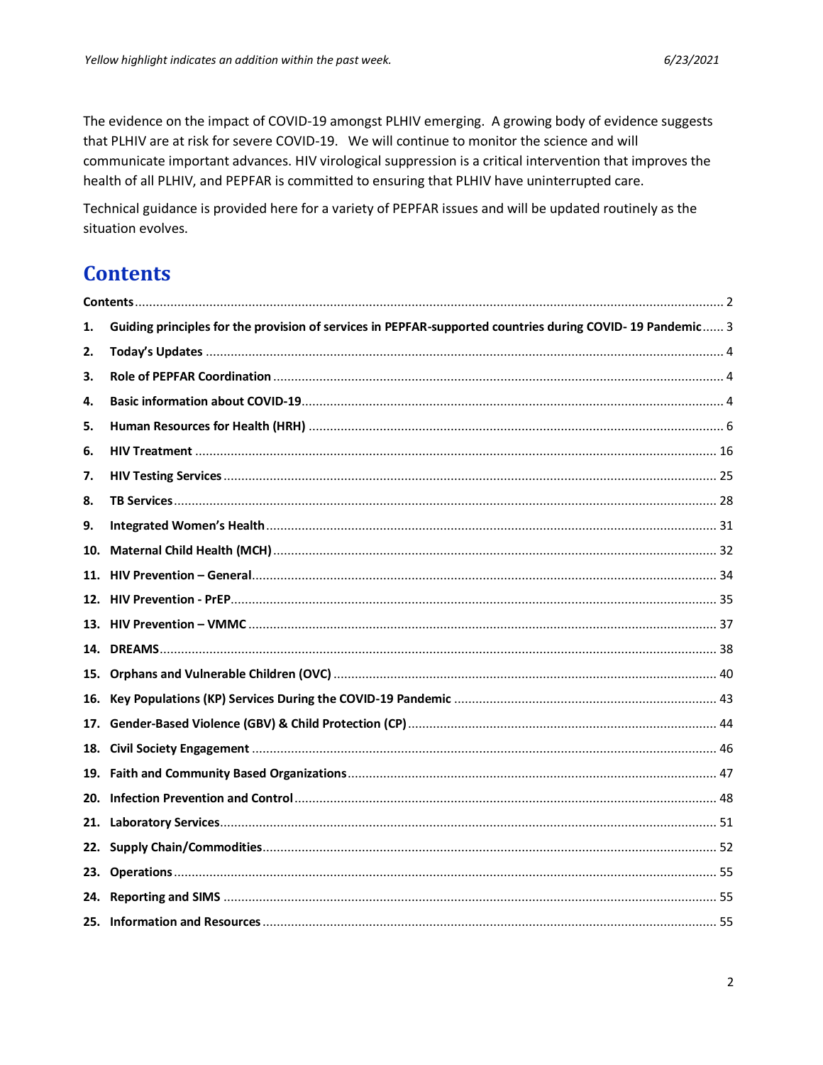The evidence on the impact of COVID-19 amongst PLHIV emerging. A growing body of evidence suggests that PLHIV are at risk for severe COVID-19. We will continue to monitor the science and will communicate important advances. HIV virological suppression is a critical intervention that improves the health of all PLHIV, and PEPFAR is committed to ensuring that PLHIV have uninterrupted care.

Technical guidance is provided here for a variety of PEPFAR issues and will be updated routinely as the situation evolves.

# Contents

**Contents** ..... 2

1. **Guiding principles for the provision of services in PEPFAR-supported countries during COVID- 19 Pandemic** ..... 3
2. **Today's Updates** ..... 4
3. **Role of PEPFAR Coordination** ..... 4
4. **Basic information about COVID-19** ..... 4
5. **Human Resources for Health (HRH)** ..... 6
6. **HIV Treatment** ..... 16
7. **HIV Testing Services** ..... 25
8. **TB Services** ..... 28
9. **Integrated Women's Health** ..... 31
10. **Maternal Child Health (MCH)** ..... 32
11. **HIV Prevention – General** ..... 34
12. **HIV Prevention - PrEP** ..... 35
13. **HIV Prevention – VMMC** ..... 37
14. **DREAMS** ..... 38
15. **Orphans and Vulnerable Children (OVC)** ..... 40
16. **Key Populations (KP) Services During the COVID-19 Pandemic** ..... 43
17. **Gender-Based Violence (GBV) & Child Protection (CP)** ..... 44
18. **Civil Society Engagement** ..... 46
19. **Faith and Community Based Organizations** ..... 47
20. **Infection Prevention and Control** ..... 48
21. **Laboratory Services** ..... 51
22. **Supply Chain/Commodities** ..... 52
23. **Operations** ..... 55
24. **Reporting and SIMS** ..... 55
25. **Information and Resources** ..... 55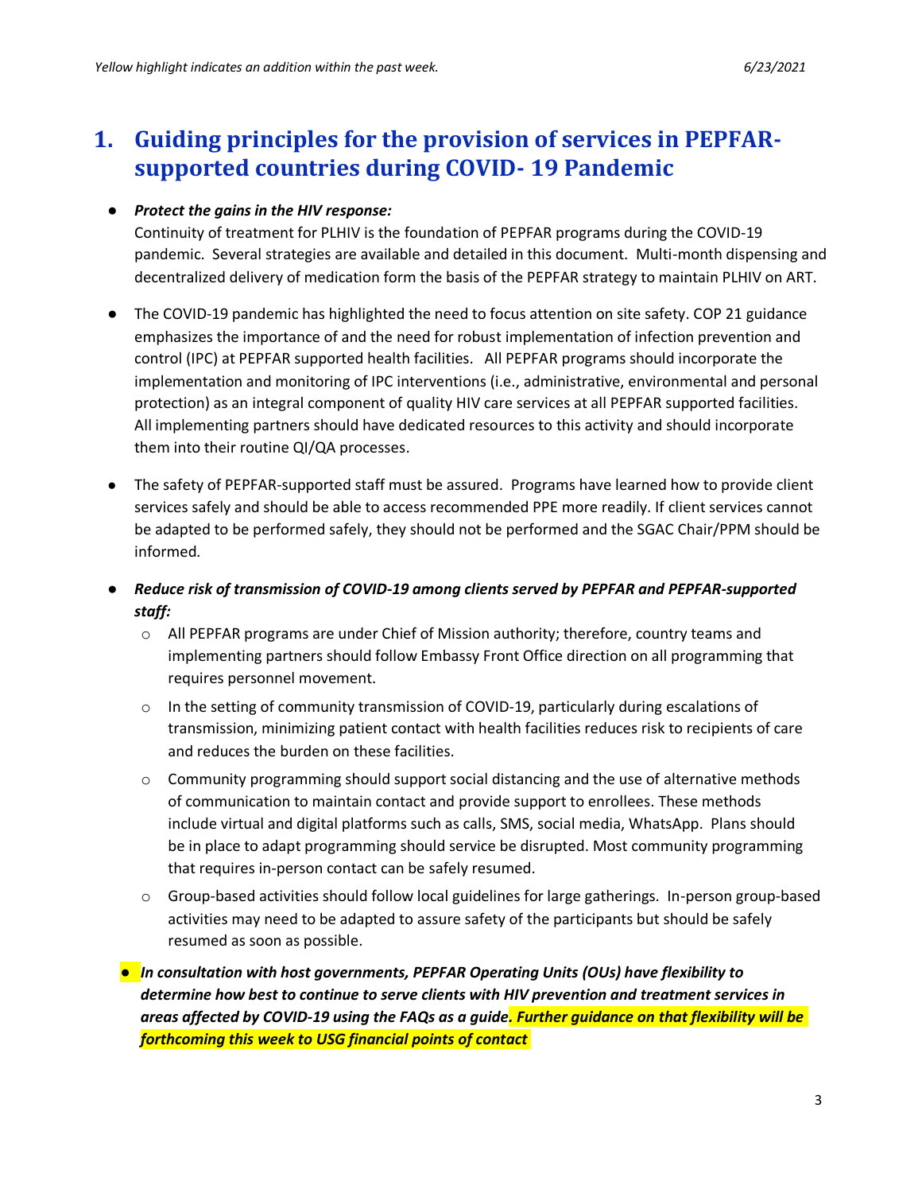# 1. Guiding principles for the provision of services in PEPFAR-supported countries during COVID- 19 Pandemic

- ***Protect the gains in the HIV response:***
  Continuity of treatment for PLHIV is the foundation of PEPFAR programs during the COVID-19 pandemic. Several strategies are available and detailed in this document. Multi-month dispensing and decentralized delivery of medication form the basis of the PEPFAR strategy to maintain PLHIV on ART.

- The COVID-19 pandemic has highlighted the need to focus attention on site safety. COP 21 guidance emphasizes the importance of and the need for robust implementation of infection prevention and control (IPC) at PEPFAR supported health facilities. All PEPFAR programs should incorporate the implementation and monitoring of IPC interventions (i.e., administrative, environmental and personal protection) as an integral component of quality HIV care services at all PEPFAR supported facilities. All implementing partners should have dedicated resources to this activity and should incorporate them into their routine QI/QA processes.

- The safety of PEPFAR-supported staff must be assured. Programs have learned how to provide client services safely and should be able to access recommended PPE more readily. If client services cannot be adapted to be performed safely, they should not be performed and the SGAC Chair/PPM should be informed.

- ***Reduce risk of transmission of COVID-19 among clients served by PEPFAR and PEPFAR-supported staff:***
  - All PEPFAR programs are under Chief of Mission authority; therefore, country teams and implementing partners should follow Embassy Front Office direction on all programming that requires personnel movement.
  - In the setting of community transmission of COVID-19, particularly during escalations of transmission, minimizing patient contact with health facilities reduces risk to recipients of care and reduces the burden on these facilities.
  - Community programming should support social distancing and the use of alternative methods of communication to maintain contact and provide support to enrollees. These methods include virtual and digital platforms such as calls, SMS, social media, WhatsApp. Plans should be in place to adapt programming should service be disrupted. Most community programming that requires in-person contact can be safely resumed.
  - Group-based activities should follow local guidelines for large gatherings. In-person group-based activities may need to be adapted to assure safety of the participants but should be safely resumed as soon as possible.

- ***In consultation with host governments, PEPFAR Operating Units (OUs) have flexibility to determine how best to continue to serve clients with HIV prevention and treatment services in areas affected by COVID-19 using the FAQs as a guide. Further guidance on that flexibility will be forthcoming this week to USG financial points of contact***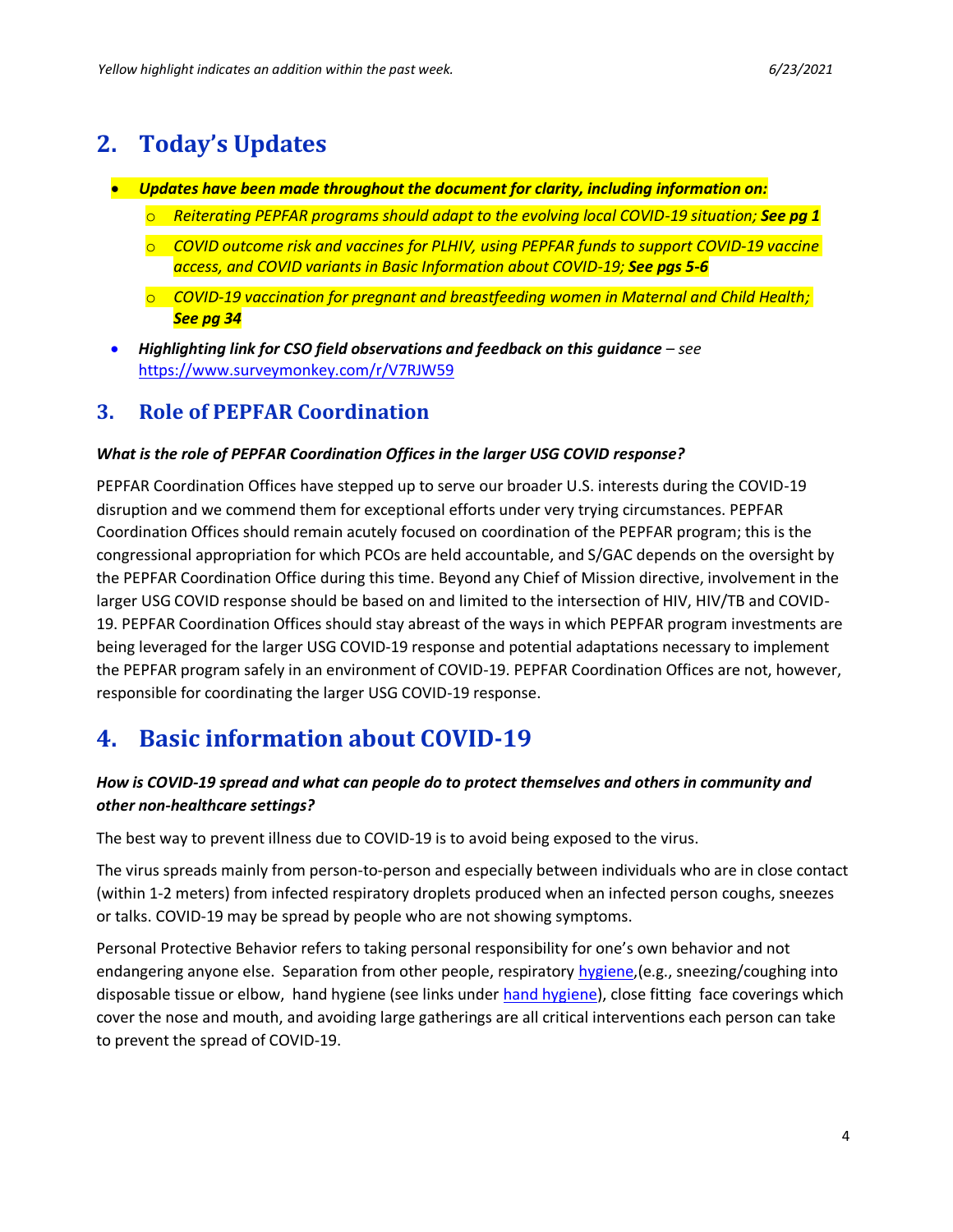## 2. Today's Updates

- ***Updates have been made throughout the document for clarity, including information on:***
  - *Reiterating PEPFAR programs should adapt to the evolving local COVID-19 situation;* ***See pg 1***
  - *COVID outcome risk and vaccines for PLHIV, using PEPFAR funds to support COVID-19 vaccine access, and COVID variants in Basic Information about COVID-19;* ***See pgs 5-6***
  - *COVID-19 vaccination for pregnant and breastfeeding women in Maternal and Child Health;* ***See pg 34***
- ***Highlighting link for CSO field observations and feedback on this guidance*** *– see* https://www.surveymonkey.com/r/V7RJW59

### 3. Role of PEPFAR Coordination

***What is the role of PEPFAR Coordination Offices in the larger USG COVID response?***

PEPFAR Coordination Offices have stepped up to serve our broader U.S. interests during the COVID-19 disruption and we commend them for exceptional efforts under very trying circumstances. PEPFAR Coordination Offices should remain acutely focused on coordination of the PEPFAR program; this is the congressional appropriation for which PCOs are held accountable, and S/GAC depends on the oversight by the PEPFAR Coordination Office during this time. Beyond any Chief of Mission directive, involvement in the larger USG COVID response should be based on and limited to the intersection of HIV, HIV/TB and COVID-19. PEPFAR Coordination Offices should stay abreast of the ways in which PEPFAR program investments are being leveraged for the larger USG COVID-19 response and potential adaptations necessary to implement the PEPFAR program safely in an environment of COVID-19. PEPFAR Coordination Offices are not, however, responsible for coordinating the larger USG COVID-19 response.

## 4. Basic information about COVID-19

***How is COVID-19 spread and what can people do to protect themselves and others in community and other non-healthcare settings?***

The best way to prevent illness due to COVID-19 is to avoid being exposed to the virus.

The virus spreads mainly from person-to-person and especially between individuals who are in close contact (within 1-2 meters) from infected respiratory droplets produced when an infected person coughs, sneezes or talks. COVID-19 may be spread by people who are not showing symptoms.

Personal Protective Behavior refers to taking personal responsibility for one's own behavior and not endangering anyone else. Separation from other people, respiratory hygiene,(e.g., sneezing/coughing into disposable tissue or elbow, hand hygiene (see links under hand hygiene), close fitting face coverings which cover the nose and mouth, and avoiding large gatherings are all critical interventions each person can take to prevent the spread of COVID-19.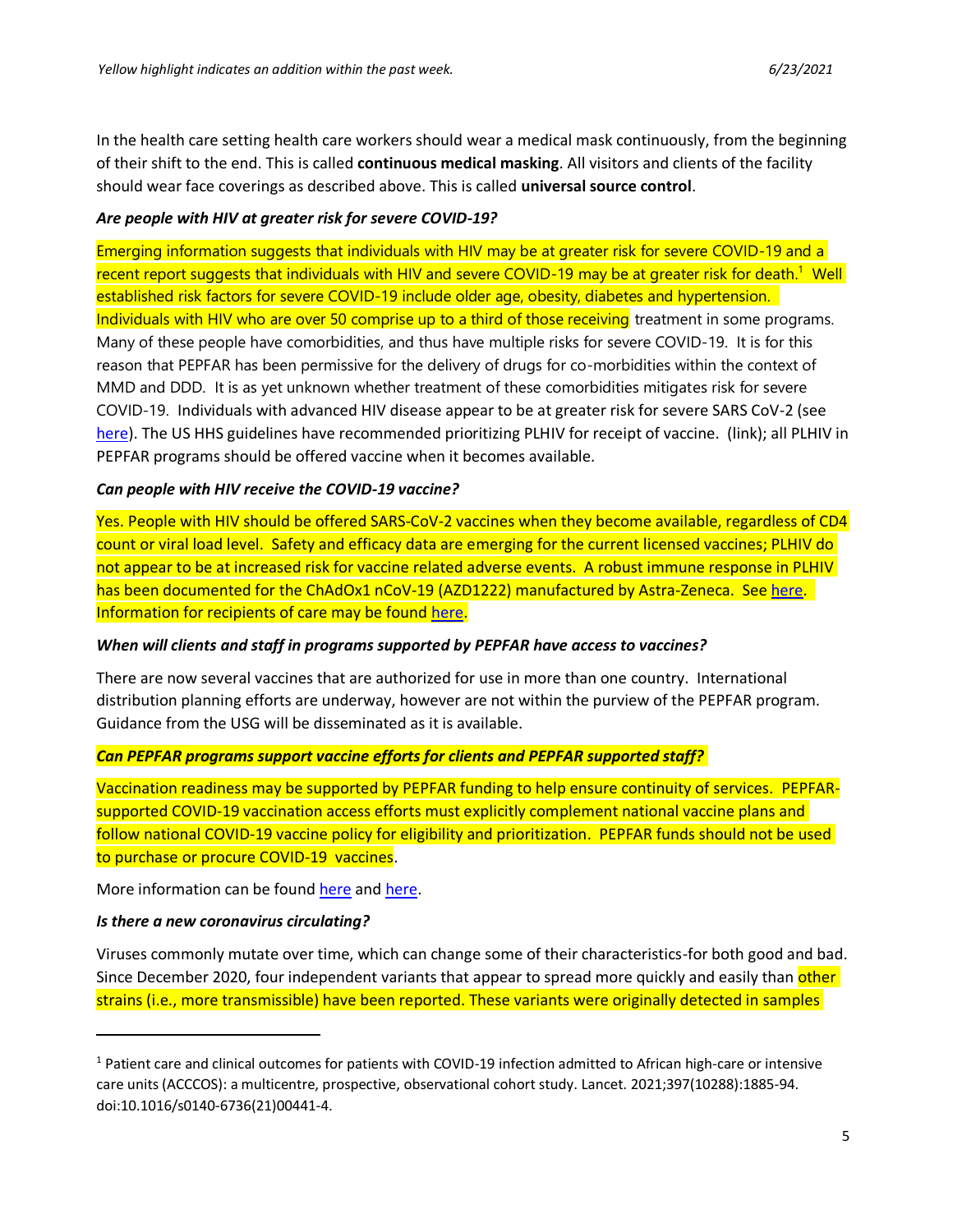In the health care setting health care workers should wear a medical mask continuously, from the beginning of their shift to the end. This is called **continuous medical masking**. All visitors and clients of the facility should wear face coverings as described above. This is called **universal source control**.

***Are people with HIV at greater risk for severe COVID-19?***

Emerging information suggests that individuals with HIV may be at greater risk for severe COVID-19 and a recent report suggests that individuals with HIV and severe COVID-19 may be at greater risk for death.[1] Well established risk factors for severe COVID-19 include older age, obesity, diabetes and hypertension. Individuals with HIV who are over 50 comprise up to a third of those receiving treatment in some programs. Many of these people have comorbidities, and thus have multiple risks for severe COVID-19. It is for this reason that PEPFAR has been permissive for the delivery of drugs for co-morbidities within the context of MMD and DDD. It is as yet unknown whether treatment of these comorbidities mitigates risk for severe COVID-19. Individuals with advanced HIV disease appear to be at greater risk for severe SARS CoV-2 (see here). The US HHS guidelines have recommended prioritizing PLHIV for receipt of vaccine. (link); all PLHIV in PEPFAR programs should be offered vaccine when it becomes available.

***Can people with HIV receive the COVID-19 vaccine?***

Yes. People with HIV should be offered SARS-CoV-2 vaccines when they become available, regardless of CD4 count or viral load level. Safety and efficacy data are emerging for the current licensed vaccines; PLHIV do not appear to be at increased risk for vaccine related adverse events. A robust immune response in PLHIV has been documented for the ChAdOx1 nCoV-19 (AZD1222) manufactured by Astra-Zeneca. See here. Information for recipients of care may be found here.

***When will clients and staff in programs supported by PEPFAR have access to vaccines?***

There are now several vaccines that are authorized for use in more than one country. International distribution planning efforts are underway, however are not within the purview of the PEPFAR program. Guidance from the USG will be disseminated as it is available.

***Can PEPFAR programs support vaccine efforts for clients and PEPFAR supported staff?***

Vaccination readiness may be supported by PEPFAR funding to help ensure continuity of services. PEPFAR-supported COVID-19 vaccination access efforts must explicitly complement national vaccine plans and follow national COVID-19 vaccine policy for eligibility and prioritization. PEPFAR funds should not be used to purchase or procure COVID-19 vaccines.

More information can be found here and here.

***Is there a new coronavirus circulating?***

Viruses commonly mutate over time, which can change some of their characteristics-for both good and bad. Since December 2020, four independent variants that appear to spread more quickly and easily than other strains (i.e., more transmissible) have been reported. These variants were originally detected in samples

---

[1] Patient care and clinical outcomes for patients with COVID-19 infection admitted to African high-care or intensive care units (ACCCOS): a multicentre, prospective, observational cohort study. Lancet. 2021;397(10288):1885-94. doi:10.1016/s0140-6736(21)00441-4.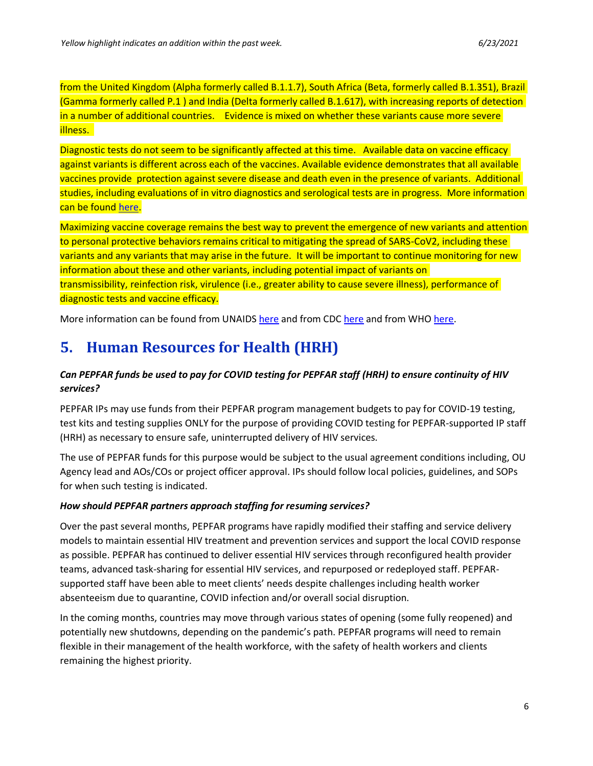from the United Kingdom (Alpha formerly called B.1.1.7), South Africa (Beta, formerly called B.1.351), Brazil (Gamma formerly called P.1 ) and India (Delta formerly called B.1.617), with increasing reports of detection in a number of additional countries. Evidence is mixed on whether these variants cause more severe illness.

Diagnostic tests do not seem to be significantly affected at this time. Available data on vaccine efficacy against variants is different across each of the vaccines. Available evidence demonstrates that all available vaccines provide protection against severe disease and death even in the presence of variants. Additional studies, including evaluations of in vitro diagnostics and serological tests are in progress. More information can be found here.

Maximizing vaccine coverage remains the best way to prevent the emergence of new variants and attention to personal protective behaviors remains critical to mitigating the spread of SARS-CoV2, including these variants and any variants that may arise in the future. It will be important to continue monitoring for new information about these and other variants, including potential impact of variants on transmissibility, reinfection risk, virulence (i.e., greater ability to cause severe illness), performance of diagnostic tests and vaccine efficacy.

More information can be found from UNAIDS here and from CDC here and from WHO here.

# 5. Human Resources for Health (HRH)

***Can PEPFAR funds be used to pay for COVID testing for PEPFAR staff (HRH) to ensure continuity of HIV services?***

PEPFAR IPs may use funds from their PEPFAR program management budgets to pay for COVID-19 testing, test kits and testing supplies ONLY for the purpose of providing COVID testing for PEPFAR-supported IP staff (HRH) as necessary to ensure safe, uninterrupted delivery of HIV services.

The use of PEPFAR funds for this purpose would be subject to the usual agreement conditions including, OU Agency lead and AOs/COs or project officer approval. IPs should follow local policies, guidelines, and SOPs for when such testing is indicated.

***How should PEPFAR partners approach staffing for resuming services?***

Over the past several months, PEPFAR programs have rapidly modified their staffing and service delivery models to maintain essential HIV treatment and prevention services and support the local COVID response as possible. PEPFAR has continued to deliver essential HIV services through reconfigured health provider teams, advanced task-sharing for essential HIV services, and repurposed or redeployed staff. PEPFAR-supported staff have been able to meet clients' needs despite challenges including health worker absenteeism due to quarantine, COVID infection and/or overall social disruption.

In the coming months, countries may move through various states of opening (some fully reopened) and potentially new shutdowns, depending on the pandemic's path. PEPFAR programs will need to remain flexible in their management of the health workforce, with the safety of health workers and clients remaining the highest priority.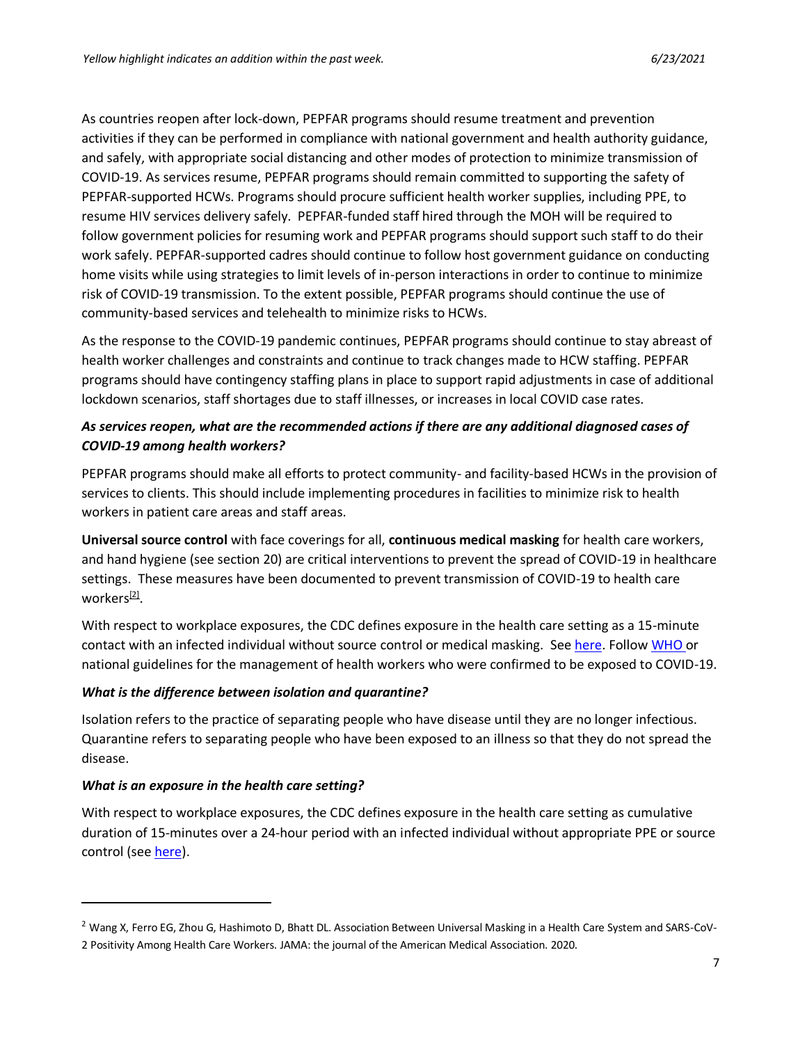As countries reopen after lock-down, PEPFAR programs should resume treatment and prevention activities if they can be performed in compliance with national government and health authority guidance, and safely, with appropriate social distancing and other modes of protection to minimize transmission of COVID-19. As services resume, PEPFAR programs should remain committed to supporting the safety of PEPFAR-supported HCWs. Programs should procure sufficient health worker supplies, including PPE, to resume HIV services delivery safely. PEPFAR-funded staff hired through the MOH will be required to follow government policies for resuming work and PEPFAR programs should support such staff to do their work safely. PEPFAR-supported cadres should continue to follow host government guidance on conducting home visits while using strategies to limit levels of in-person interactions in order to continue to minimize risk of COVID-19 transmission. To the extent possible, PEPFAR programs should continue the use of community-based services and telehealth to minimize risks to HCWs.

As the response to the COVID-19 pandemic continues, PEPFAR programs should continue to stay abreast of health worker challenges and constraints and continue to track changes made to HCW staffing. PEPFAR programs should have contingency staffing plans in place to support rapid adjustments in case of additional lockdown scenarios, staff shortages due to staff illnesses, or increases in local COVID case rates.

***As services reopen, what are the recommended actions if there are any additional diagnosed cases of COVID-19 among health workers?***

PEPFAR programs should make all efforts to protect community- and facility-based HCWs in the provision of services to clients. This should include implementing procedures in facilities to minimize risk to health workers in patient care areas and staff areas.

**Universal source control** with face coverings for all, **continuous medical masking** for health care workers, and hand hygiene (see section 20) are critical interventions to prevent the spread of COVID-19 in healthcare settings. These measures have been documented to prevent transmission of COVID-19 to health care workers[2].

With respect to workplace exposures, the CDC defines exposure in the health care setting as a 15-minute contact with an infected individual without source control or medical masking. See here. Follow WHO or national guidelines for the management of health workers who were confirmed to be exposed to COVID-19.

***What is the difference between isolation and quarantine?***

Isolation refers to the practice of separating people who have disease until they are no longer infectious. Quarantine refers to separating people who have been exposed to an illness so that they do not spread the disease.

***What is an exposure in the health care setting?***

With respect to workplace exposures, the CDC defines exposure in the health care setting as cumulative duration of 15-minutes over a 24-hour period with an infected individual without appropriate PPE or source control (see here).

---

[2] Wang X, Ferro EG, Zhou G, Hashimoto D, Bhatt DL. Association Between Universal Masking in a Health Care System and SARS-CoV-2 Positivity Among Health Care Workers. JAMA: the journal of the American Medical Association. 2020.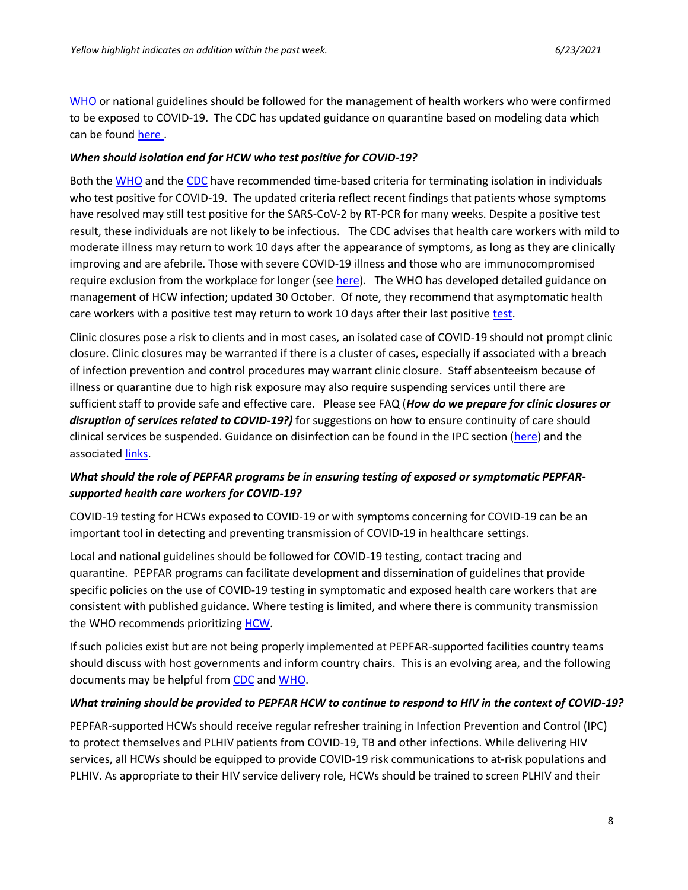WHO or national guidelines should be followed for the management of health workers who were confirmed to be exposed to COVID-19. The CDC has updated guidance on quarantine based on modeling data which can be found here .

***When should isolation end for HCW who test positive for COVID-19?***

Both the WHO and the CDC have recommended time-based criteria for terminating isolation in individuals who test positive for COVID-19. The updated criteria reflect recent findings that patients whose symptoms have resolved may still test positive for the SARS-CoV-2 by RT-PCR for many weeks. Despite a positive test result, these individuals are not likely to be infectious. The CDC advises that health care workers with mild to moderate illness may return to work 10 days after the appearance of symptoms, as long as they are clinically improving and are afebrile. Those with severe COVID-19 illness and those who are immunocompromised require exclusion from the workplace for longer (see here). The WHO has developed detailed guidance on management of HCW infection; updated 30 October. Of note, they recommend that asymptomatic health care workers with a positive test may return to work 10 days after their last positive test.

Clinic closures pose a risk to clients and in most cases, an isolated case of COVID-19 should not prompt clinic closure. Clinic closures may be warranted if there is a cluster of cases, especially if associated with a breach of infection prevention and control procedures may warrant clinic closure. Staff absenteeism because of illness or quarantine due to high risk exposure may also require suspending services until there are sufficient staff to provide safe and effective care. Please see FAQ (***How do we prepare for clinic closures or disruption of services related to COVID-19?)*** for suggestions on how to ensure continuity of care should clinical services be suspended. Guidance on disinfection can be found in the IPC section (here) and the associated links.

***What should the role of PEPFAR programs be in ensuring testing of exposed or symptomatic PEPFAR-supported health care workers for COVID-19?***

COVID-19 testing for HCWs exposed to COVID-19 or with symptoms concerning for COVID-19 can be an important tool in detecting and preventing transmission of COVID-19 in healthcare settings.

Local and national guidelines should be followed for COVID-19 testing, contact tracing and quarantine. PEPFAR programs can facilitate development and dissemination of guidelines that provide specific policies on the use of COVID-19 testing in symptomatic and exposed health care workers that are consistent with published guidance. Where testing is limited, and where there is community transmission the WHO recommends prioritizing HCW.

If such policies exist but are not being properly implemented at PEPFAR-supported facilities country teams should discuss with host governments and inform country chairs. This is an evolving area, and the following documents may be helpful from CDC and WHO.

***What training should be provided to PEPFAR HCW to continue to respond to HIV in the context of COVID-19?***

PEPFAR-supported HCWs should receive regular refresher training in Infection Prevention and Control (IPC) to protect themselves and PLHIV patients from COVID-19, TB and other infections. While delivering HIV services, all HCWs should be equipped to provide COVID-19 risk communications to at-risk populations and PLHIV. As appropriate to their HIV service delivery role, HCWs should be trained to screen PLHIV and their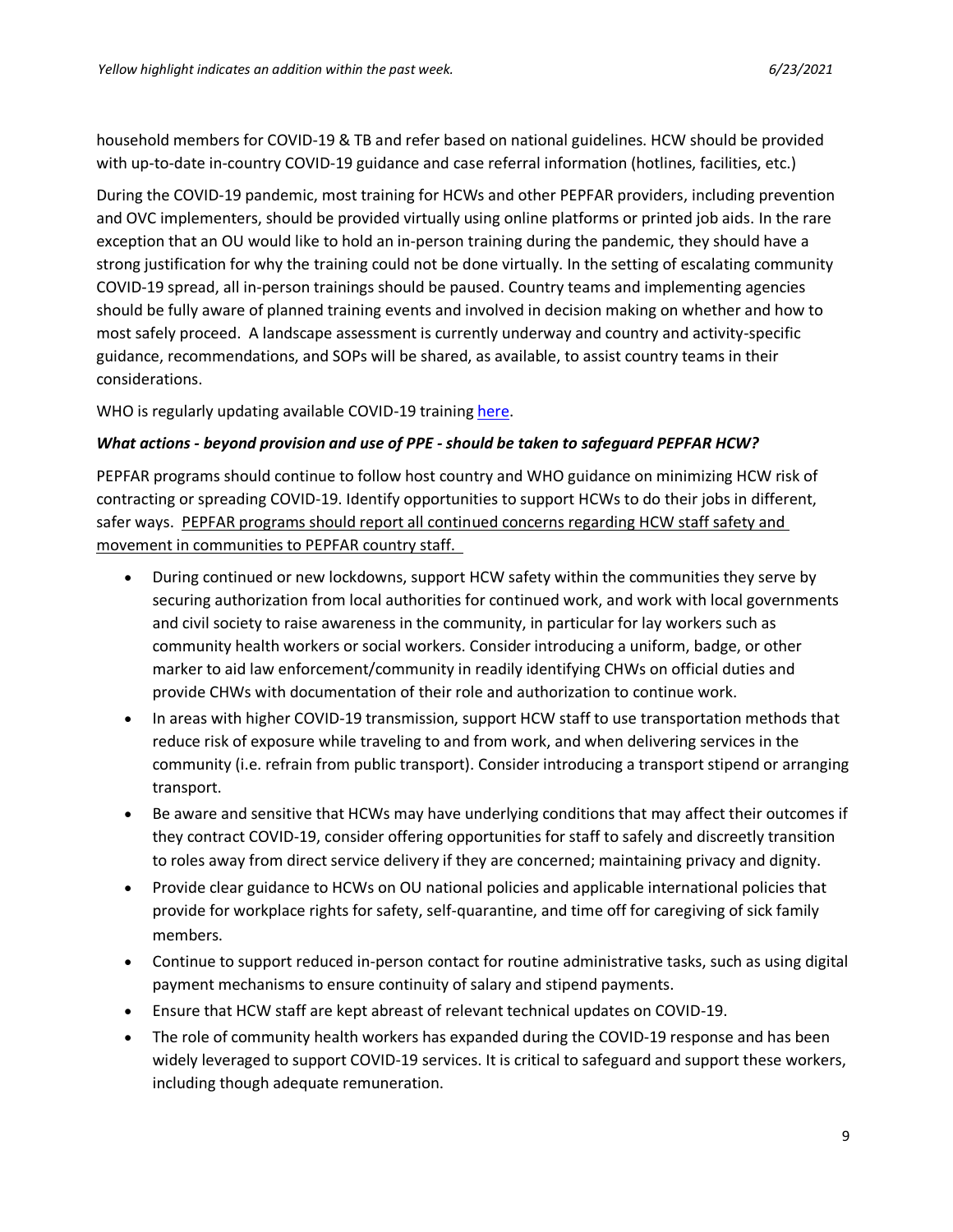household members for COVID-19 & TB and refer based on national guidelines. HCW should be provided with up-to-date in-country COVID-19 guidance and case referral information (hotlines, facilities, etc.)

During the COVID-19 pandemic, most training for HCWs and other PEPFAR providers, including prevention and OVC implementers, should be provided virtually using online platforms or printed job aids. In the rare exception that an OU would like to hold an in-person training during the pandemic, they should have a strong justification for why the training could not be done virtually. In the setting of escalating community COVID-19 spread, all in-person trainings should be paused. Country teams and implementing agencies should be fully aware of planned training events and involved in decision making on whether and how to most safely proceed. A landscape assessment is currently underway and country and activity-specific guidance, recommendations, and SOPs will be shared, as available, to assist country teams in their considerations.

WHO is regularly updating available COVID-19 training here.

***What actions - beyond provision and use of PPE - should be taken to safeguard PEPFAR HCW?***

PEPFAR programs should continue to follow host country and WHO guidance on minimizing HCW risk of contracting or spreading COVID-19. Identify opportunities to support HCWs to do their jobs in different, safer ways. PEPFAR programs should report all continued concerns regarding HCW staff safety and movement in communities to PEPFAR country staff.

- During continued or new lockdowns, support HCW safety within the communities they serve by securing authorization from local authorities for continued work, and work with local governments and civil society to raise awareness in the community, in particular for lay workers such as community health workers or social workers. Consider introducing a uniform, badge, or other marker to aid law enforcement/community in readily identifying CHWs on official duties and provide CHWs with documentation of their role and authorization to continue work.
- In areas with higher COVID-19 transmission, support HCW staff to use transportation methods that reduce risk of exposure while traveling to and from work, and when delivering services in the community (i.e. refrain from public transport). Consider introducing a transport stipend or arranging transport.
- Be aware and sensitive that HCWs may have underlying conditions that may affect their outcomes if they contract COVID-19, consider offering opportunities for staff to safely and discreetly transition to roles away from direct service delivery if they are concerned; maintaining privacy and dignity.
- Provide clear guidance to HCWs on OU national policies and applicable international policies that provide for workplace rights for safety, self-quarantine, and time off for caregiving of sick family members.
- Continue to support reduced in-person contact for routine administrative tasks, such as using digital payment mechanisms to ensure continuity of salary and stipend payments.
- Ensure that HCW staff are kept abreast of relevant technical updates on COVID-19.
- The role of community health workers has expanded during the COVID-19 response and has been widely leveraged to support COVID-19 services. It is critical to safeguard and support these workers, including though adequate remuneration.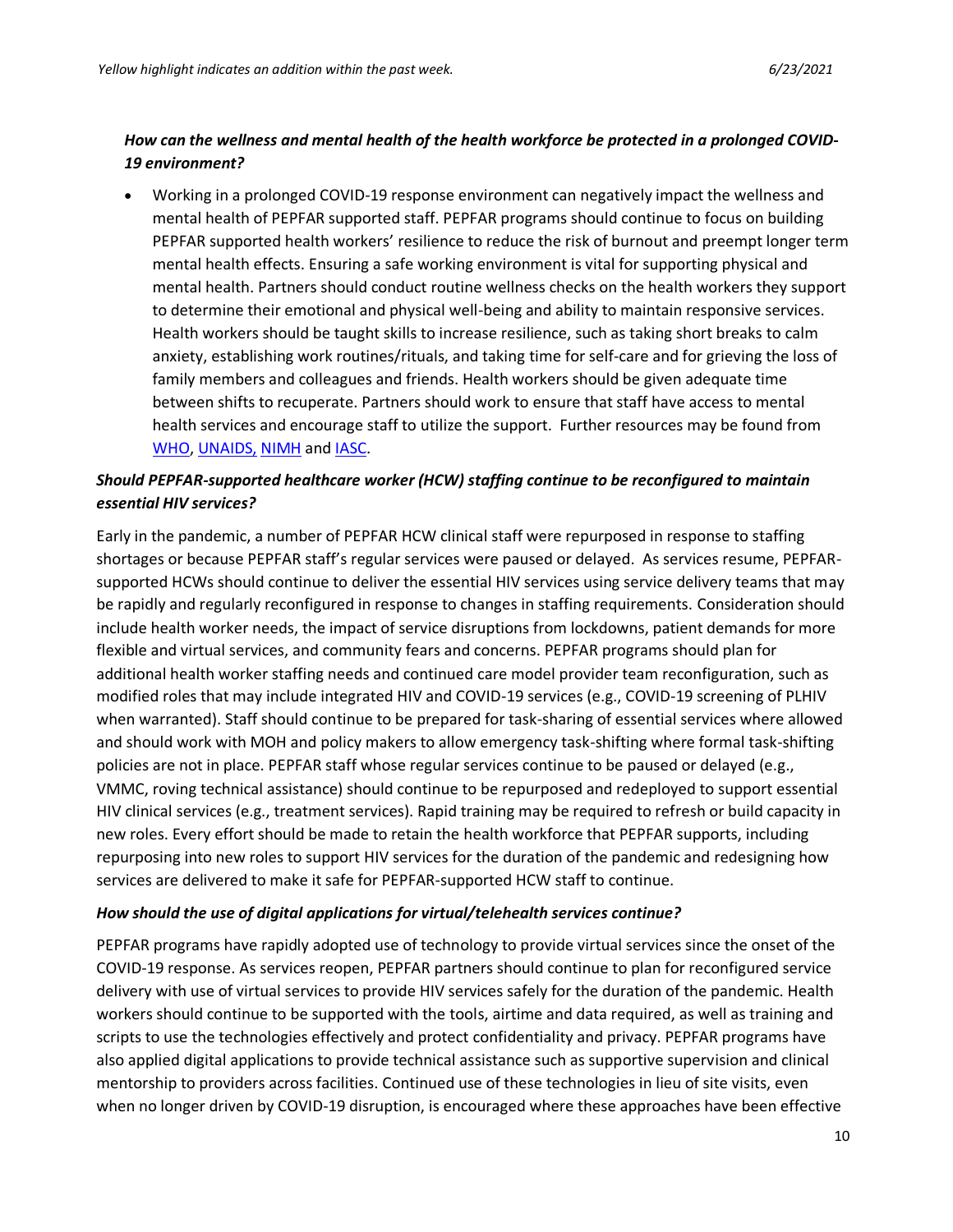***How can the wellness and mental health of the health workforce be protected in a prolonged COVID-19 environment?***

- Working in a prolonged COVID-19 response environment can negatively impact the wellness and mental health of PEPFAR supported staff. PEPFAR programs should continue to focus on building PEPFAR supported health workers' resilience to reduce the risk of burnout and preempt longer term mental health effects. Ensuring a safe working environment is vital for supporting physical and mental health. Partners should conduct routine wellness checks on the health workers they support to determine their emotional and physical well-being and ability to maintain responsive services. Health workers should be taught skills to increase resilience, such as taking short breaks to calm anxiety, establishing work routines/rituals, and taking time for self-care and for grieving the loss of family members and colleagues and friends. Health workers should be given adequate time between shifts to recuperate. Partners should work to ensure that staff have access to mental health services and encourage staff to utilize the support. Further resources may be found from WHO, UNAIDS, NIMH and IASC.

***Should PEPFAR-supported healthcare worker (HCW) staffing continue to be reconfigured to maintain essential HIV services?***

Early in the pandemic, a number of PEPFAR HCW clinical staff were repurposed in response to staffing shortages or because PEPFAR staff's regular services were paused or delayed. As services resume, PEPFAR-supported HCWs should continue to deliver the essential HIV services using service delivery teams that may be rapidly and regularly reconfigured in response to changes in staffing requirements. Consideration should include health worker needs, the impact of service disruptions from lockdowns, patient demands for more flexible and virtual services, and community fears and concerns. PEPFAR programs should plan for additional health worker staffing needs and continued care model provider team reconfiguration, such as modified roles that may include integrated HIV and COVID-19 services (e.g., COVID-19 screening of PLHIV when warranted). Staff should continue to be prepared for task-sharing of essential services where allowed and should work with MOH and policy makers to allow emergency task-shifting where formal task-shifting policies are not in place. PEPFAR staff whose regular services continue to be paused or delayed (e.g., VMMC, roving technical assistance) should continue to be repurposed and redeployed to support essential HIV clinical services (e.g., treatment services). Rapid training may be required to refresh or build capacity in new roles. Every effort should be made to retain the health workforce that PEPFAR supports, including repurposing into new roles to support HIV services for the duration of the pandemic and redesigning how services are delivered to make it safe for PEPFAR-supported HCW staff to continue.

***How should the use of digital applications for virtual/telehealth services continue?***

PEPFAR programs have rapidly adopted use of technology to provide virtual services since the onset of the COVID-19 response. As services reopen, PEPFAR partners should continue to plan for reconfigured service delivery with use of virtual services to provide HIV services safely for the duration of the pandemic. Health workers should continue to be supported with the tools, airtime and data required, as well as training and scripts to use the technologies effectively and protect confidentiality and privacy. PEPFAR programs have also applied digital applications to provide technical assistance such as supportive supervision and clinical mentorship to providers across facilities. Continued use of these technologies in lieu of site visits, even when no longer driven by COVID-19 disruption, is encouraged where these approaches have been effective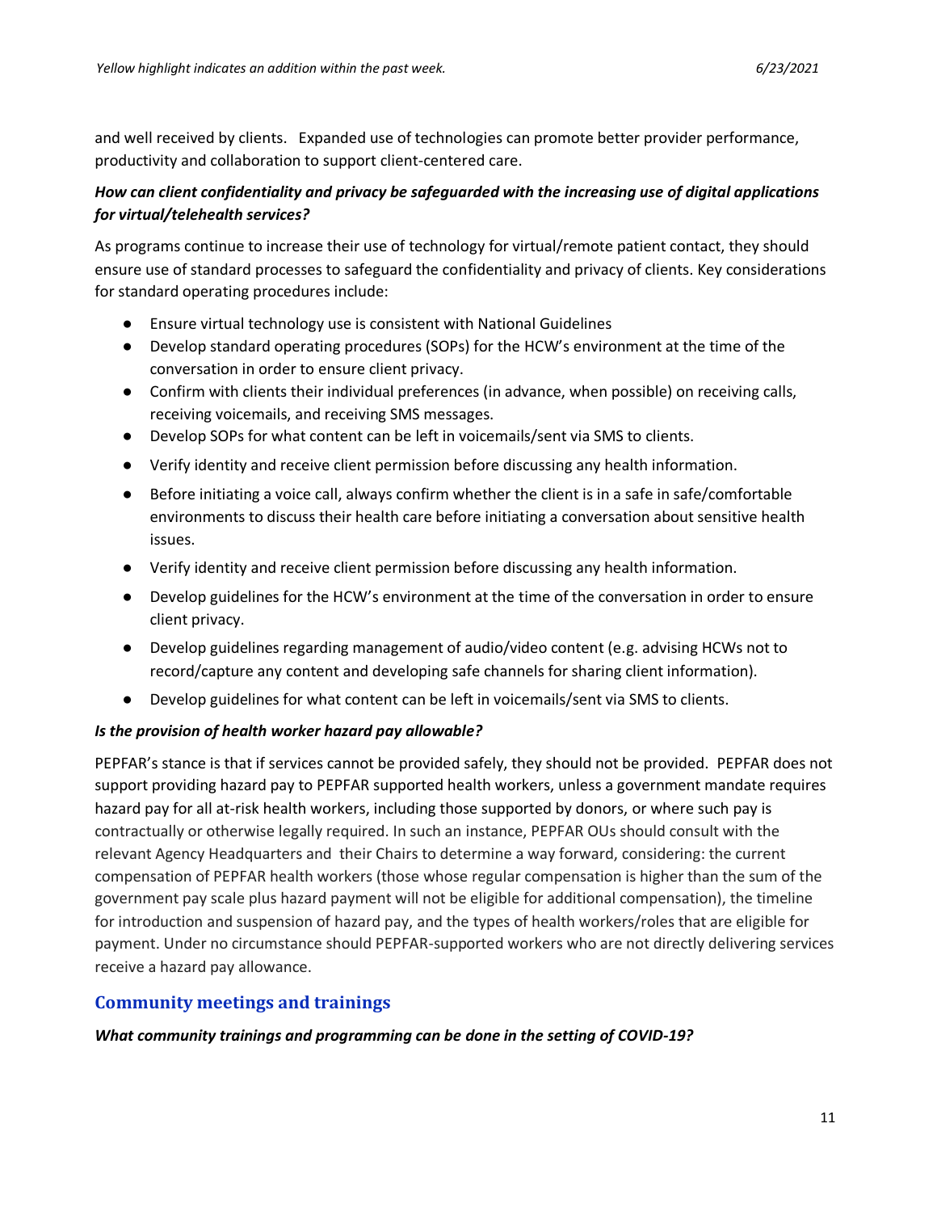and well received by clients.   Expanded use of technologies can promote better provider performance, productivity and collaboration to support client-centered care.

***How can client confidentiality and privacy be safeguarded with the increasing use of digital applications for virtual/telehealth services?***

As programs continue to increase their use of technology for virtual/remote patient contact, they should ensure use of standard processes to safeguard the confidentiality and privacy of clients. Key considerations for standard operating procedures include:

- Ensure virtual technology use is consistent with National Guidelines
- Develop standard operating procedures (SOPs) for the HCW's environment at the time of the conversation in order to ensure client privacy.
- Confirm with clients their individual preferences (in advance, when possible) on receiving calls, receiving voicemails, and receiving SMS messages.
- Develop SOPs for what content can be left in voicemails/sent via SMS to clients.
- Verify identity and receive client permission before discussing any health information.
- Before initiating a voice call, always confirm whether the client is in a safe in safe/comfortable environments to discuss their health care before initiating a conversation about sensitive health issues.
- Verify identity and receive client permission before discussing any health information.
- Develop guidelines for the HCW's environment at the time of the conversation in order to ensure client privacy.
- Develop guidelines regarding management of audio/video content (e.g. advising HCWs not to record/capture any content and developing safe channels for sharing client information).
- Develop guidelines for what content can be left in voicemails/sent via SMS to clients.

***Is the provision of health worker hazard pay allowable?***

PEPFAR's stance is that if services cannot be provided safely, they should not be provided.  PEPFAR does not support providing hazard pay to PEPFAR supported health workers, unless a government mandate requires hazard pay for all at-risk health workers, including those supported by donors, or where such pay is contractually or otherwise legally required. In such an instance, PEPFAR OUs should consult with the relevant Agency Headquarters and  their Chairs to determine a way forward, considering: the current compensation of PEPFAR health workers (those whose regular compensation is higher than the sum of the government pay scale plus hazard payment will not be eligible for additional compensation), the timeline for introduction and suspension of hazard pay, and the types of health workers/roles that are eligible for payment. Under no circumstance should PEPFAR-supported workers who are not directly delivering services receive a hazard pay allowance.

## Community meetings and trainings

***What community trainings and programming can be done in the setting of COVID-19?***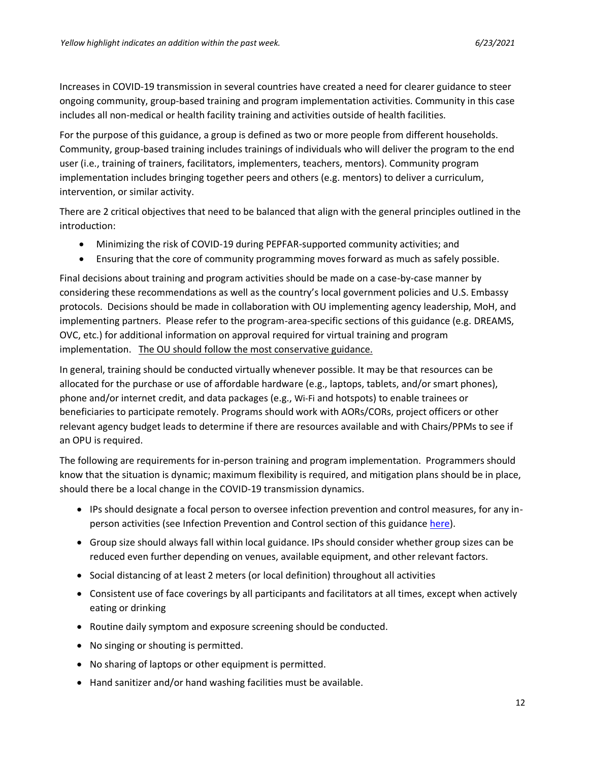Increases in COVID-19 transmission in several countries have created a need for clearer guidance to steer ongoing community, group-based training and program implementation activities. Community in this case includes all non-medical or health facility training and activities outside of health facilities.

For the purpose of this guidance, a group is defined as two or more people from different households. Community, group-based training includes trainings of individuals who will deliver the program to the end user (i.e., training of trainers, facilitators, implementers, teachers, mentors). Community program implementation includes bringing together peers and others (e.g. mentors) to deliver a curriculum, intervention, or similar activity.

There are 2 critical objectives that need to be balanced that align with the general principles outlined in the introduction:

- Minimizing the risk of COVID-19 during PEPFAR-supported community activities; and
- Ensuring that the core of community programming moves forward as much as safely possible.

Final decisions about training and program activities should be made on a case-by-case manner by considering these recommendations as well as the country's local government policies and U.S. Embassy protocols. Decisions should be made in collaboration with OU implementing agency leadership, MoH, and implementing partners. Please refer to the program-area-specific sections of this guidance (e.g. DREAMS, OVC, etc.) for additional information on approval required for virtual training and program implementation. <u>The OU should follow the most conservative guidance.</u>

In general, training should be conducted virtually whenever possible. It may be that resources can be allocated for the purchase or use of affordable hardware (e.g., laptops, tablets, and/or smart phones), phone and/or internet credit, and data packages (e.g., Wi-Fi and hotspots) to enable trainees or beneficiaries to participate remotely. Programs should work with AORs/CORs, project officers or other relevant agency budget leads to determine if there are resources available and with Chairs/PPMs to see if an OPU is required.

The following are requirements for in-person training and program implementation. Programmers should know that the situation is dynamic; maximum flexibility is required, and mitigation plans should be in place, should there be a local change in the COVID-19 transmission dynamics.

- IPs should designate a focal person to oversee infection prevention and control measures, for any in-person activities (see Infection Prevention and Control section of this guidance [here]).
- Group size should always fall within local guidance. IPs should consider whether group sizes can be reduced even further depending on venues, available equipment, and other relevant factors.
- Social distancing of at least 2 meters (or local definition) throughout all activities
- Consistent use of face coverings by all participants and facilitators at all times, except when actively eating or drinking
- Routine daily symptom and exposure screening should be conducted.
- No singing or shouting is permitted.
- No sharing of laptops or other equipment is permitted.
- Hand sanitizer and/or hand washing facilities must be available.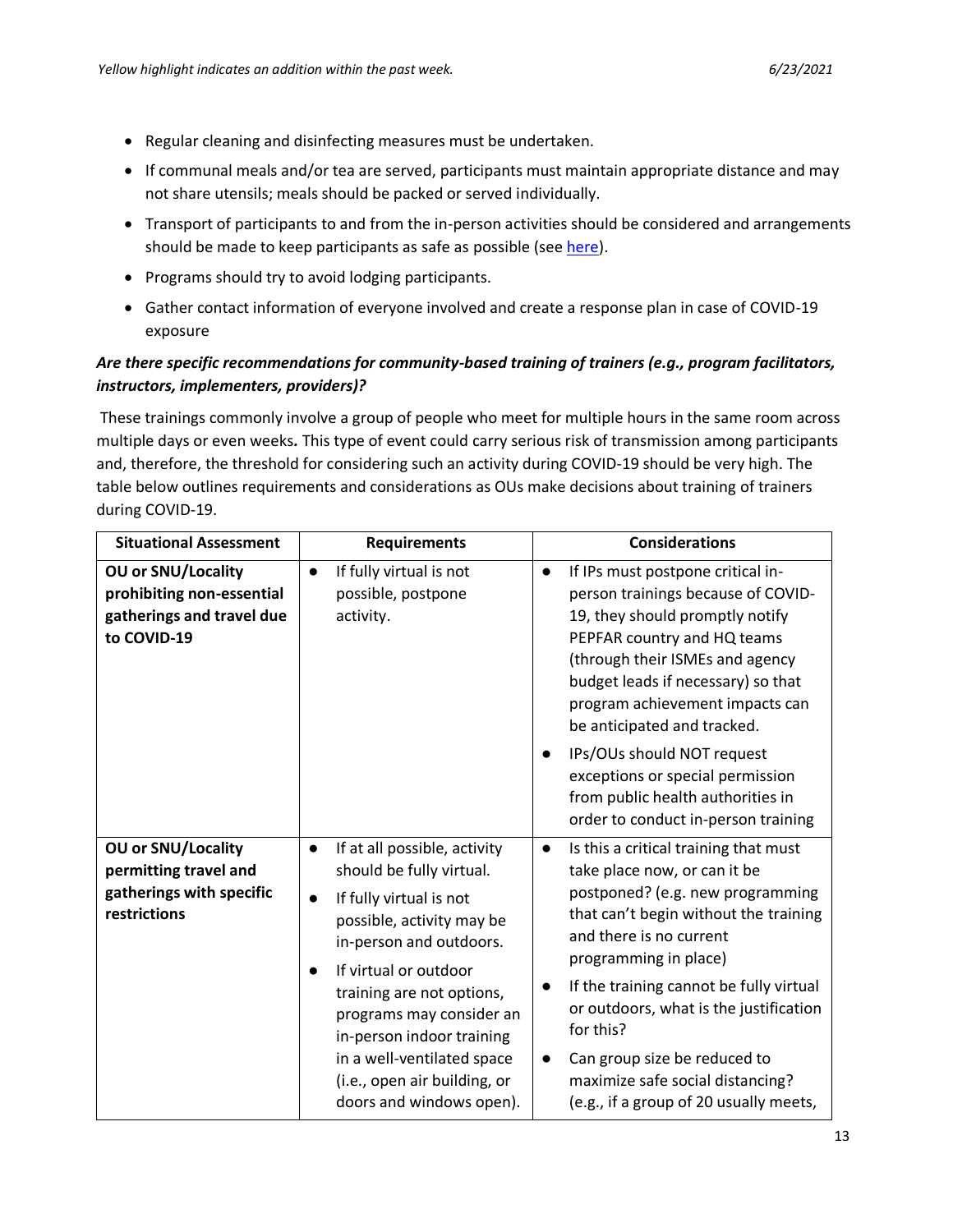- Regular cleaning and disinfecting measures must be undertaken.
- If communal meals and/or tea are served, participants must maintain appropriate distance and may not share utensils; meals should be packed or served individually.
- Transport of participants to and from the in-person activities should be considered and arrangements should be made to keep participants as safe as possible (see [here]()).
- Programs should try to avoid lodging participants.
- Gather contact information of everyone involved and create a response plan in case of COVID-19 exposure

***Are there specific recommendations for community-based training of trainers (e.g., program facilitators, instructors, implementers, providers)?***

These trainings commonly involve a group of people who meet for multiple hours in the same room across multiple days or even weeks. This type of event could carry serious risk of transmission among participants and, therefore, the threshold for considering such an activity during COVID-19 should be very high. The table below outlines requirements and considerations as OUs make decisions about training of trainers during COVID-19.

| Situational Assessment | Requirements | Considerations |
| --- | --- | --- |
| **OU or SNU/Locality prohibiting non-essential gatherings and travel due to COVID-19** | • If fully virtual is not possible, postpone activity. | • If IPs must postpone critical in-person trainings because of COVID-19, they should promptly notify PEPFAR country and HQ teams (through their ISMEs and agency budget leads if necessary) so that program achievement impacts can be anticipated and tracked.<br>• IPs/OUs should NOT request exceptions or special permission from public health authorities in order to conduct in-person training |
| **OU or SNU/Locality permitting travel and gatherings with specific restrictions** | • If at all possible, activity should be fully virtual.<br>• If fully virtual is not possible, activity may be in-person and outdoors.<br>• If virtual or outdoor training are not options, programs may consider an in-person indoor training in a well-ventilated space (i.e., open air building, or doors and windows open). | • Is this a critical training that must take place now, or can it be postponed? (e.g. new programming that can't begin without the training and there is no current programming in place)<br>• If the training cannot be fully virtual or outdoors, what is the justification for this?<br>• Can group size be reduced to maximize safe social distancing? (e.g., if a group of 20 usually meets, |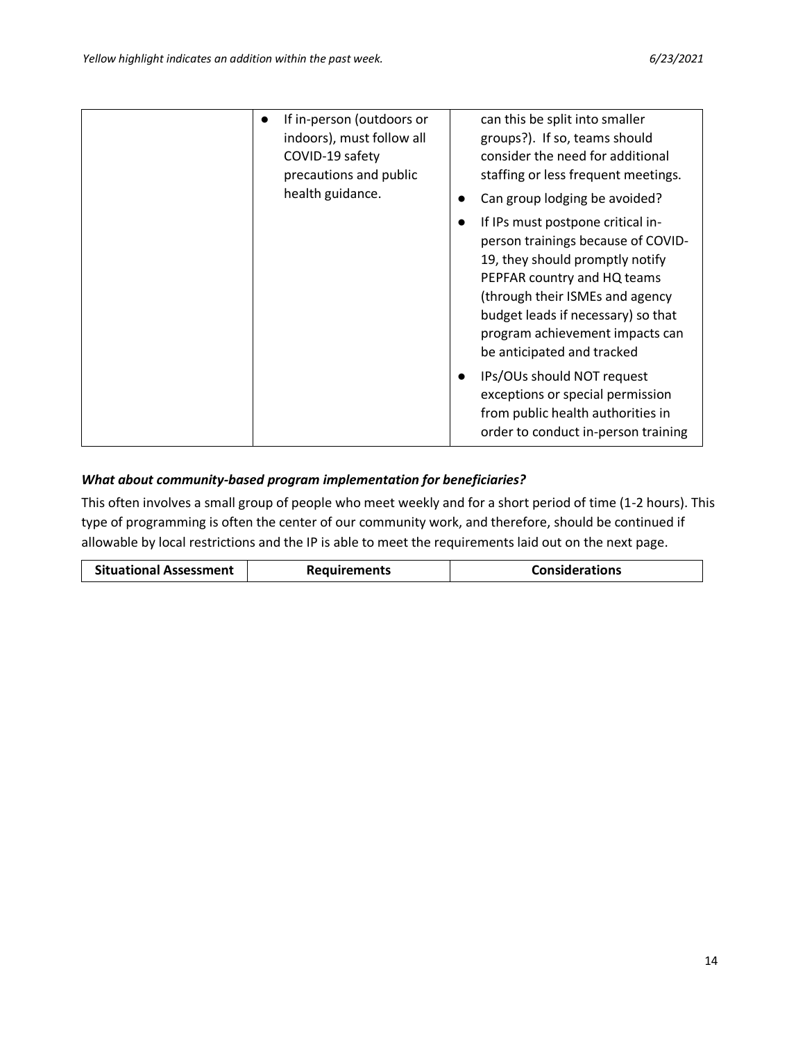| | | |
|---|---|---|
| | • If in-person (outdoors or indoors), must follow all COVID-19 safety precautions and public health guidance. | can this be split into smaller groups?). If so, teams should consider the need for additional staffing or less frequent meetings.<br>• Can group lodging be avoided?<br>• If IPs must postpone critical in-person trainings because of COVID-19, they should promptly notify PEPFAR country and HQ teams (through their ISMEs and agency budget leads if necessary) so that program achievement impacts can be anticipated and tracked<br>• IPs/OUs should NOT request exceptions or special permission from public health authorities in order to conduct in-person training |

### *What about community-based program implementation for beneficiaries?*

This often involves a small group of people who meet weekly and for a short period of time (1-2 hours). This type of programming is often the center of our community work, and therefore, should be continued if allowable by local restrictions and the IP is able to meet the requirements laid out on the next page.

| Situational Assessment | Requirements | Considerations |
|---|---|---|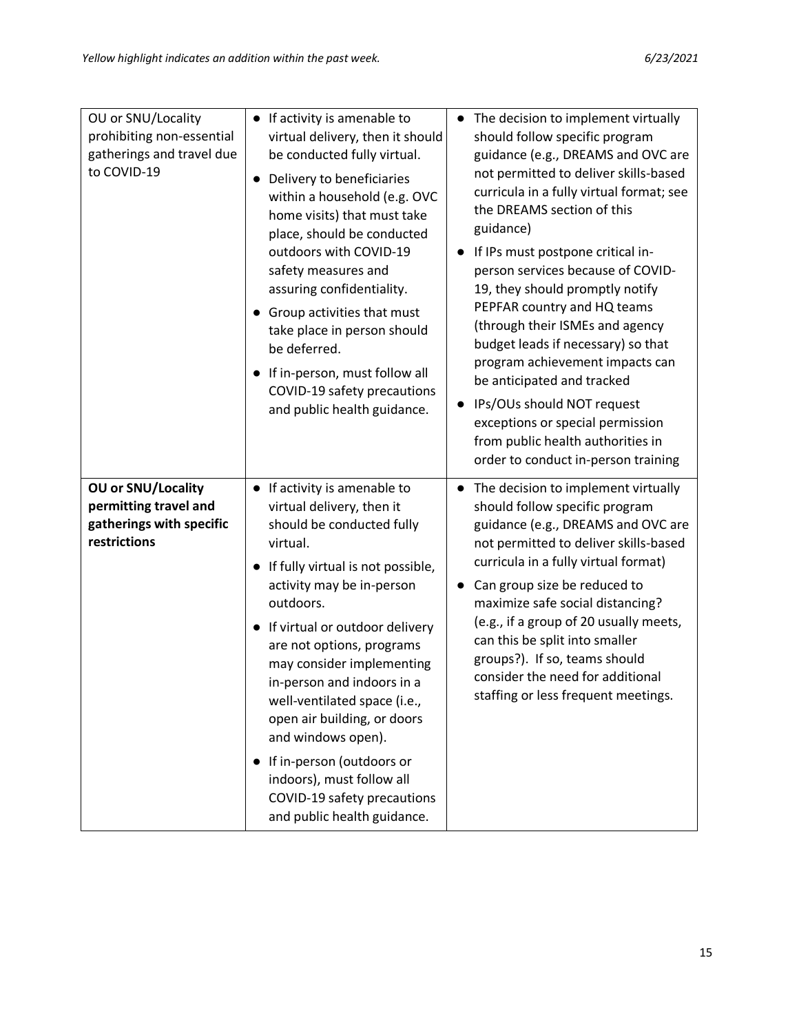| OU or SNU/Locality prohibiting non-essential gatherings and travel due to COVID-19 | • If activity is amenable to virtual delivery, then it should be conducted fully virtual.<br>• Delivery to beneficiaries within a household (e.g. OVC home visits) that must take place, should be conducted outdoors with COVID-19 safety measures and assuring confidentiality.<br>• Group activities that must take place in person should be deferred.<br>• If in-person, must follow all COVID-19 safety precautions and public health guidance. | • The decision to implement virtually should follow specific program guidance (e.g., DREAMS and OVC are not permitted to deliver skills-based curricula in a fully virtual format; see the DREAMS section of this guidance)<br>• If IPs must postpone critical in-person services because of COVID-19, they should promptly notify PEPFAR country and HQ teams (through their ISMEs and agency budget leads if necessary) so that program achievement impacts can be anticipated and tracked<br>• IPs/OUs should NOT request exceptions or special permission from public health authorities in order to conduct in-person training |
|---|---|---|
| **OU or SNU/Locality permitting travel and gatherings with specific restrictions** | • If activity is amenable to virtual delivery, then it should be conducted fully virtual.<br>• If fully virtual is not possible, activity may be in-person outdoors.<br>• If virtual or outdoor delivery are not options, programs may consider implementing in-person and indoors in a well-ventilated space (i.e., open air building, or doors and windows open).<br>• If in-person (outdoors or indoors), must follow all COVID-19 safety precautions and public health guidance. | • The decision to implement virtually should follow specific program guidance (e.g., DREAMS and OVC are not permitted to deliver skills-based curricula in a fully virtual format)<br>• Can group size be reduced to maximize safe social distancing? (e.g., if a group of 20 usually meets, can this be split into smaller groups?). If so, teams should consider the need for additional staffing or less frequent meetings. |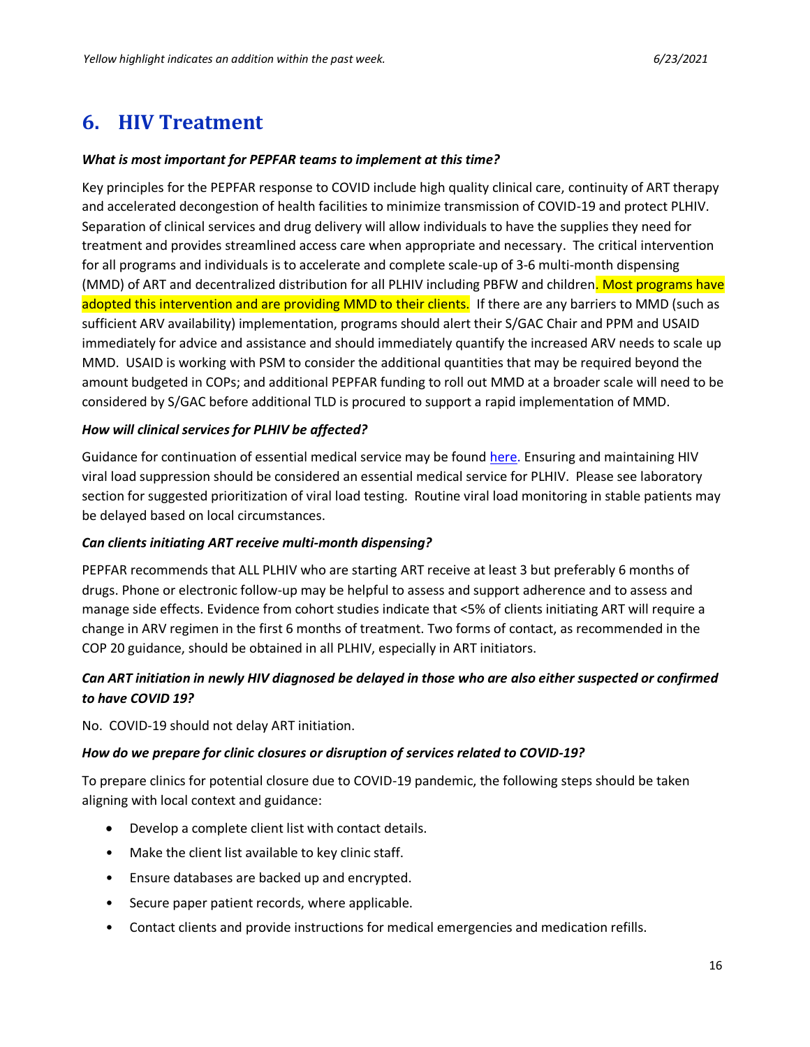## 6. HIV Treatment

***What is most important for PEPFAR teams to implement at this time?***

Key principles for the PEPFAR response to COVID include high quality clinical care, continuity of ART therapy and accelerated decongestion of health facilities to minimize transmission of COVID-19 and protect PLHIV. Separation of clinical services and drug delivery will allow individuals to have the supplies they need for treatment and provides streamlined access care when appropriate and necessary. The critical intervention for all programs and individuals is to accelerate and complete scale-up of 3-6 multi-month dispensing (MMD) of ART and decentralized distribution for all PLHIV including PBFW and children. Most programs have adopted this intervention and are providing MMD to their clients. If there are any barriers to MMD (such as sufficient ARV availability) implementation, programs should alert their S/GAC Chair and PPM and USAID immediately for advice and assistance and should immediately quantify the increased ARV needs to scale up MMD. USAID is working with PSM to consider the additional quantities that may be required beyond the amount budgeted in COPs; and additional PEPFAR funding to roll out MMD at a broader scale will need to be considered by S/GAC before additional TLD is procured to support a rapid implementation of MMD.

***How will clinical services for PLHIV be affected?***

Guidance for continuation of essential medical service may be found here. Ensuring and maintaining HIV viral load suppression should be considered an essential medical service for PLHIV. Please see laboratory section for suggested prioritization of viral load testing. Routine viral load monitoring in stable patients may be delayed based on local circumstances.

***Can clients initiating ART receive multi-month dispensing?***

PEPFAR recommends that ALL PLHIV who are starting ART receive at least 3 but preferably 6 months of drugs. Phone or electronic follow-up may be helpful to assess and support adherence and to assess and manage side effects. Evidence from cohort studies indicate that <5% of clients initiating ART will require a change in ARV regimen in the first 6 months of treatment. Two forms of contact, as recommended in the COP 20 guidance, should be obtained in all PLHIV, especially in ART initiators.

***Can ART initiation in newly HIV diagnosed be delayed in those who are also either suspected or confirmed to have COVID 19?***

No. COVID-19 should not delay ART initiation.

***How do we prepare for clinic closures or disruption of services related to COVID-19?***

To prepare clinics for potential closure due to COVID-19 pandemic, the following steps should be taken aligning with local context and guidance:

- Develop a complete client list with contact details.
- Make the client list available to key clinic staff.
- Ensure databases are backed up and encrypted.
- Secure paper patient records, where applicable.
- Contact clients and provide instructions for medical emergencies and medication refills.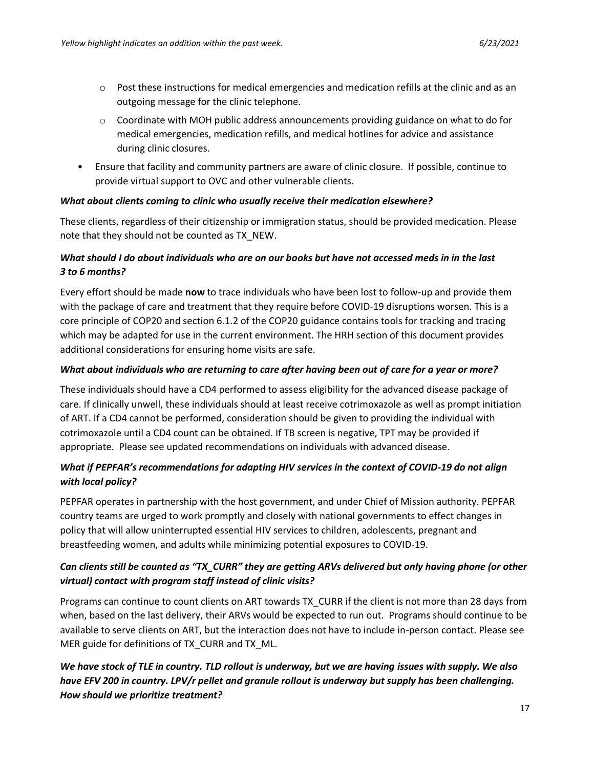- Post these instructions for medical emergencies and medication refills at the clinic and as an outgoing message for the clinic telephone.
  - Coordinate with MOH public address announcements providing guidance on what to do for medical emergencies, medication refills, and medical hotlines for advice and assistance during clinic closures.
- Ensure that facility and community partners are aware of clinic closure. If possible, continue to provide virtual support to OVC and other vulnerable clients.

***What about clients coming to clinic who usually receive their medication elsewhere?***

These clients, regardless of their citizenship or immigration status, should be provided medication. Please note that they should not be counted as TX_NEW.

***What should I do about individuals who are on our books but have not accessed meds in in the last 3 to 6 months?***

Every effort should be made **now** to trace individuals who have been lost to follow-up and provide them with the package of care and treatment that they require before COVID-19 disruptions worsen. This is a core principle of COP20 and section 6.1.2 of the COP20 guidance contains tools for tracking and tracing which may be adapted for use in the current environment. The HRH section of this document provides additional considerations for ensuring home visits are safe.

***What about individuals who are returning to care after having been out of care for a year or more?***

These individuals should have a CD4 performed to assess eligibility for the advanced disease package of care. If clinically unwell, these individuals should at least receive cotrimoxazole as well as prompt initiation of ART. If a CD4 cannot be performed, consideration should be given to providing the individual with cotrimoxazole until a CD4 count can be obtained. If TB screen is negative, TPT may be provided if appropriate. Please see updated recommendations on individuals with advanced disease.

***What if PEPFAR's recommendations for adapting HIV services in the context of COVID-19 do not align with local policy?***

PEPFAR operates in partnership with the host government, and under Chief of Mission authority. PEPFAR country teams are urged to work promptly and closely with national governments to effect changes in policy that will allow uninterrupted essential HIV services to children, adolescents, pregnant and breastfeeding women, and adults while minimizing potential exposures to COVID-19.

***Can clients still be counted as "TX_CURR" they are getting ARVs delivered but only having phone (or other virtual) contact with program staff instead of clinic visits?***

Programs can continue to count clients on ART towards TX_CURR if the client is not more than 28 days from when, based on the last delivery, their ARVs would be expected to run out. Programs should continue to be available to serve clients on ART, but the interaction does not have to include in-person contact. Please see MER guide for definitions of TX_CURR and TX_ML.

***We have stock of TLE in country. TLD rollout is underway, but we are having issues with supply. We also have EFV 200 in country. LPV/r pellet and granule rollout is underway but supply has been challenging. How should we prioritize treatment?***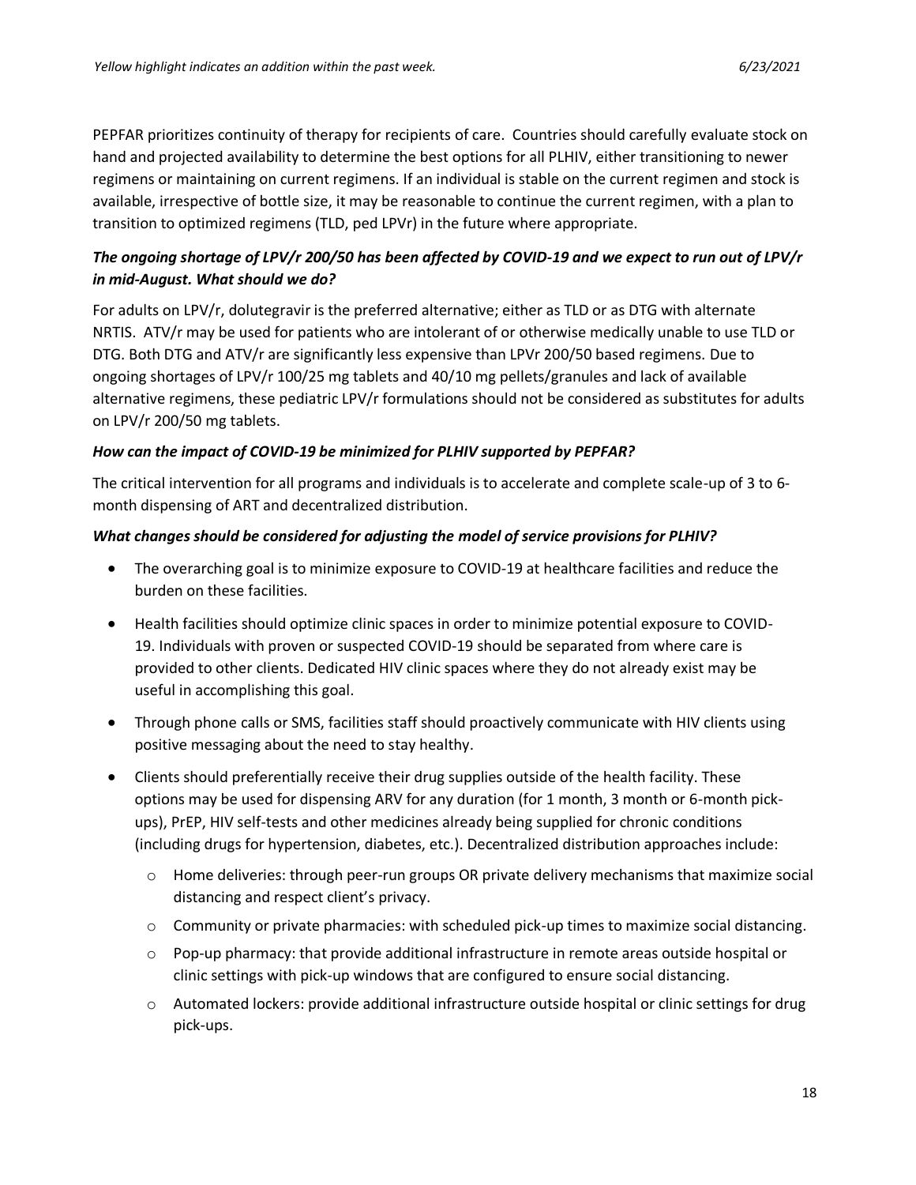PEPFAR prioritizes continuity of therapy for recipients of care. Countries should carefully evaluate stock on hand and projected availability to determine the best options for all PLHIV, either transitioning to newer regimens or maintaining on current regimens. If an individual is stable on the current regimen and stock is available, irrespective of bottle size, it may be reasonable to continue the current regimen, with a plan to transition to optimized regimens (TLD, ped LPVr) in the future where appropriate.

***The ongoing shortage of LPV/r 200/50 has been affected by COVID-19 and we expect to run out of LPV/r in mid-August. What should we do?***

For adults on LPV/r, dolutegravir is the preferred alternative; either as TLD or as DTG with alternate NRTIS. ATV/r may be used for patients who are intolerant of or otherwise medically unable to use TLD or DTG. Both DTG and ATV/r are significantly less expensive than LPVr 200/50 based regimens. Due to ongoing shortages of LPV/r 100/25 mg tablets and 40/10 mg pellets/granules and lack of available alternative regimens, these pediatric LPV/r formulations should not be considered as substitutes for adults on LPV/r 200/50 mg tablets.

***How can the impact of COVID-19 be minimized for PLHIV supported by PEPFAR?***

The critical intervention for all programs and individuals is to accelerate and complete scale-up of 3 to 6-month dispensing of ART and decentralized distribution.

***What changes should be considered for adjusting the model of service provisions for PLHIV?***

- The overarching goal is to minimize exposure to COVID-19 at healthcare facilities and reduce the burden on these facilities.
- Health facilities should optimize clinic spaces in order to minimize potential exposure to COVID-19. Individuals with proven or suspected COVID-19 should be separated from where care is provided to other clients. Dedicated HIV clinic spaces where they do not already exist may be useful in accomplishing this goal.
- Through phone calls or SMS, facilities staff should proactively communicate with HIV clients using positive messaging about the need to stay healthy.
- Clients should preferentially receive their drug supplies outside of the health facility. These options may be used for dispensing ARV for any duration (for 1 month, 3 month or 6-month pick-ups), PrEP, HIV self-tests and other medicines already being supplied for chronic conditions (including drugs for hypertension, diabetes, etc.). Decentralized distribution approaches include:
  - Home deliveries: through peer-run groups OR private delivery mechanisms that maximize social distancing and respect client's privacy.
  - Community or private pharmacies: with scheduled pick-up times to maximize social distancing.
  - Pop-up pharmacy: that provide additional infrastructure in remote areas outside hospital or clinic settings with pick-up windows that are configured to ensure social distancing.
  - Automated lockers: provide additional infrastructure outside hospital or clinic settings for drug pick-ups.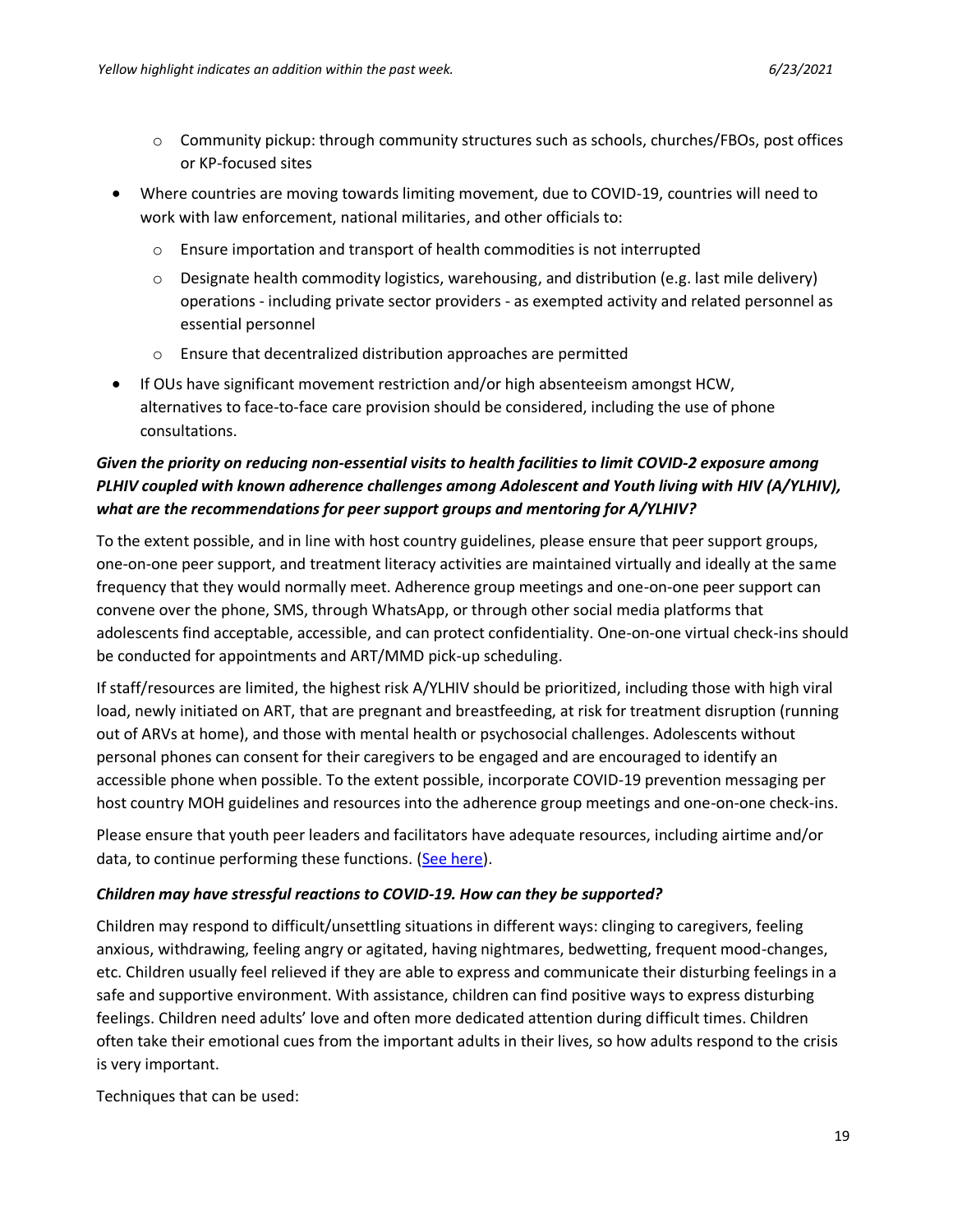- Community pickup: through community structures such as schools, churches/FBOs, post offices or KP-focused sites

- Where countries are moving towards limiting movement, due to COVID-19, countries will need to work with law enforcement, national militaries, and other officials to:
    - Ensure importation and transport of health commodities is not interrupted
    - Designate health commodity logistics, warehousing, and distribution (e.g. last mile delivery) operations - including private sector providers - as exempted activity and related personnel as essential personnel
    - Ensure that decentralized distribution approaches are permitted
- If OUs have significant movement restriction and/or high absenteeism amongst HCW, alternatives to face-to-face care provision should be considered, including the use of phone consultations.

***Given the priority on reducing non-essential visits to health facilities to limit COVID-2 exposure among PLHIV coupled with known adherence challenges among Adolescent and Youth living with HIV (A/YLHIV), what are the recommendations for peer support groups and mentoring for A/YLHIV?***

To the extent possible, and in line with host country guidelines, please ensure that peer support groups, one-on-one peer support, and treatment literacy activities are maintained virtually and ideally at the same frequency that they would normally meet. Adherence group meetings and one-on-one peer support can convene over the phone, SMS, through WhatsApp, or through other social media platforms that adolescents find acceptable, accessible, and can protect confidentiality. One-on-one virtual check-ins should be conducted for appointments and ART/MMD pick-up scheduling.

If staff/resources are limited, the highest risk A/YLHIV should be prioritized, including those with high viral load, newly initiated on ART, that are pregnant and breastfeeding, at risk for treatment disruption (running out of ARVs at home), and those with mental health or psychosocial challenges. Adolescents without personal phones can consent for their caregivers to be engaged and are encouraged to identify an accessible phone when possible. To the extent possible, incorporate COVID-19 prevention messaging per host country MOH guidelines and resources into the adherence group meetings and one-on-one check-ins.

Please ensure that youth peer leaders and facilitators have adequate resources, including airtime and/or data, to continue performing these functions. (See here).

***Children may have stressful reactions to COVID-19. How can they be supported?***

Children may respond to difficult/unsettling situations in different ways: clinging to caregivers, feeling anxious, withdrawing, feeling angry or agitated, having nightmares, bedwetting, frequent mood-changes, etc. Children usually feel relieved if they are able to express and communicate their disturbing feelings in a safe and supportive environment. With assistance, children can find positive ways to express disturbing feelings. Children need adults' love and often more dedicated attention during difficult times. Children often take their emotional cues from the important adults in their lives, so how adults respond to the crisis is very important.

Techniques that can be used: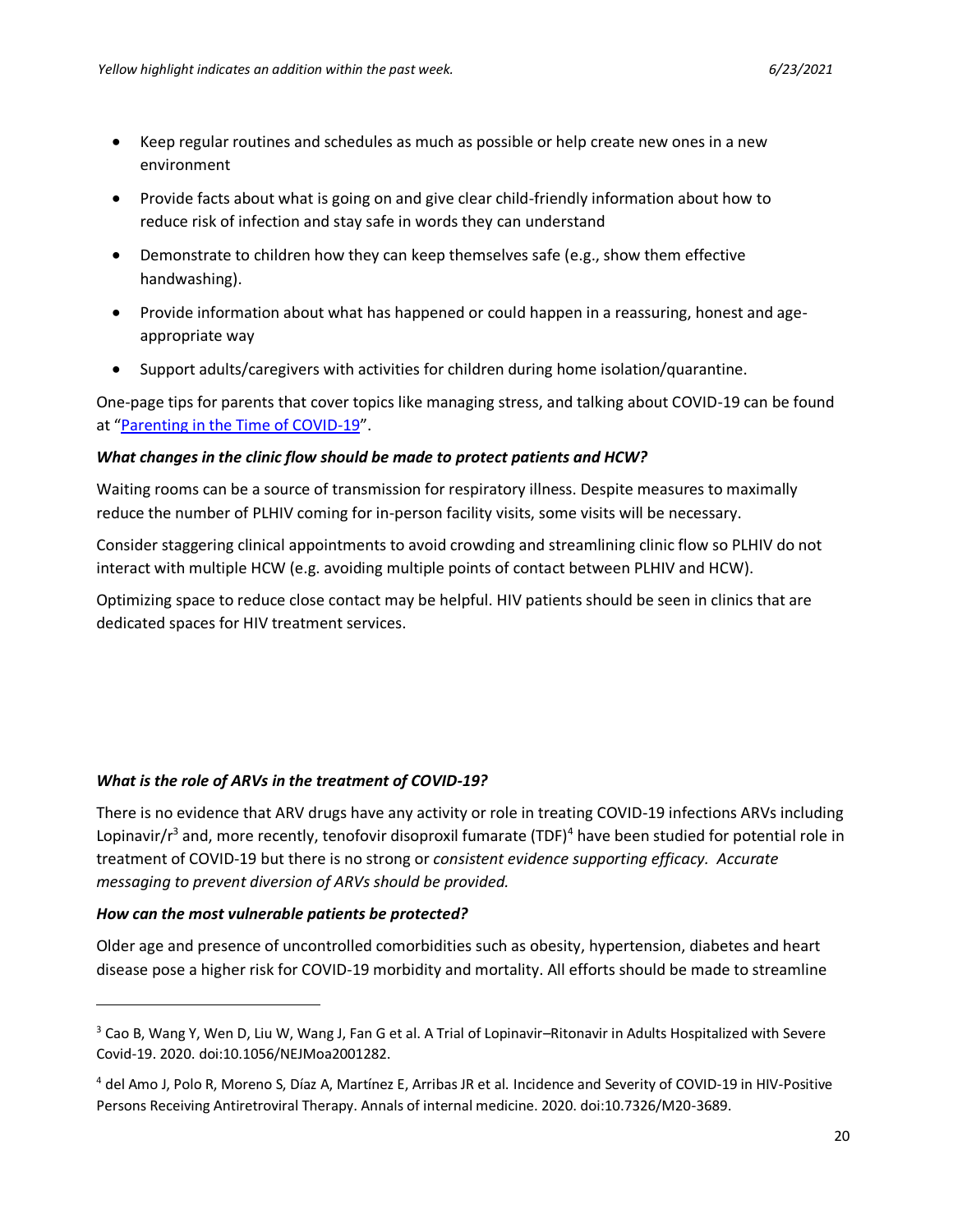- Keep regular routines and schedules as much as possible or help create new ones in a new environment
- Provide facts about what is going on and give clear child-friendly information about how to reduce risk of infection and stay safe in words they can understand
- Demonstrate to children how they can keep themselves safe (e.g., show them effective handwashing).
- Provide information about what has happened or could happen in a reassuring, honest and age-appropriate way
- Support adults/caregivers with activities for children during home isolation/quarantine.

One-page tips for parents that cover topics like managing stress, and talking about COVID-19 can be found at "[Parenting in the Time of COVID-19]".

***What changes in the clinic flow should be made to protect patients and HCW?***

Waiting rooms can be a source of transmission for respiratory illness. Despite measures to maximally reduce the number of PLHIV coming for in-person facility visits, some visits will be necessary.

Consider staggering clinical appointments to avoid crowding and streamlining clinic flow so PLHIV do not interact with multiple HCW (e.g. avoiding multiple points of contact between PLHIV and HCW).

Optimizing space to reduce close contact may be helpful. HIV patients should be seen in clinics that are dedicated spaces for HIV treatment services.

***What is the role of ARVs in the treatment of COVID-19?***

There is no evidence that ARV drugs have any activity or role in treating COVID-19 infections ARVs including Lopinavir/r[3] and, more recently, tenofovir disoproxil fumarate (TDF)[4] have been studied for potential role in treatment of COVID-19 but there is no strong or *consistent evidence supporting efficacy. Accurate messaging to prevent diversion of ARVs should be provided.*

***How can the most vulnerable patients be protected?***

Older age and presence of uncontrolled comorbidities such as obesity, hypertension, diabetes and heart disease pose a higher risk for COVID-19 morbidity and mortality. All efforts should be made to streamline

---

[3] Cao B, Wang Y, Wen D, Liu W, Wang J, Fan G et al. A Trial of Lopinavir–Ritonavir in Adults Hospitalized with Severe Covid-19. 2020. doi:10.1056/NEJMoa2001282.

[4] del Amo J, Polo R, Moreno S, Díaz A, Martínez E, Arribas JR et al. Incidence and Severity of COVID-19 in HIV-Positive Persons Receiving Antiretroviral Therapy. Annals of internal medicine. 2020. doi:10.7326/M20-3689.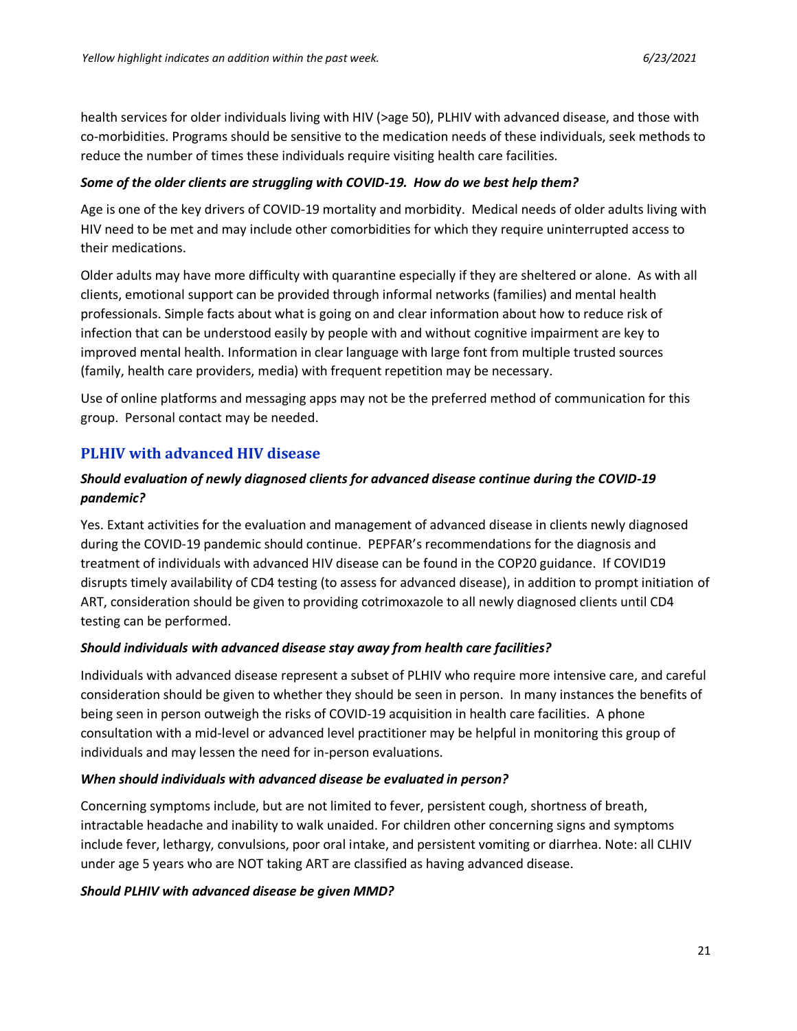health services for older individuals living with HIV (>age 50), PLHIV with advanced disease, and those with co-morbidities. Programs should be sensitive to the medication needs of these individuals, seek methods to reduce the number of times these individuals require visiting health care facilities.

***Some of the older clients are struggling with COVID-19. How do we best help them?***

Age is one of the key drivers of COVID-19 mortality and morbidity. Medical needs of older adults living with HIV need to be met and may include other comorbidities for which they require uninterrupted access to their medications.

Older adults may have more difficulty with quarantine especially if they are sheltered or alone. As with all clients, emotional support can be provided through informal networks (families) and mental health professionals. Simple facts about what is going on and clear information about how to reduce risk of infection that can be understood easily by people with and without cognitive impairment are key to improved mental health. Information in clear language with large font from multiple trusted sources (family, health care providers, media) with frequent repetition may be necessary.

Use of online platforms and messaging apps may not be the preferred method of communication for this group. Personal contact may be needed.

## PLHIV with advanced HIV disease

***Should evaluation of newly diagnosed clients for advanced disease continue during the COVID-19 pandemic?***

Yes. Extant activities for the evaluation and management of advanced disease in clients newly diagnosed during the COVID-19 pandemic should continue. PEPFAR's recommendations for the diagnosis and treatment of individuals with advanced HIV disease can be found in the COP20 guidance. If COVID19 disrupts timely availability of CD4 testing (to assess for advanced disease), in addition to prompt initiation of ART, consideration should be given to providing cotrimoxazole to all newly diagnosed clients until CD4 testing can be performed.

***Should individuals with advanced disease stay away from health care facilities?***

Individuals with advanced disease represent a subset of PLHIV who require more intensive care, and careful consideration should be given to whether they should be seen in person. In many instances the benefits of being seen in person outweigh the risks of COVID-19 acquisition in health care facilities. A phone consultation with a mid-level or advanced level practitioner may be helpful in monitoring this group of individuals and may lessen the need for in-person evaluations.

***When should individuals with advanced disease be evaluated in person?***

Concerning symptoms include, but are not limited to fever, persistent cough, shortness of breath, intractable headache and inability to walk unaided. For children other concerning signs and symptoms include fever, lethargy, convulsions, poor oral intake, and persistent vomiting or diarrhea. Note: all CLHIV under age 5 years who are NOT taking ART are classified as having advanced disease.

***Should PLHIV with advanced disease be given MMD?***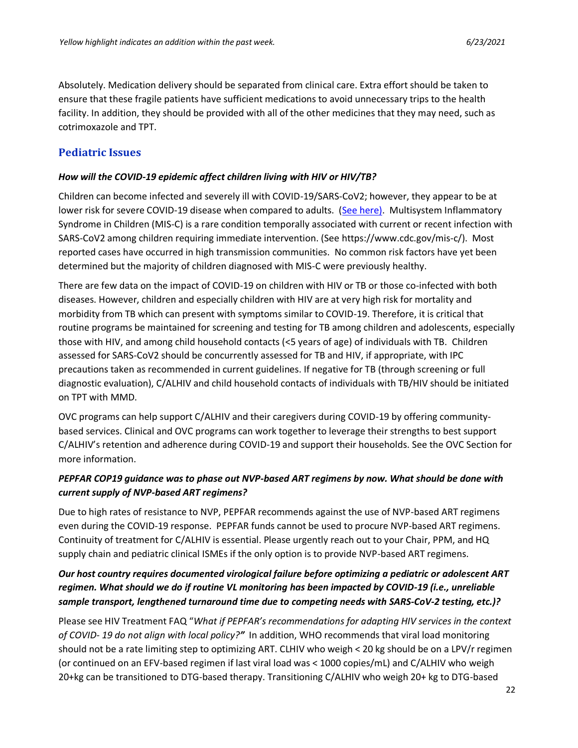Absolutely. Medication delivery should be separated from clinical care. Extra effort should be taken to ensure that these fragile patients have sufficient medications to avoid unnecessary trips to the health facility. In addition, they should be provided with all of the other medicines that they may need, such as cotrimoxazole and TPT.

## Pediatric Issues

***How will the COVID-19 epidemic affect children living with HIV or HIV/TB?***

Children can become infected and severely ill with COVID-19/SARS-CoV2; however, they appear to be at lower risk for severe COVID-19 disease when compared to adults. (See here). Multisystem Inflammatory Syndrome in Children (MIS-C) is a rare condition temporally associated with current or recent infection with SARS-CoV2 among children requiring immediate intervention. (See https://www.cdc.gov/mis-c/). Most reported cases have occurred in high transmission communities. No common risk factors have yet been determined but the majority of children diagnosed with MIS-C were previously healthy.

There are few data on the impact of COVID-19 on children with HIV or TB or those co-infected with both diseases. However, children and especially children with HIV are at very high risk for mortality and morbidity from TB which can present with symptoms similar to COVID-19. Therefore, it is critical that routine programs be maintained for screening and testing for TB among children and adolescents, especially those with HIV, and among child household contacts (<5 years of age) of individuals with TB. Children assessed for SARS-CoV2 should be concurrently assessed for TB and HIV, if appropriate, with IPC precautions taken as recommended in current guidelines. If negative for TB (through screening or full diagnostic evaluation), C/ALHIV and child household contacts of individuals with TB/HIV should be initiated on TPT with MMD.

OVC programs can help support C/ALHIV and their caregivers during COVID-19 by offering community-based services. Clinical and OVC programs can work together to leverage their strengths to best support C/ALHIV's retention and adherence during COVID-19 and support their households. See the OVC Section for more information.

***PEPFAR COP19 guidance was to phase out NVP-based ART regimens by now. What should be done with current supply of NVP-based ART regimens?***

Due to high rates of resistance to NVP, PEPFAR recommends against the use of NVP-based ART regimens even during the COVID-19 response. PEPFAR funds cannot be used to procure NVP-based ART regimens. Continuity of treatment for C/ALHIV is essential. Please urgently reach out to your Chair, PPM, and HQ supply chain and pediatric clinical ISMEs if the only option is to provide NVP-based ART regimens.

***Our host country requires documented virological failure before optimizing a pediatric or adolescent ART regimen. What should we do if routine VL monitoring has been impacted by COVID-19 (i.e., unreliable sample transport, lengthened turnaround time due to competing needs with SARS-CoV-2 testing, etc.)?***

Please see HIV Treatment FAQ "*What if PEPFAR's recommendations for adapting HIV services in the context of COVID- 19 do not align with local policy?*" In addition, WHO recommends that viral load monitoring should not be a rate limiting step to optimizing ART. CLHIV who weigh < 20 kg should be on a LPV/r regimen (or continued on an EFV-based regimen if last viral load was < 1000 copies/mL) and C/ALHIV who weigh 20+kg can be transitioned to DTG-based therapy. Transitioning C/ALHIV who weigh 20+ kg to DTG-based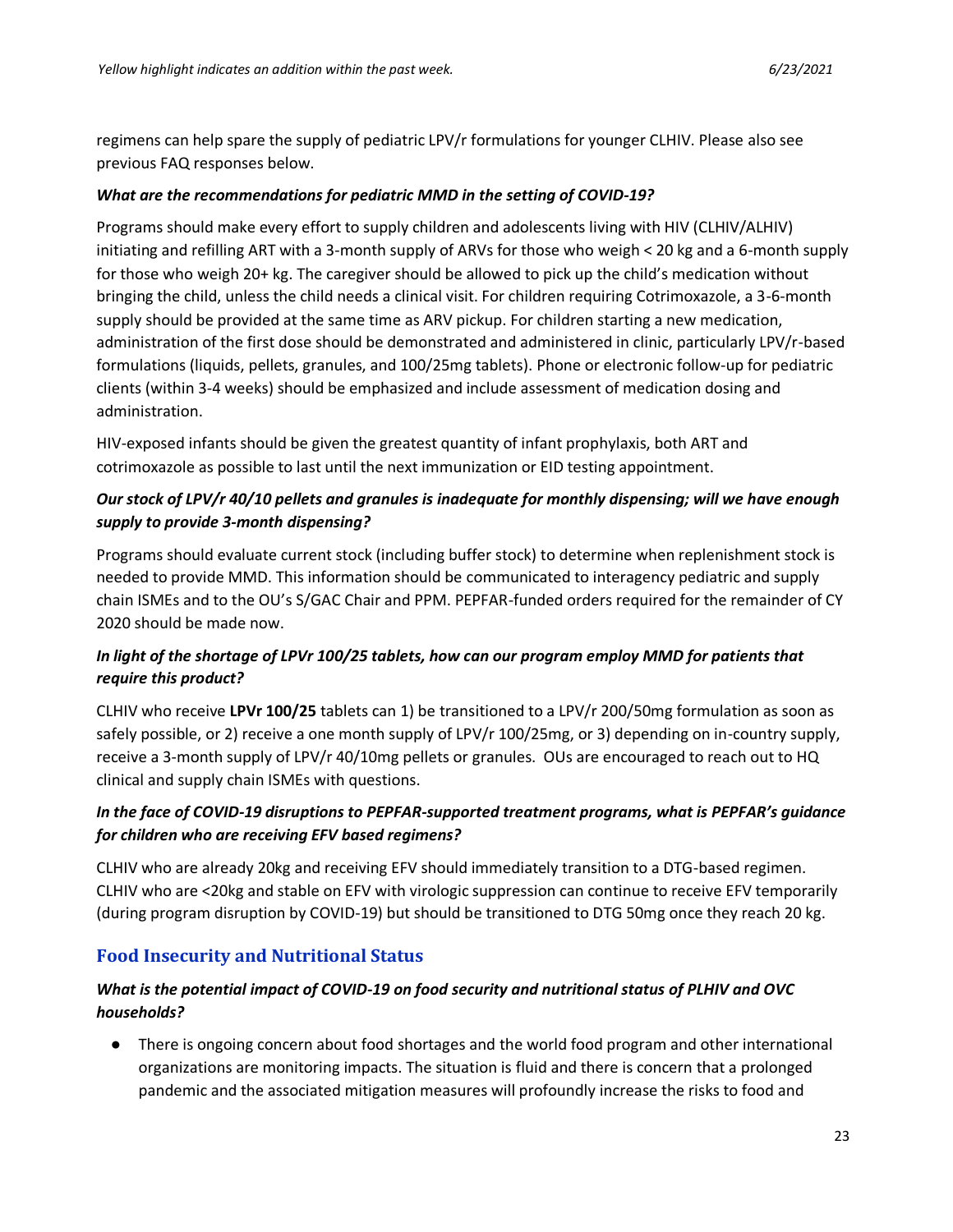regimens can help spare the supply of pediatric LPV/r formulations for younger CLHIV. Please also see previous FAQ responses below.

***What are the recommendations for pediatric MMD in the setting of COVID-19?***

Programs should make every effort to supply children and adolescents living with HIV (CLHIV/ALHIV) initiating and refilling ART with a 3-month supply of ARVs for those who weigh < 20 kg and a 6-month supply for those who weigh 20+ kg. The caregiver should be allowed to pick up the child's medication without bringing the child, unless the child needs a clinical visit. For children requiring Cotrimoxazole, a 3-6-month supply should be provided at the same time as ARV pickup. For children starting a new medication, administration of the first dose should be demonstrated and administered in clinic, particularly LPV/r-based formulations (liquids, pellets, granules, and 100/25mg tablets). Phone or electronic follow-up for pediatric clients (within 3-4 weeks) should be emphasized and include assessment of medication dosing and administration.

HIV-exposed infants should be given the greatest quantity of infant prophylaxis, both ART and cotrimoxazole as possible to last until the next immunization or EID testing appointment.

***Our stock of LPV/r 40/10 pellets and granules is inadequate for monthly dispensing; will we have enough supply to provide 3-month dispensing?***

Programs should evaluate current stock (including buffer stock) to determine when replenishment stock is needed to provide MMD. This information should be communicated to interagency pediatric and supply chain ISMEs and to the OU's S/GAC Chair and PPM. PEPFAR-funded orders required for the remainder of CY 2020 should be made now.

***In light of the shortage of LPVr 100/25 tablets, how can our program employ MMD for patients that require this product?***

CLHIV who receive **LPVr 100/25** tablets can 1) be transitioned to a LPV/r 200/50mg formulation as soon as safely possible, or 2) receive a one month supply of LPV/r 100/25mg, or 3) depending on in-country supply, receive a 3-month supply of LPV/r 40/10mg pellets or granules. OUs are encouraged to reach out to HQ clinical and supply chain ISMEs with questions.

***In the face of COVID-19 disruptions to PEPFAR-supported treatment programs, what is PEPFAR's guidance for children who are receiving EFV based regimens?***

CLHIV who are already 20kg and receiving EFV should immediately transition to a DTG-based regimen. CLHIV who are <20kg and stable on EFV with virologic suppression can continue to receive EFV temporarily (during program disruption by COVID-19) but should be transitioned to DTG 50mg once they reach 20 kg.

## Food Insecurity and Nutritional Status

***What is the potential impact of COVID-19 on food security and nutritional status of PLHIV and OVC households?***

- There is ongoing concern about food shortages and the world food program and other international organizations are monitoring impacts. The situation is fluid and there is concern that a prolonged pandemic and the associated mitigation measures will profoundly increase the risks to food and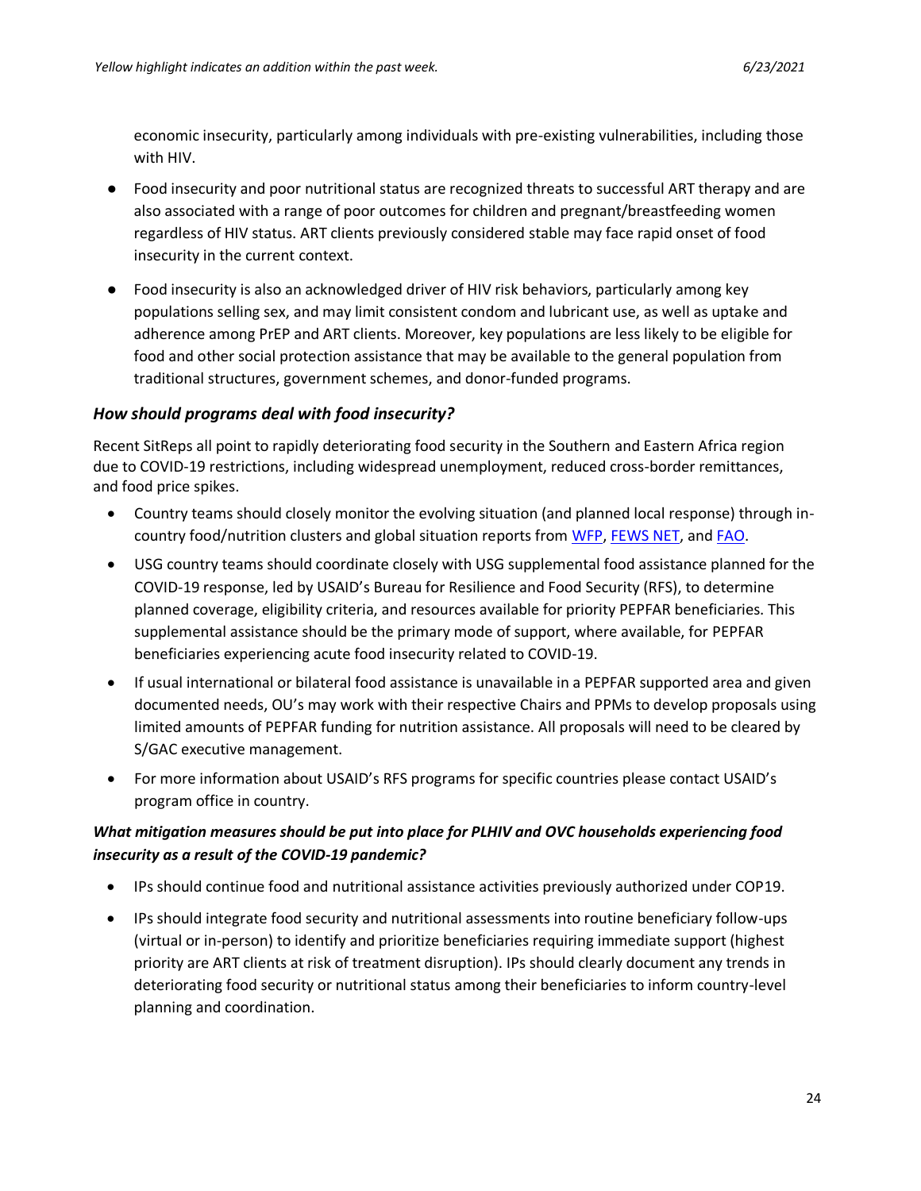economic insecurity, particularly among individuals with pre-existing vulnerabilities, including those with HIV.

- Food insecurity and poor nutritional status are recognized threats to successful ART therapy and are also associated with a range of poor outcomes for children and pregnant/breastfeeding women regardless of HIV status. ART clients previously considered stable may face rapid onset of food insecurity in the current context.
- Food insecurity is also an acknowledged driver of HIV risk behaviors, particularly among key populations selling sex, and may limit consistent condom and lubricant use, as well as uptake and adherence among PrEP and ART clients. Moreover, key populations are less likely to be eligible for food and other social protection assistance that may be available to the general population from traditional structures, government schemes, and donor-funded programs.

### *How should programs deal with food insecurity?*

Recent SitReps all point to rapidly deteriorating food security in the Southern and Eastern Africa region due to COVID-19 restrictions, including widespread unemployment, reduced cross-border remittances, and food price spikes.

- Country teams should closely monitor the evolving situation (and planned local response) through in-country food/nutrition clusters and global situation reports from WFP, FEWS NET, and FAO.
- USG country teams should coordinate closely with USG supplemental food assistance planned for the COVID-19 response, led by USAID's Bureau for Resilience and Food Security (RFS), to determine planned coverage, eligibility criteria, and resources available for priority PEPFAR beneficiaries. This supplemental assistance should be the primary mode of support, where available, for PEPFAR beneficiaries experiencing acute food insecurity related to COVID-19.
- If usual international or bilateral food assistance is unavailable in a PEPFAR supported area and given documented needs, OU's may work with their respective Chairs and PPMs to develop proposals using limited amounts of PEPFAR funding for nutrition assistance. All proposals will need to be cleared by S/GAC executive management.
- For more information about USAID's RFS programs for specific countries please contact USAID's program office in country.

### *What mitigation measures should be put into place for PLHIV and OVC households experiencing food insecurity as a result of the COVID-19 pandemic?*

- IPs should continue food and nutritional assistance activities previously authorized under COP19.
- IPs should integrate food security and nutritional assessments into routine beneficiary follow-ups (virtual or in-person) to identify and prioritize beneficiaries requiring immediate support (highest priority are ART clients at risk of treatment disruption). IPs should clearly document any trends in deteriorating food security or nutritional status among their beneficiaries to inform country-level planning and coordination.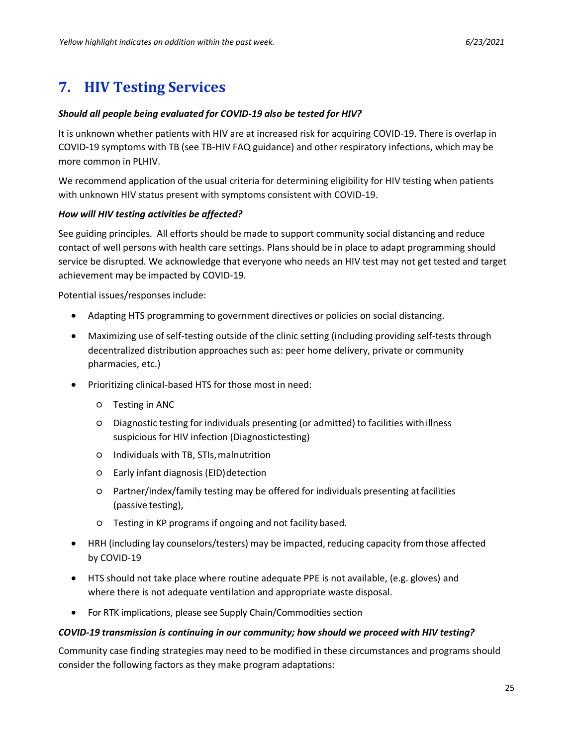## 7. HIV Testing Services

***Should all people being evaluated for COVID-19 also be tested for HIV?***

It is unknown whether patients with HIV are at increased risk for acquiring COVID-19. There is overlap in COVID-19 symptoms with TB (see TB-HIV FAQ guidance) and other respiratory infections, which may be more common in PLHIV.

We recommend application of the usual criteria for determining eligibility for HIV testing when patients with unknown HIV status present with symptoms consistent with COVID-19.

***How will HIV testing activities be affected?***

See guiding principles. All efforts should be made to support community social distancing and reduce contact of well persons with health care settings. Plans should be in place to adapt programming should service be disrupted. We acknowledge that everyone who needs an HIV test may not get tested and target achievement may be impacted by COVID-19.

Potential issues/responses include:

- Adapting HTS programming to government directives or policies on social distancing.
- Maximizing use of self-testing outside of the clinic setting (including providing self-tests through decentralized distribution approaches such as: peer home delivery, private or community pharmacies, etc.)
- Prioritizing clinical-based HTS for those most in need:
  - Testing in ANC
  - Diagnostic testing for individuals presenting (or admitted) to facilities with illness suspicious for HIV infection (Diagnostictesting)
  - Individuals with TB, STIs, malnutrition
  - Early infant diagnosis (EID) detection
  - Partner/index/family testing may be offered for individuals presenting at facilities (passive testing),
  - Testing in KP programs if ongoing and not facility based.
- HRH (including lay counselors/testers) may be impacted, reducing capacity from those affected by COVID-19
- HTS should not take place where routine adequate PPE is not available, (e.g. gloves) and where there is not adequate ventilation and appropriate waste disposal.
- For RTK implications, please see Supply Chain/Commodities section

***COVID-19 transmission is continuing in our community; how should we proceed with HIV testing?***

Community case finding strategies may need to be modified in these circumstances and programs should consider the following factors as they make program adaptations: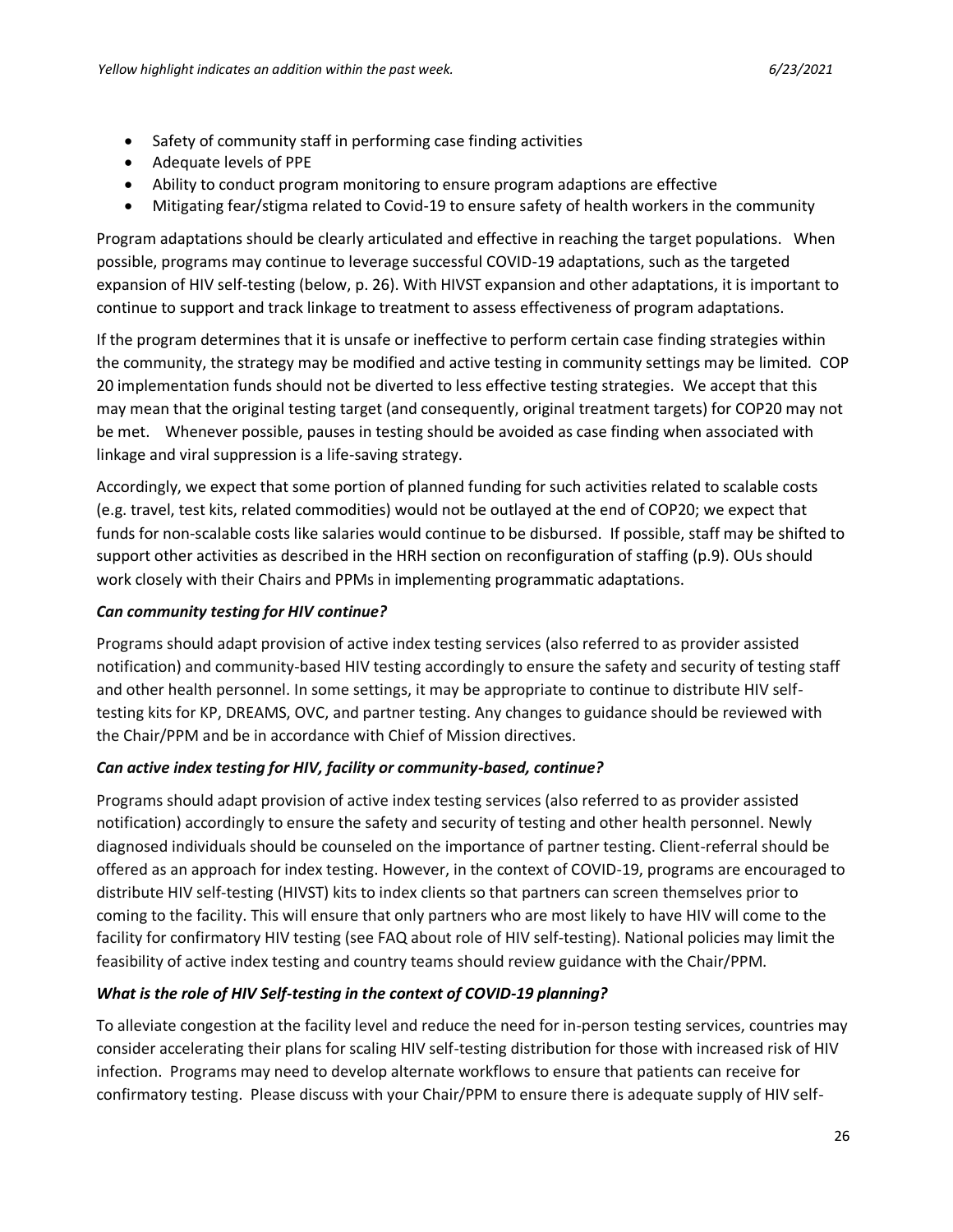- Safety of community staff in performing case finding activities
- Adequate levels of PPE
- Ability to conduct program monitoring to ensure program adaptions are effective
- Mitigating fear/stigma related to Covid-19 to ensure safety of health workers in the community

Program adaptations should be clearly articulated and effective in reaching the target populations. When possible, programs may continue to leverage successful COVID-19 adaptations, such as the targeted expansion of HIV self-testing (below, p. 26). With HIVST expansion and other adaptations, it is important to continue to support and track linkage to treatment to assess effectiveness of program adaptations.

If the program determines that it is unsafe or ineffective to perform certain case finding strategies within the community, the strategy may be modified and active testing in community settings may be limited. COP 20 implementation funds should not be diverted to less effective testing strategies. We accept that this may mean that the original testing target (and consequently, original treatment targets) for COP20 may not be met. Whenever possible, pauses in testing should be avoided as case finding when associated with linkage and viral suppression is a life-saving strategy.

Accordingly, we expect that some portion of planned funding for such activities related to scalable costs (e.g. travel, test kits, related commodities) would not be outlayed at the end of COP20; we expect that funds for non-scalable costs like salaries would continue to be disbursed. If possible, staff may be shifted to support other activities as described in the HRH section on reconfiguration of staffing (p.9). OUs should work closely with their Chairs and PPMs in implementing programmatic adaptations.

***Can community testing for HIV continue?***

Programs should adapt provision of active index testing services (also referred to as provider assisted notification) and community-based HIV testing accordingly to ensure the safety and security of testing staff and other health personnel. In some settings, it may be appropriate to continue to distribute HIV self-testing kits for KP, DREAMS, OVC, and partner testing. Any changes to guidance should be reviewed with the Chair/PPM and be in accordance with Chief of Mission directives.

***Can active index testing for HIV, facility or community-based, continue?***

Programs should adapt provision of active index testing services (also referred to as provider assisted notification) accordingly to ensure the safety and security of testing and other health personnel. Newly diagnosed individuals should be counseled on the importance of partner testing. Client-referral should be offered as an approach for index testing. However, in the context of COVID-19, programs are encouraged to distribute HIV self-testing (HIVST) kits to index clients so that partners can screen themselves prior to coming to the facility. This will ensure that only partners who are most likely to have HIV will come to the facility for confirmatory HIV testing (see FAQ about role of HIV self-testing). National policies may limit the feasibility of active index testing and country teams should review guidance with the Chair/PPM.

***What is the role of HIV Self-testing in the context of COVID-19 planning?***

To alleviate congestion at the facility level and reduce the need for in-person testing services, countries may consider accelerating their plans for scaling HIV self-testing distribution for those with increased risk of HIV infection. Programs may need to develop alternate workflows to ensure that patients can receive for confirmatory testing. Please discuss with your Chair/PPM to ensure there is adequate supply of HIV self-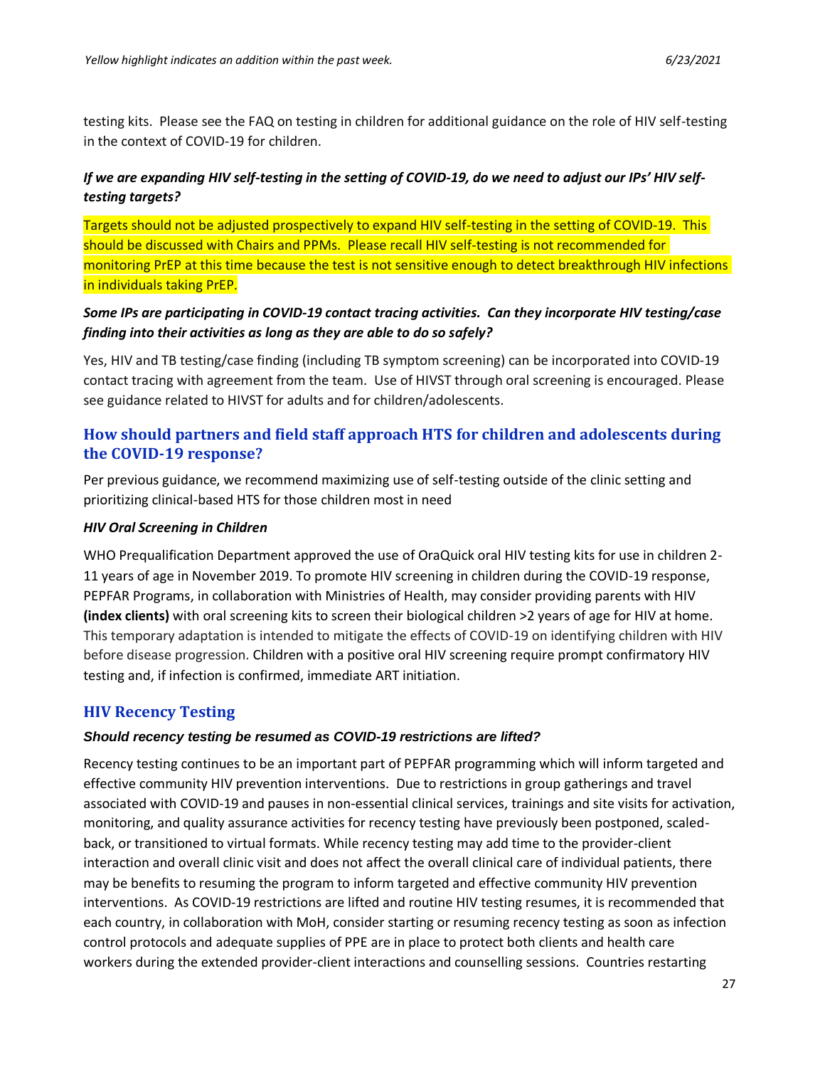testing kits. Please see the FAQ on testing in children for additional guidance on the role of HIV self-testing in the context of COVID-19 for children.

***If we are expanding HIV self-testing in the setting of COVID-19, do we need to adjust our IPs' HIV self-testing targets?***

Targets should not be adjusted prospectively to expand HIV self-testing in the setting of COVID-19. This should be discussed with Chairs and PPMs. Please recall HIV self-testing is not recommended for monitoring PrEP at this time because the test is not sensitive enough to detect breakthrough HIV infections in individuals taking PrEP.

***Some IPs are participating in COVID-19 contact tracing activities. Can they incorporate HIV testing/case finding into their activities as long as they are able to do so safely?***

Yes, HIV and TB testing/case finding (including TB symptom screening) can be incorporated into COVID-19 contact tracing with agreement from the team. Use of HIVST through oral screening is encouraged. Please see guidance related to HIVST for adults and for children/adolescents.

## How should partners and field staff approach HTS for children and adolescents during the COVID-19 response?

Per previous guidance, we recommend maximizing use of self-testing outside of the clinic setting and prioritizing clinical-based HTS for those children most in need

***HIV Oral Screening in Children***

WHO Prequalification Department approved the use of OraQuick oral HIV testing kits for use in children 2-11 years of age in November 2019. To promote HIV screening in children during the COVID-19 response, PEPFAR Programs, in collaboration with Ministries of Health, may consider providing parents with HIV **(index clients)** with oral screening kits to screen their biological children >2 years of age for HIV at home. This temporary adaptation is intended to mitigate the effects of COVID-19 on identifying children with HIV before disease progression. Children with a positive oral HIV screening require prompt confirmatory HIV testing and, if infection is confirmed, immediate ART initiation.

## HIV Recency Testing

***Should recency testing be resumed as COVID-19 restrictions are lifted?***

Recency testing continues to be an important part of PEPFAR programming which will inform targeted and effective community HIV prevention interventions. Due to restrictions in group gatherings and travel associated with COVID-19 and pauses in non-essential clinical services, trainings and site visits for activation, monitoring, and quality assurance activities for recency testing have previously been postponed, scaled-back, or transitioned to virtual formats. While recency testing may add time to the provider-client interaction and overall clinic visit and does not affect the overall clinical care of individual patients, there may be benefits to resuming the program to inform targeted and effective community HIV prevention interventions. As COVID-19 restrictions are lifted and routine HIV testing resumes, it is recommended that each country, in collaboration with MoH, consider starting or resuming recency testing as soon as infection control protocols and adequate supplies of PPE are in place to protect both clients and health care workers during the extended provider-client interactions and counselling sessions. Countries restarting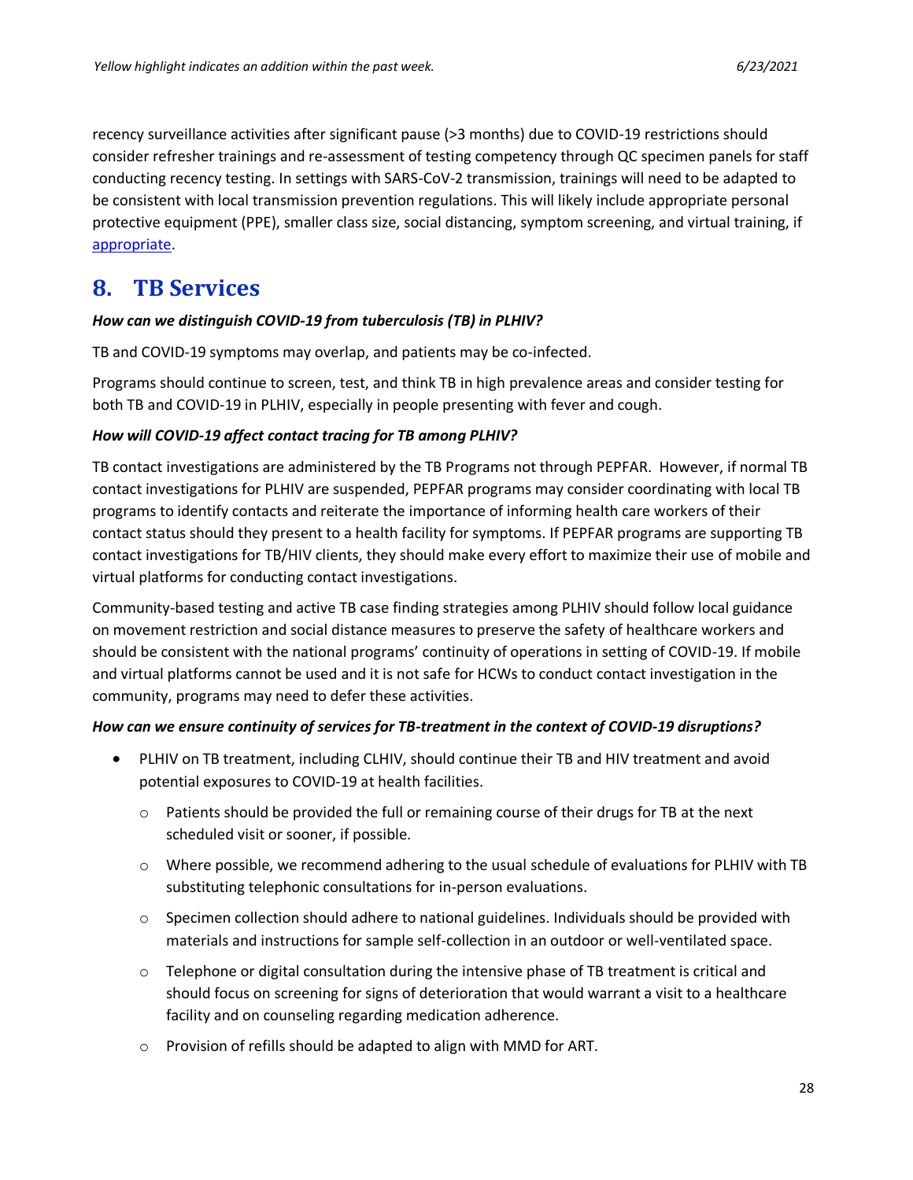recency surveillance activities after significant pause (>3 months) due to COVID-19 restrictions should consider refresher trainings and re-assessment of testing competency through QC specimen panels for staff conducting recency testing. In settings with SARS-CoV-2 transmission, trainings will need to be adapted to be consistent with local transmission prevention regulations. This will likely include appropriate personal protective equipment (PPE), smaller class size, social distancing, symptom screening, and virtual training, if appropriate.

## 8. TB Services

***How can we distinguish COVID-19 from tuberculosis (TB) in PLHIV?***

TB and COVID-19 symptoms may overlap, and patients may be co-infected.

Programs should continue to screen, test, and think TB in high prevalence areas and consider testing for both TB and COVID-19 in PLHIV, especially in people presenting with fever and cough.

***How will COVID-19 affect contact tracing for TB among PLHIV?***

TB contact investigations are administered by the TB Programs not through PEPFAR. However, if normal TB contact investigations for PLHIV are suspended, PEPFAR programs may consider coordinating with local TB programs to identify contacts and reiterate the importance of informing health care workers of their contact status should they present to a health facility for symptoms. If PEPFAR programs are supporting TB contact investigations for TB/HIV clients, they should make every effort to maximize their use of mobile and virtual platforms for conducting contact investigations.

Community-based testing and active TB case finding strategies among PLHIV should follow local guidance on movement restriction and social distance measures to preserve the safety of healthcare workers and should be consistent with the national programs' continuity of operations in setting of COVID-19. If mobile and virtual platforms cannot be used and it is not safe for HCWs to conduct contact investigation in the community, programs may need to defer these activities.

***How can we ensure continuity of services for TB-treatment in the context of COVID-19 disruptions?***

- PLHIV on TB treatment, including CLHIV, should continue their TB and HIV treatment and avoid potential exposures to COVID-19 at health facilities.
  - Patients should be provided the full or remaining course of their drugs for TB at the next scheduled visit or sooner, if possible.
  - Where possible, we recommend adhering to the usual schedule of evaluations for PLHIV with TB substituting telephonic consultations for in-person evaluations.
  - Specimen collection should adhere to national guidelines. Individuals should be provided with materials and instructions for sample self-collection in an outdoor or well-ventilated space.
  - Telephone or digital consultation during the intensive phase of TB treatment is critical and should focus on screening for signs of deterioration that would warrant a visit to a healthcare facility and on counseling regarding medication adherence.
  - Provision of refills should be adapted to align with MMD for ART.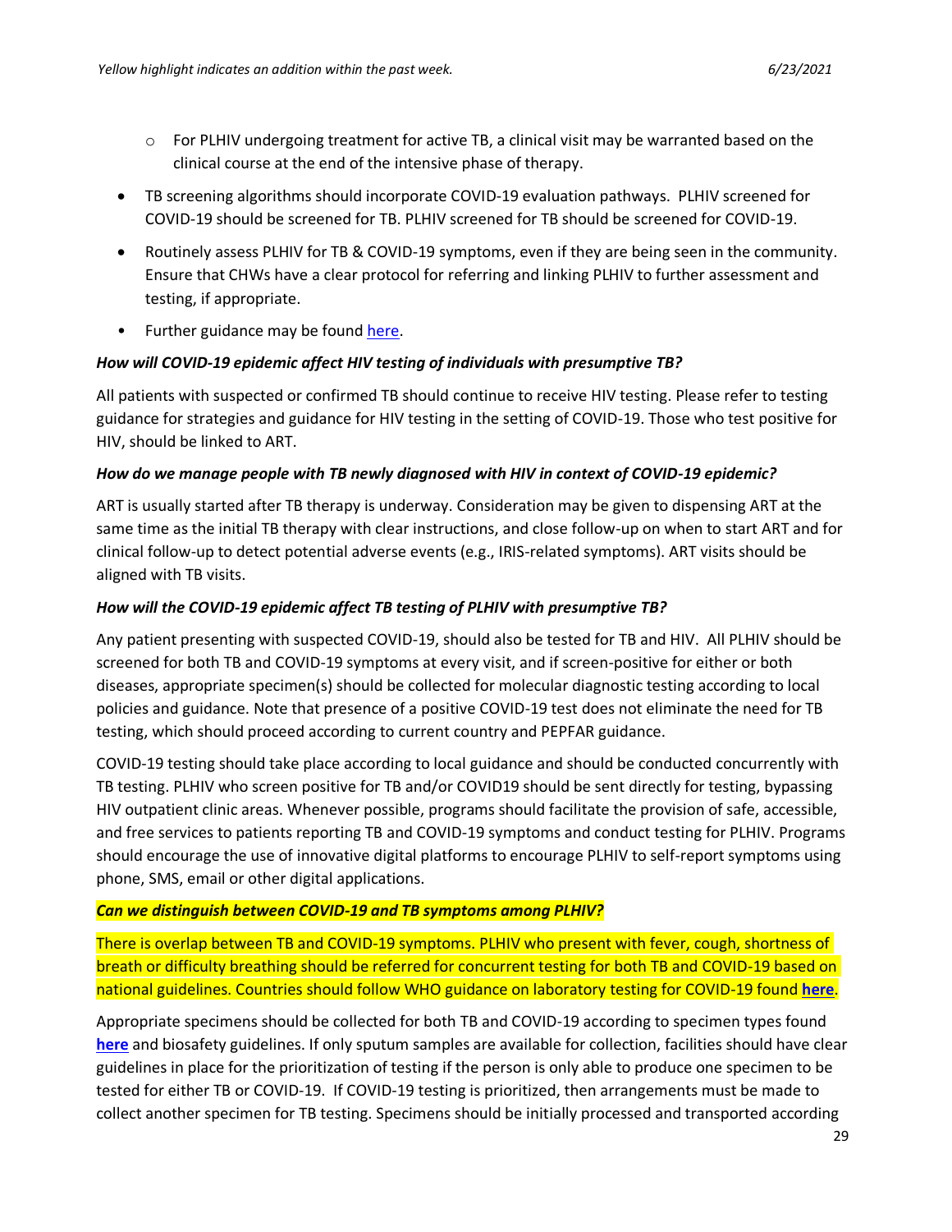- For PLHIV undergoing treatment for active TB, a clinical visit may be warranted based on the clinical course at the end of the intensive phase of therapy.
- TB screening algorithms should incorporate COVID-19 evaluation pathways. PLHIV screened for COVID-19 should be screened for TB. PLHIV screened for TB should be screened for COVID-19.
- Routinely assess PLHIV for TB & COVID-19 symptoms, even if they are being seen in the community. Ensure that CHWs have a clear protocol for referring and linking PLHIV to further assessment and testing, if appropriate.
- Further guidance may be found here.

***How will COVID-19 epidemic affect HIV testing of individuals with presumptive TB?***

All patients with suspected or confirmed TB should continue to receive HIV testing. Please refer to testing guidance for strategies and guidance for HIV testing in the setting of COVID-19. Those who test positive for HIV, should be linked to ART.

***How do we manage people with TB newly diagnosed with HIV in context of COVID-19 epidemic?***

ART is usually started after TB therapy is underway. Consideration may be given to dispensing ART at the same time as the initial TB therapy with clear instructions, and close follow-up on when to start ART and for clinical follow-up to detect potential adverse events (e.g., IRIS-related symptoms). ART visits should be aligned with TB visits.

***How will the COVID-19 epidemic affect TB testing of PLHIV with presumptive TB?***

Any patient presenting with suspected COVID-19, should also be tested for TB and HIV. All PLHIV should be screened for both TB and COVID-19 symptoms at every visit, and if screen-positive for either or both diseases, appropriate specimen(s) should be collected for molecular diagnostic testing according to local policies and guidance. Note that presence of a positive COVID-19 test does not eliminate the need for TB testing, which should proceed according to current country and PEPFAR guidance.

COVID-19 testing should take place according to local guidance and should be conducted concurrently with TB testing. PLHIV who screen positive for TB and/or COVID19 should be sent directly for testing, bypassing HIV outpatient clinic areas. Whenever possible, programs should facilitate the provision of safe, accessible, and free services to patients reporting TB and COVID-19 symptoms and conduct testing for PLHIV. Programs should encourage the use of innovative digital platforms to encourage PLHIV to self-report symptoms using phone, SMS, email or other digital applications.

***Can we distinguish between COVID-19 and TB symptoms among PLHIV?***

There is overlap between TB and COVID-19 symptoms. PLHIV who present with fever, cough, shortness of breath or difficulty breathing should be referred for concurrent testing for both TB and COVID-19 based on national guidelines. Countries should follow WHO guidance on laboratory testing for COVID-19 found **here**.

Appropriate specimens should be collected for both TB and COVID-19 according to specimen types found **here** and biosafety guidelines. If only sputum samples are available for collection, facilities should have clear guidelines in place for the prioritization of testing if the person is only able to produce one specimen to be tested for either TB or COVID-19. If COVID-19 testing is prioritized, then arrangements must be made to collect another specimen for TB testing. Specimens should be initially processed and transported according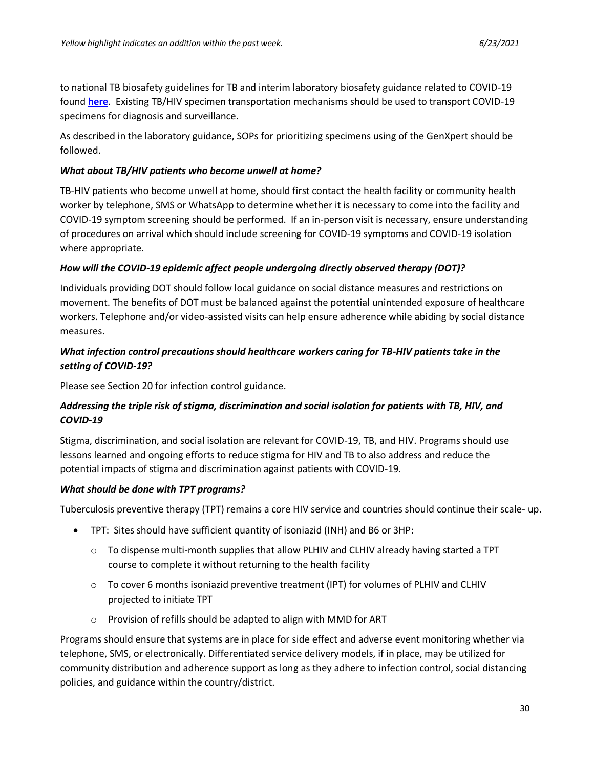to national TB biosafety guidelines for TB and interim laboratory biosafety guidance related to COVID-19 found **here**. Existing TB/HIV specimen transportation mechanisms should be used to transport COVID-19 specimens for diagnosis and surveillance.

As described in the laboratory guidance, SOPs for prioritizing specimens using of the GenXpert should be followed.

### *What about TB/HIV patients who become unwell at home?*

TB-HIV patients who become unwell at home, should first contact the health facility or community health worker by telephone, SMS or WhatsApp to determine whether it is necessary to come into the facility and COVID-19 symptom screening should be performed. If an in-person visit is necessary, ensure understanding of procedures on arrival which should include screening for COVID-19 symptoms and COVID-19 isolation where appropriate.

### *How will the COVID-19 epidemic affect people undergoing directly observed therapy (DOT)?*

Individuals providing DOT should follow local guidance on social distance measures and restrictions on movement. The benefits of DOT must be balanced against the potential unintended exposure of healthcare workers. Telephone and/or video-assisted visits can help ensure adherence while abiding by social distance measures.

### *What infection control precautions should healthcare workers caring for TB-HIV patients take in the setting of COVID-19?*

Please see Section 20 for infection control guidance.

### *Addressing the triple risk of stigma, discrimination and social isolation for patients with TB, HIV, and COVID-19*

Stigma, discrimination, and social isolation are relevant for COVID-19, TB, and HIV. Programs should use lessons learned and ongoing efforts to reduce stigma for HIV and TB to also address and reduce the potential impacts of stigma and discrimination against patients with COVID-19.

### *What should be done with TPT programs?*

Tuberculosis preventive therapy (TPT) remains a core HIV service and countries should continue their scale- up.

- TPT: Sites should have sufficient quantity of isoniazid (INH) and B6 or 3HP:
  - To dispense multi-month supplies that allow PLHIV and CLHIV already having started a TPT course to complete it without returning to the health facility
  - To cover 6 months isoniazid preventive treatment (IPT) for volumes of PLHIV and CLHIV projected to initiate TPT
  - Provision of refills should be adapted to align with MMD for ART

Programs should ensure that systems are in place for side effect and adverse event monitoring whether via telephone, SMS, or electronically. Differentiated service delivery models, if in place, may be utilized for community distribution and adherence support as long as they adhere to infection control, social distancing policies, and guidance within the country/district.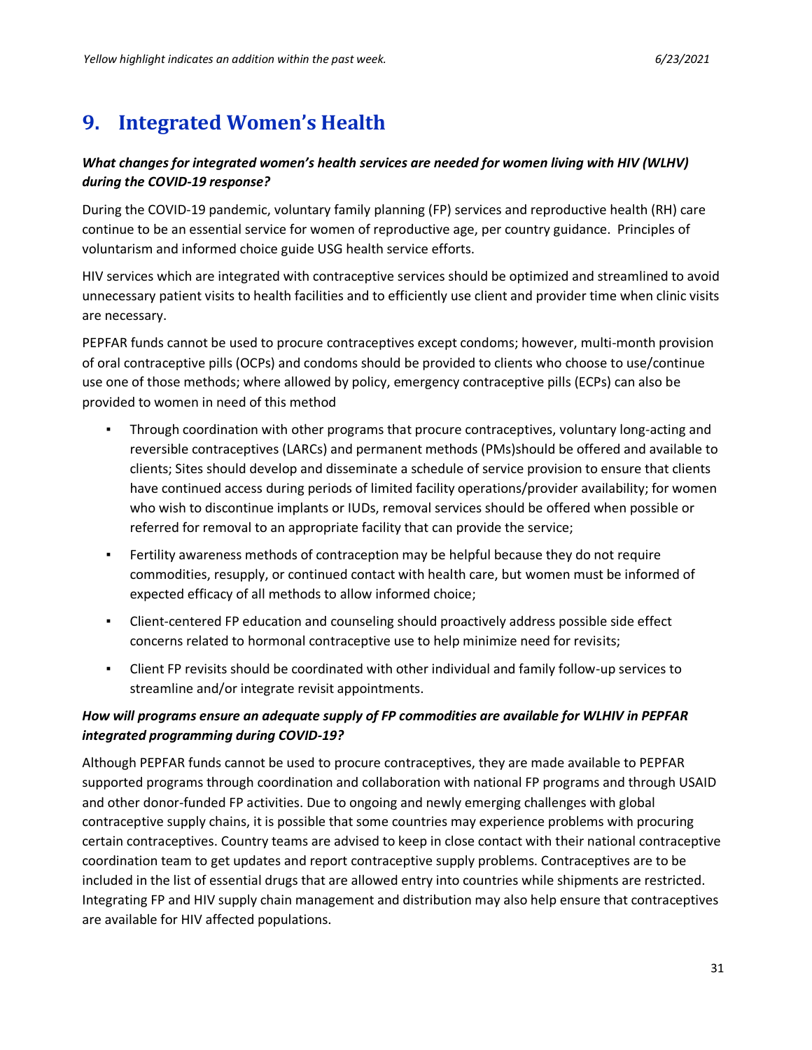# 9. Integrated Women's Health

***What changes for integrated women's health services are needed for women living with HIV (WLHV) during the COVID-19 response?***

During the COVID-19 pandemic, voluntary family planning (FP) services and reproductive health (RH) care continue to be an essential service for women of reproductive age, per country guidance. Principles of voluntarism and informed choice guide USG health service efforts.

HIV services which are integrated with contraceptive services should be optimized and streamlined to avoid unnecessary patient visits to health facilities and to efficiently use client and provider time when clinic visits are necessary.

PEPFAR funds cannot be used to procure contraceptives except condoms; however, multi-month provision of oral contraceptive pills (OCPs) and condoms should be provided to clients who choose to use/continue use one of those methods; where allowed by policy, emergency contraceptive pills (ECPs) can also be provided to women in need of this method

- Through coordination with other programs that procure contraceptives, voluntary long-acting and reversible contraceptives (LARCs) and permanent methods (PMs)should be offered and available to clients; Sites should develop and disseminate a schedule of service provision to ensure that clients have continued access during periods of limited facility operations/provider availability; for women who wish to discontinue implants or IUDs, removal services should be offered when possible or referred for removal to an appropriate facility that can provide the service;
- Fertility awareness methods of contraception may be helpful because they do not require commodities, resupply, or continued contact with health care, but women must be informed of expected efficacy of all methods to allow informed choice;
- Client-centered FP education and counseling should proactively address possible side effect concerns related to hormonal contraceptive use to help minimize need for revisits;
- Client FP revisits should be coordinated with other individual and family follow-up services to streamline and/or integrate revisit appointments.

***How will programs ensure an adequate supply of FP commodities are available for WLHIV in PEPFAR integrated programming during COVID-19?***

Although PEPFAR funds cannot be used to procure contraceptives, they are made available to PEPFAR supported programs through coordination and collaboration with national FP programs and through USAID and other donor-funded FP activities. Due to ongoing and newly emerging challenges with global contraceptive supply chains, it is possible that some countries may experience problems with procuring certain contraceptives. Country teams are advised to keep in close contact with their national contraceptive coordination team to get updates and report contraceptive supply problems. Contraceptives are to be included in the list of essential drugs that are allowed entry into countries while shipments are restricted. Integrating FP and HIV supply chain management and distribution may also help ensure that contraceptives are available for HIV affected populations.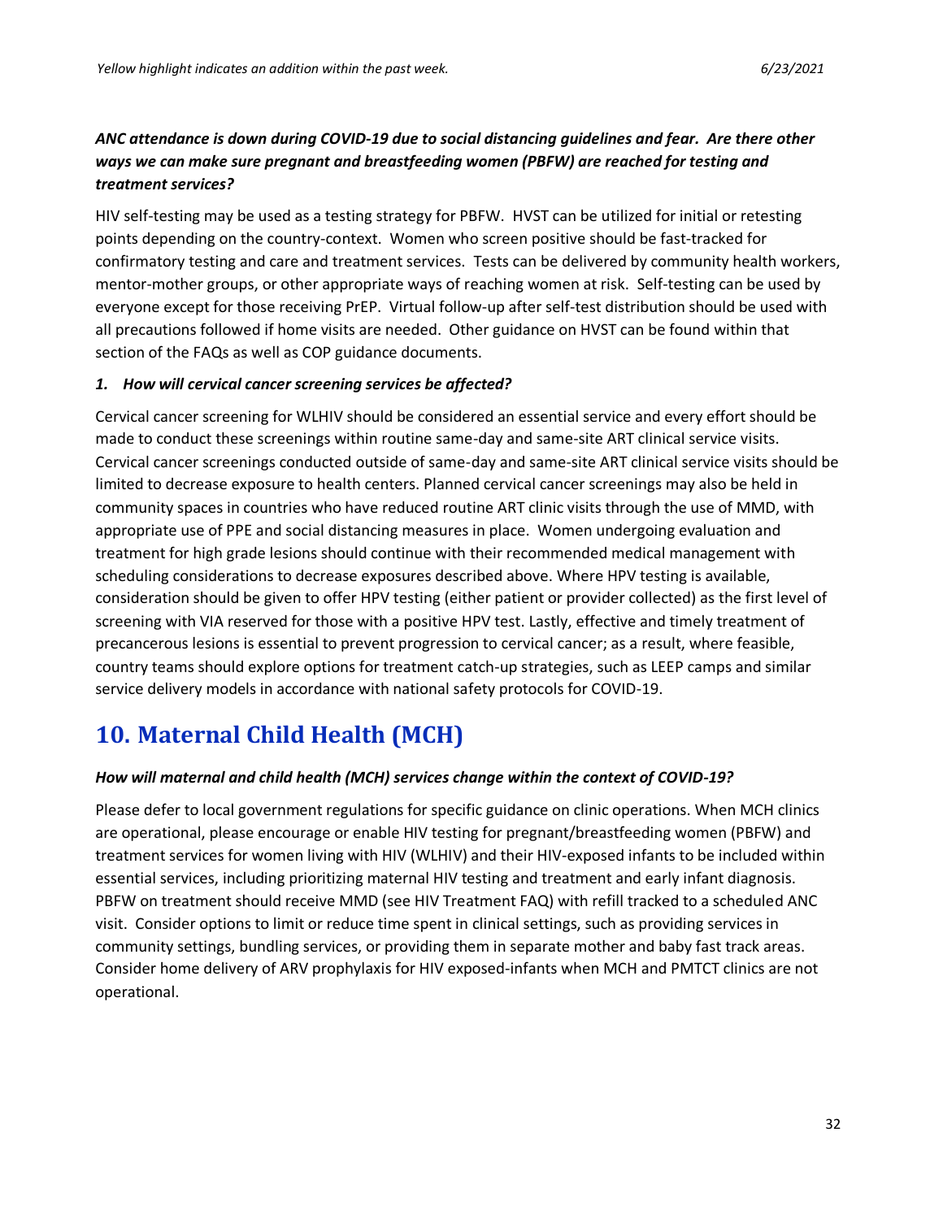***ANC attendance is down during COVID-19 due to social distancing guidelines and fear. Are there other ways we can make sure pregnant and breastfeeding women (PBFW) are reached for testing and treatment services?***

HIV self-testing may be used as a testing strategy for PBFW. HVST can be utilized for initial or retesting points depending on the country-context. Women who screen positive should be fast-tracked for confirmatory testing and care and treatment services. Tests can be delivered by community health workers, mentor-mother groups, or other appropriate ways of reaching women at risk. Self-testing can be used by everyone except for those receiving PrEP. Virtual follow-up after self-test distribution should be used with all precautions followed if home visits are needed. Other guidance on HVST can be found within that section of the FAQs as well as COP guidance documents.

1. ***How will cervical cancer screening services be affected?***

Cervical cancer screening for WLHIV should be considered an essential service and every effort should be made to conduct these screenings within routine same-day and same-site ART clinical service visits. Cervical cancer screenings conducted outside of same-day and same-site ART clinical service visits should be limited to decrease exposure to health centers. Planned cervical cancer screenings may also be held in community spaces in countries who have reduced routine ART clinic visits through the use of MMD, with appropriate use of PPE and social distancing measures in place. Women undergoing evaluation and treatment for high grade lesions should continue with their recommended medical management with scheduling considerations to decrease exposures described above. Where HPV testing is available, consideration should be given to offer HPV testing (either patient or provider collected) as the first level of screening with VIA reserved for those with a positive HPV test. Lastly, effective and timely treatment of precancerous lesions is essential to prevent progression to cervical cancer; as a result, where feasible, country teams should explore options for treatment catch-up strategies, such as LEEP camps and similar service delivery models in accordance with national safety protocols for COVID-19.

# 10. Maternal Child Health (MCH)

***How will maternal and child health (MCH) services change within the context of COVID-19?***

Please defer to local government regulations for specific guidance on clinic operations. When MCH clinics are operational, please encourage or enable HIV testing for pregnant/breastfeeding women (PBFW) and treatment services for women living with HIV (WLHIV) and their HIV-exposed infants to be included within essential services, including prioritizing maternal HIV testing and treatment and early infant diagnosis. PBFW on treatment should receive MMD (see HIV Treatment FAQ) with refill tracked to a scheduled ANC visit. Consider options to limit or reduce time spent in clinical settings, such as providing services in community settings, bundling services, or providing them in separate mother and baby fast track areas. Consider home delivery of ARV prophylaxis for HIV exposed-infants when MCH and PMTCT clinics are not operational.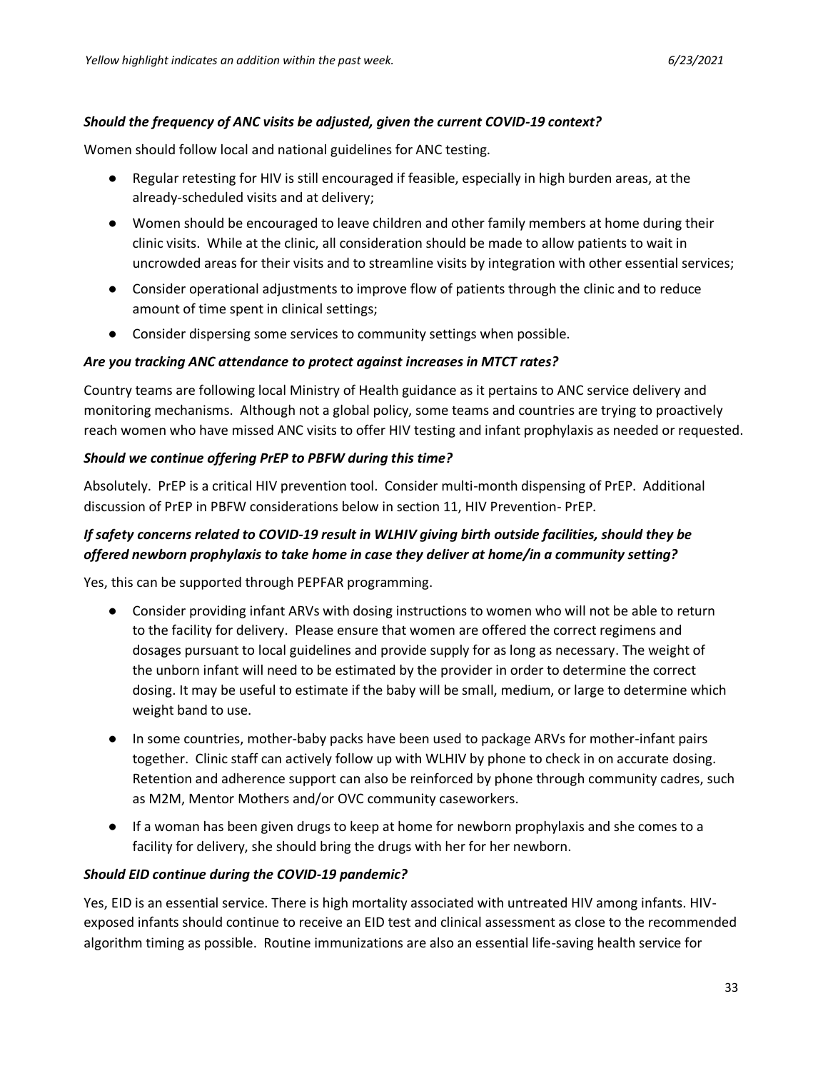***Should the frequency of ANC visits be adjusted, given the current COVID-19 context?***

Women should follow local and national guidelines for ANC testing.

- Regular retesting for HIV is still encouraged if feasible, especially in high burden areas, at the already-scheduled visits and at delivery;
- Women should be encouraged to leave children and other family members at home during their clinic visits. While at the clinic, all consideration should be made to allow patients to wait in uncrowded areas for their visits and to streamline visits by integration with other essential services;
- Consider operational adjustments to improve flow of patients through the clinic and to reduce amount of time spent in clinical settings;
- Consider dispersing some services to community settings when possible.

***Are you tracking ANC attendance to protect against increases in MTCT rates?***

Country teams are following local Ministry of Health guidance as it pertains to ANC service delivery and monitoring mechanisms. Although not a global policy, some teams and countries are trying to proactively reach women who have missed ANC visits to offer HIV testing and infant prophylaxis as needed or requested.

***Should we continue offering PrEP to PBFW during this time?***

Absolutely. PrEP is a critical HIV prevention tool. Consider multi-month dispensing of PrEP. Additional discussion of PrEP in PBFW considerations below in section 11, HIV Prevention- PrEP.

***If safety concerns related to COVID-19 result in WLHIV giving birth outside facilities, should they be offered newborn prophylaxis to take home in case they deliver at home/in a community setting?***

Yes, this can be supported through PEPFAR programming.

- Consider providing infant ARVs with dosing instructions to women who will not be able to return to the facility for delivery. Please ensure that women are offered the correct regimens and dosages pursuant to local guidelines and provide supply for as long as necessary. The weight of the unborn infant will need to be estimated by the provider in order to determine the correct dosing. It may be useful to estimate if the baby will be small, medium, or large to determine which weight band to use.
- In some countries, mother-baby packs have been used to package ARVs for mother-infant pairs together. Clinic staff can actively follow up with WLHIV by phone to check in on accurate dosing. Retention and adherence support can also be reinforced by phone through community cadres, such as M2M, Mentor Mothers and/or OVC community caseworkers.
- If a woman has been given drugs to keep at home for newborn prophylaxis and she comes to a facility for delivery, she should bring the drugs with her for her newborn.

***Should EID continue during the COVID-19 pandemic?***

Yes, EID is an essential service. There is high mortality associated with untreated HIV among infants. HIV-exposed infants should continue to receive an EID test and clinical assessment as close to the recommended algorithm timing as possible. Routine immunizations are also an essential life-saving health service for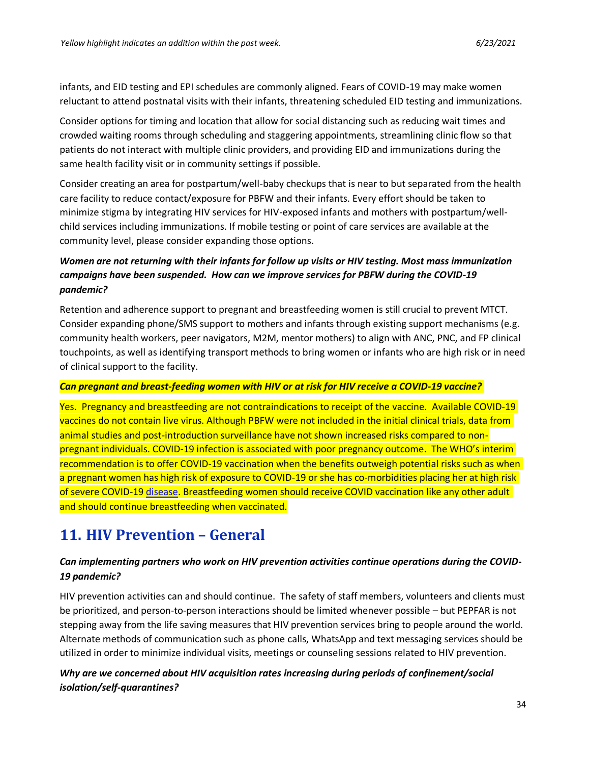infants, and EID testing and EPI schedules are commonly aligned. Fears of COVID-19 may make women reluctant to attend postnatal visits with their infants, threatening scheduled EID testing and immunizations.

Consider options for timing and location that allow for social distancing such as reducing wait times and crowded waiting rooms through scheduling and staggering appointments, streamlining clinic flow so that patients do not interact with multiple clinic providers, and providing EID and immunizations during the same health facility visit or in community settings if possible.

Consider creating an area for postpartum/well-baby checkups that is near to but separated from the health care facility to reduce contact/exposure for PBFW and their infants. Every effort should be taken to minimize stigma by integrating HIV services for HIV-exposed infants and mothers with postpartum/well-child services including immunizations. If mobile testing or point of care services are available at the community level, please consider expanding those options.

***Women are not returning with their infants for follow up visits or HIV testing. Most mass immunization campaigns have been suspended. How can we improve services for PBFW during the COVID-19 pandemic?***

Retention and adherence support to pregnant and breastfeeding women is still crucial to prevent MTCT. Consider expanding phone/SMS support to mothers and infants through existing support mechanisms (e.g. community health workers, peer navigators, M2M, mentor mothers) to align with ANC, PNC, and FP clinical touchpoints, as well as identifying transport methods to bring women or infants who are high risk or in need of clinical support to the facility.

***Can pregnant and breast-feeding women with HIV or at risk for HIV receive a COVID-19 vaccine?***

Yes. Pregnancy and breastfeeding are not contraindications to receipt of the vaccine. Available COVID-19 vaccines do not contain live virus. Although PBFW were not included in the initial clinical trials, data from animal studies and post-introduction surveillance have not shown increased risks compared to non-pregnant individuals. COVID-19 infection is associated with poor pregnancy outcome. The WHO's interim recommendation is to offer COVID-19 vaccination when the benefits outweigh potential risks such as when a pregnant women has high risk of exposure to COVID-19 or she has co-morbidities placing her at high risk of severe COVID-19 disease. Breastfeeding women should receive COVID vaccination like any other adult and should continue breastfeeding when vaccinated.

## 11. HIV Prevention – General

***Can implementing partners who work on HIV prevention activities continue operations during the COVID-19 pandemic?***

HIV prevention activities can and should continue. The safety of staff members, volunteers and clients must be prioritized, and person-to-person interactions should be limited whenever possible – but PEPFAR is not stepping away from the life saving measures that HIV prevention services bring to people around the world. Alternate methods of communication such as phone calls, WhatsApp and text messaging services should be utilized in order to minimize individual visits, meetings or counseling sessions related to HIV prevention.

***Why are we concerned about HIV acquisition rates increasing during periods of confinement/social isolation/self-quarantines?***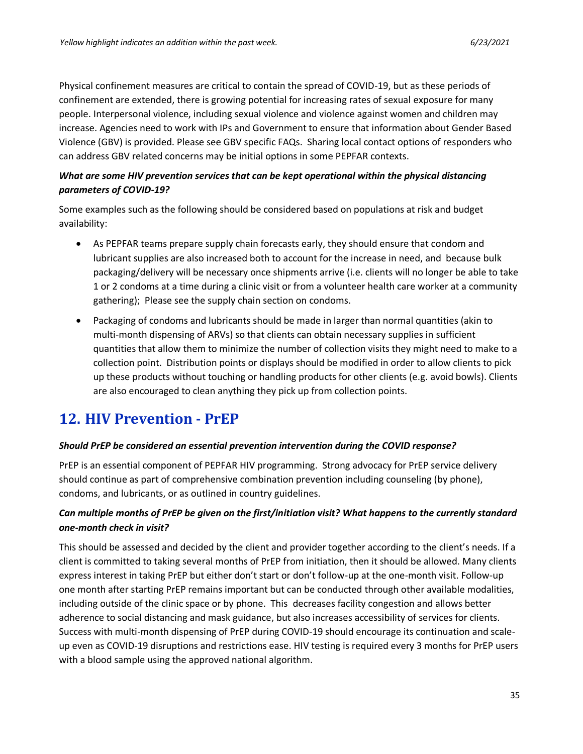Physical confinement measures are critical to contain the spread of COVID-19, but as these periods of confinement are extended, there is growing potential for increasing rates of sexual exposure for many people. Interpersonal violence, including sexual violence and violence against women and children may increase. Agencies need to work with IPs and Government to ensure that information about Gender Based Violence (GBV) is provided. Please see GBV specific FAQs. Sharing local contact options of responders who can address GBV related concerns may be initial options in some PEPFAR contexts.

***What are some HIV prevention services that can be kept operational within the physical distancing parameters of COVID-19?***

Some examples such as the following should be considered based on populations at risk and budget availability:

- As PEPFAR teams prepare supply chain forecasts early, they should ensure that condom and lubricant supplies are also increased both to account for the increase in need, and because bulk packaging/delivery will be necessary once shipments arrive (i.e. clients will no longer be able to take 1 or 2 condoms at a time during a clinic visit or from a volunteer health care worker at a community gathering); Please see the supply chain section on condoms.
- Packaging of condoms and lubricants should be made in larger than normal quantities (akin to multi-month dispensing of ARVs) so that clients can obtain necessary supplies in sufficient quantities that allow them to minimize the number of collection visits they might need to make to a collection point. Distribution points or displays should be modified in order to allow clients to pick up these products without touching or handling products for other clients (e.g. avoid bowls). Clients are also encouraged to clean anything they pick up from collection points.

# 12. HIV Prevention - PrEP

***Should PrEP be considered an essential prevention intervention during the COVID response?***

PrEP is an essential component of PEPFAR HIV programming. Strong advocacy for PrEP service delivery should continue as part of comprehensive combination prevention including counseling (by phone), condoms, and lubricants, or as outlined in country guidelines.

***Can multiple months of PrEP be given on the first/initiation visit? What happens to the currently standard one-month check in visit?***

This should be assessed and decided by the client and provider together according to the client's needs. If a client is committed to taking several months of PrEP from initiation, then it should be allowed. Many clients express interest in taking PrEP but either don't start or don't follow-up at the one-month visit. Follow-up one month after starting PrEP remains important but can be conducted through other available modalities, including outside of the clinic space or by phone. This decreases facility congestion and allows better adherence to social distancing and mask guidance, but also increases accessibility of services for clients. Success with multi-month dispensing of PrEP during COVID-19 should encourage its continuation and scale-up even as COVID-19 disruptions and restrictions ease. HIV testing is required every 3 months for PrEP users with a blood sample using the approved national algorithm.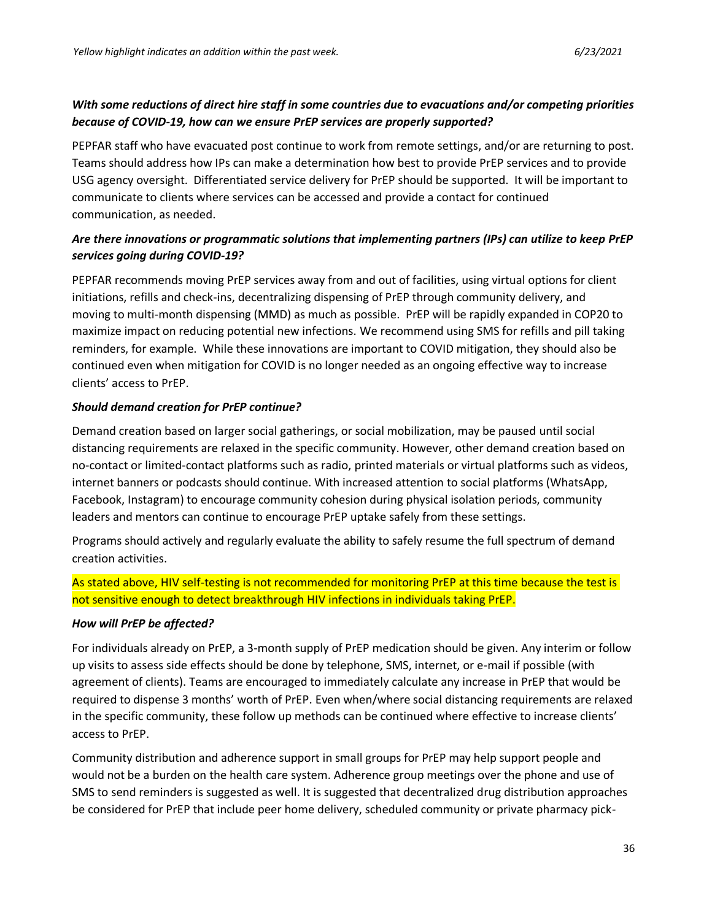***With some reductions of direct hire staff in some countries due to evacuations and/or competing priorities because of COVID-19, how can we ensure PrEP services are properly supported?***

PEPFAR staff who have evacuated post continue to work from remote settings, and/or are returning to post. Teams should address how IPs can make a determination how best to provide PrEP services and to provide USG agency oversight. Differentiated service delivery for PrEP should be supported. It will be important to communicate to clients where services can be accessed and provide a contact for continued communication, as needed.

***Are there innovations or programmatic solutions that implementing partners (IPs) can utilize to keep PrEP services going during COVID-19?***

PEPFAR recommends moving PrEP services away from and out of facilities, using virtual options for client initiations, refills and check-ins, decentralizing dispensing of PrEP through community delivery, and moving to multi-month dispensing (MMD) as much as possible. PrEP will be rapidly expanded in COP20 to maximize impact on reducing potential new infections. We recommend using SMS for refills and pill taking reminders, for example. While these innovations are important to COVID mitigation, they should also be continued even when mitigation for COVID is no longer needed as an ongoing effective way to increase clients' access to PrEP.

***Should demand creation for PrEP continue?***

Demand creation based on larger social gatherings, or social mobilization, may be paused until social distancing requirements are relaxed in the specific community. However, other demand creation based on no-contact or limited-contact platforms such as radio, printed materials or virtual platforms such as videos, internet banners or podcasts should continue. With increased attention to social platforms (WhatsApp, Facebook, Instagram) to encourage community cohesion during physical isolation periods, community leaders and mentors can continue to encourage PrEP uptake safely from these settings.

Programs should actively and regularly evaluate the ability to safely resume the full spectrum of demand creation activities.

As stated above, HIV self-testing is not recommended for monitoring PrEP at this time because the test is not sensitive enough to detect breakthrough HIV infections in individuals taking PrEP.

***How will PrEP be affected?***

For individuals already on PrEP, a 3-month supply of PrEP medication should be given. Any interim or follow up visits to assess side effects should be done by telephone, SMS, internet, or e-mail if possible (with agreement of clients). Teams are encouraged to immediately calculate any increase in PrEP that would be required to dispense 3 months' worth of PrEP. Even when/where social distancing requirements are relaxed in the specific community, these follow up methods can be continued where effective to increase clients' access to PrEP.

Community distribution and adherence support in small groups for PrEP may help support people and would not be a burden on the health care system. Adherence group meetings over the phone and use of SMS to send reminders is suggested as well. It is suggested that decentralized drug distribution approaches be considered for PrEP that include peer home delivery, scheduled community or private pharmacy pick-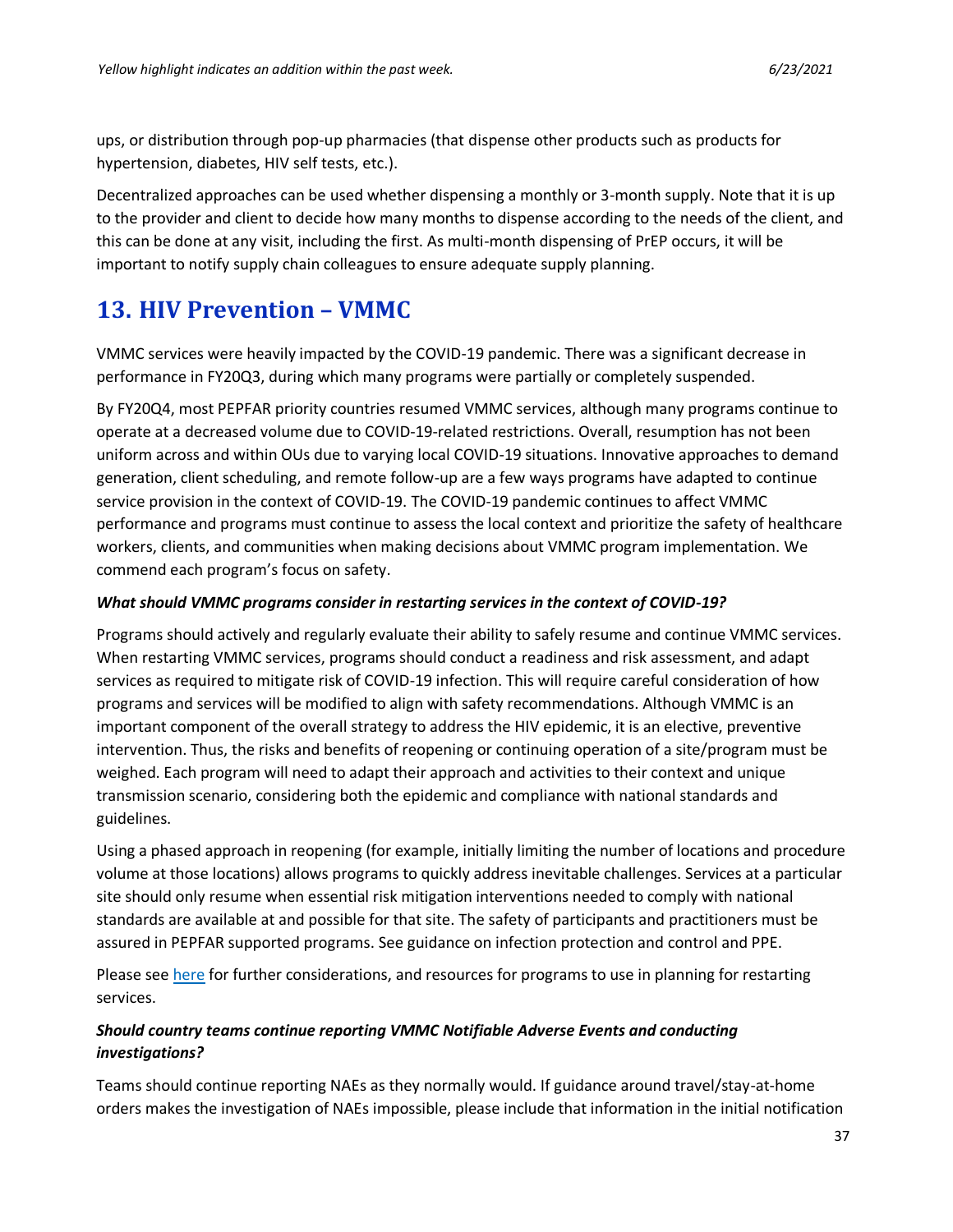ups, or distribution through pop-up pharmacies (that dispense other products such as products for hypertension, diabetes, HIV self tests, etc.).

Decentralized approaches can be used whether dispensing a monthly or 3-month supply. Note that it is up to the provider and client to decide how many months to dispense according to the needs of the client, and this can be done at any visit, including the first. As multi-month dispensing of PrEP occurs, it will be important to notify supply chain colleagues to ensure adequate supply planning.

# 13. HIV Prevention – VMMC

VMMC services were heavily impacted by the COVID-19 pandemic. There was a significant decrease in performance in FY20Q3, during which many programs were partially or completely suspended.

By FY20Q4, most PEPFAR priority countries resumed VMMC services, although many programs continue to operate at a decreased volume due to COVID-19-related restrictions. Overall, resumption has not been uniform across and within OUs due to varying local COVID-19 situations. Innovative approaches to demand generation, client scheduling, and remote follow-up are a few ways programs have adapted to continue service provision in the context of COVID-19. The COVID-19 pandemic continues to affect VMMC performance and programs must continue to assess the local context and prioritize the safety of healthcare workers, clients, and communities when making decisions about VMMC program implementation. We commend each program's focus on safety.

***What should VMMC programs consider in restarting services in the context of COVID-19?***

Programs should actively and regularly evaluate their ability to safely resume and continue VMMC services. When restarting VMMC services, programs should conduct a readiness and risk assessment, and adapt services as required to mitigate risk of COVID-19 infection. This will require careful consideration of how programs and services will be modified to align with safety recommendations. Although VMMC is an important component of the overall strategy to address the HIV epidemic, it is an elective, preventive intervention. Thus, the risks and benefits of reopening or continuing operation of a site/program must be weighed. Each program will need to adapt their approach and activities to their context and unique transmission scenario, considering both the epidemic and compliance with national standards and guidelines.

Using a phased approach in reopening (for example, initially limiting the number of locations and procedure volume at those locations) allows programs to quickly address inevitable challenges. Services at a particular site should only resume when essential risk mitigation interventions needed to comply with national standards are available at and possible for that site. The safety of participants and practitioners must be assured in PEPFAR supported programs. See guidance on infection protection and control and PPE.

Please see here for further considerations, and resources for programs to use in planning for restarting services.

***Should country teams continue reporting VMMC Notifiable Adverse Events and conducting investigations?***

Teams should continue reporting NAEs as they normally would. If guidance around travel/stay-at-home orders makes the investigation of NAEs impossible, please include that information in the initial notification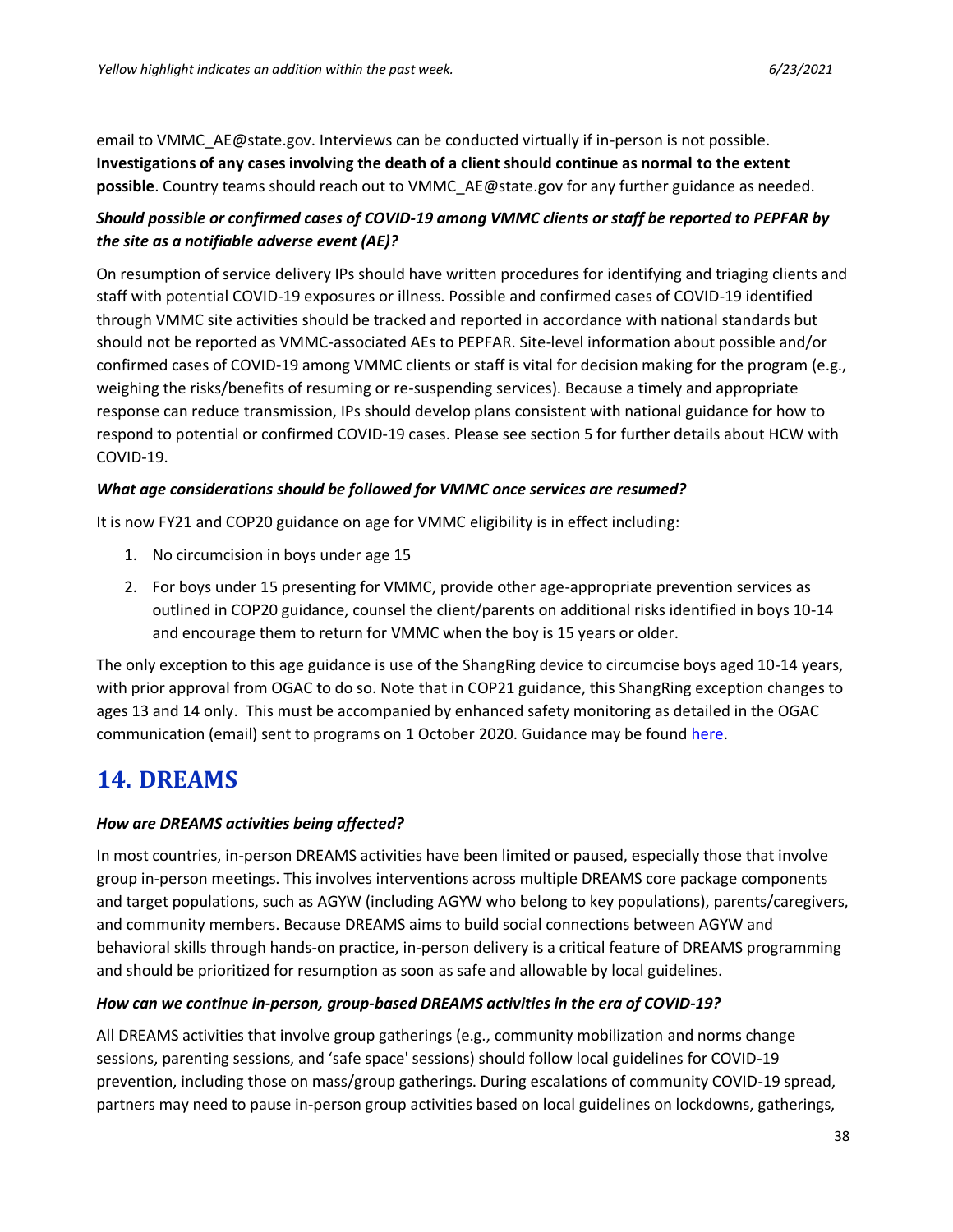email to VMMC_AE@state.gov. Interviews can be conducted virtually if in-person is not possible. **Investigations of any cases involving the death of a client should continue as normal to the extent possible**. Country teams should reach out to VMMC_AE@state.gov for any further guidance as needed.

***Should possible or confirmed cases of COVID-19 among VMMC clients or staff be reported to PEPFAR by the site as a notifiable adverse event (AE)?***

On resumption of service delivery IPs should have written procedures for identifying and triaging clients and staff with potential COVID-19 exposures or illness. Possible and confirmed cases of COVID-19 identified through VMMC site activities should be tracked and reported in accordance with national standards but should not be reported as VMMC-associated AEs to PEPFAR. Site-level information about possible and/or confirmed cases of COVID-19 among VMMC clients or staff is vital for decision making for the program (e.g., weighing the risks/benefits of resuming or re-suspending services). Because a timely and appropriate response can reduce transmission, IPs should develop plans consistent with national guidance for how to respond to potential or confirmed COVID-19 cases. Please see section 5 for further details about HCW with COVID-19.

***What age considerations should be followed for VMMC once services are resumed?***

It is now FY21 and COP20 guidance on age for VMMC eligibility is in effect including:

1. No circumcision in boys under age 15
2. For boys under 15 presenting for VMMC, provide other age-appropriate prevention services as outlined in COP20 guidance, counsel the client/parents on additional risks identified in boys 10-14 and encourage them to return for VMMC when the boy is 15 years or older.

The only exception to this age guidance is use of the ShangRing device to circumcise boys aged 10-14 years, with prior approval from OGAC to do so. Note that in COP21 guidance, this ShangRing exception changes to ages 13 and 14 only. This must be accompanied by enhanced safety monitoring as detailed in the OGAC communication (email) sent to programs on 1 October 2020. Guidance may be found here.

# 14. DREAMS

***How are DREAMS activities being affected?***

In most countries, in-person DREAMS activities have been limited or paused, especially those that involve group in-person meetings. This involves interventions across multiple DREAMS core package components and target populations, such as AGYW (including AGYW who belong to key populations), parents/caregivers, and community members. Because DREAMS aims to build social connections between AGYW and behavioral skills through hands-on practice, in-person delivery is a critical feature of DREAMS programming and should be prioritized for resumption as soon as safe and allowable by local guidelines.

***How can we continue in-person, group-based DREAMS activities in the era of COVID-19?***

All DREAMS activities that involve group gatherings (e.g., community mobilization and norms change sessions, parenting sessions, and 'safe space' sessions) should follow local guidelines for COVID-19 prevention, including those on mass/group gatherings. During escalations of community COVID-19 spread, partners may need to pause in-person group activities based on local guidelines on lockdowns, gatherings,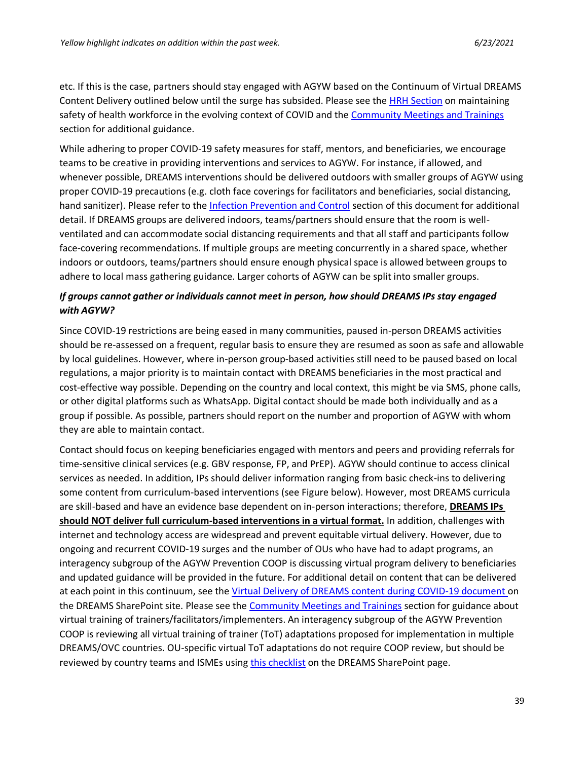etc. If this is the case, partners should stay engaged with AGYW based on the Continuum of Virtual DREAMS Content Delivery outlined below until the surge has subsided. Please see the HRH Section on maintaining safety of health workforce in the evolving context of COVID and the Community Meetings and Trainings section for additional guidance.

While adhering to proper COVID-19 safety measures for staff, mentors, and beneficiaries, we encourage teams to be creative in providing interventions and services to AGYW. For instance, if allowed, and whenever possible, DREAMS interventions should be delivered outdoors with smaller groups of AGYW using proper COVID-19 precautions (e.g. cloth face coverings for facilitators and beneficiaries, social distancing, hand sanitizer). Please refer to the Infection Prevention and Control section of this document for additional detail. If DREAMS groups are delivered indoors, teams/partners should ensure that the room is well-ventilated and can accommodate social distancing requirements and that all staff and participants follow face-covering recommendations. If multiple groups are meeting concurrently in a shared space, whether indoors or outdoors, teams/partners should ensure enough physical space is allowed between groups to adhere to local mass gathering guidance. Larger cohorts of AGYW can be split into smaller groups.

***If groups cannot gather or individuals cannot meet in person, how should DREAMS IPs stay engaged with AGYW?***

Since COVID-19 restrictions are being eased in many communities, paused in-person DREAMS activities should be re-assessed on a frequent, regular basis to ensure they are resumed as soon as safe and allowable by local guidelines. However, where in-person group-based activities still need to be paused based on local regulations, a major priority is to maintain contact with DREAMS beneficiaries in the most practical and cost-effective way possible. Depending on the country and local context, this might be via SMS, phone calls, or other digital platforms such as WhatsApp. Digital contact should be made both individually and as a group if possible. As possible, partners should report on the number and proportion of AGYW with whom they are able to maintain contact.

Contact should focus on keeping beneficiaries engaged with mentors and peers and providing referrals for time-sensitive clinical services (e.g. GBV response, FP, and PrEP). AGYW should continue to access clinical services as needed. In addition, IPs should deliver information ranging from basic check-ins to delivering some content from curriculum-based interventions (see Figure below). However, most DREAMS curricula are skill-based and have an evidence base dependent on in-person interactions; therefore, **DREAMS IPs should NOT deliver full curriculum-based interventions in a virtual format.** In addition, challenges with internet and technology access are widespread and prevent equitable virtual delivery. However, due to ongoing and recurrent COVID-19 surges and the number of OUs who have had to adapt programs, an interagency subgroup of the AGYW Prevention COOP is discussing virtual program delivery to beneficiaries and updated guidance will be provided in the future. For additional detail on content that can be delivered at each point in this continuum, see the Virtual Delivery of DREAMS content during COVID-19 document on the DREAMS SharePoint site. Please see the Community Meetings and Trainings section for guidance about virtual training of trainers/facilitators/implementers. An interagency subgroup of the AGYW Prevention COOP is reviewing all virtual training of trainer (ToT) adaptations proposed for implementation in multiple DREAMS/OVC countries. OU-specific virtual ToT adaptations do not require COOP review, but should be reviewed by country teams and ISMEs using this checklist on the DREAMS SharePoint page.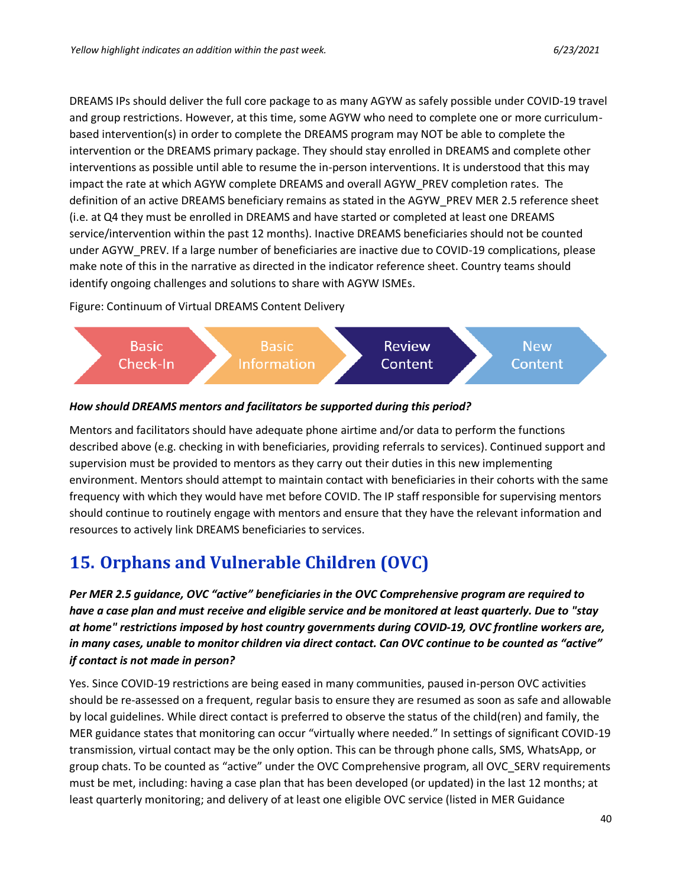DREAMS IPs should deliver the full core package to as many AGYW as safely possible under COVID-19 travel and group restrictions. However, at this time, some AGYW who need to complete one or more curriculum-based intervention(s) in order to complete the DREAMS program may NOT be able to complete the intervention or the DREAMS primary package. They should stay enrolled in DREAMS and complete other interventions as possible until able to resume the in-person interventions. It is understood that this may impact the rate at which AGYW complete DREAMS and overall AGYW_PREV completion rates. The definition of an active DREAMS beneficiary remains as stated in the AGYW_PREV MER 2.5 reference sheet (i.e. at Q4 they must be enrolled in DREAMS and have started or completed at least one DREAMS service/intervention within the past 12 months). Inactive DREAMS beneficiaries should not be counted under AGYW_PREV. If a large number of beneficiaries are inactive due to COVID-19 complications, please make note of this in the narrative as directed in the indicator reference sheet. Country teams should identify ongoing challenges and solutions to share with AGYW ISMEs.

Figure: Continuum of Virtual DREAMS Content Delivery

Basic Check-In → Basic Information → Review Content → New Content

***How should DREAMS mentors and facilitators be supported during this period?***

Mentors and facilitators should have adequate phone airtime and/or data to perform the functions described above (e.g. checking in with beneficiaries, providing referrals to services). Continued support and supervision must be provided to mentors as they carry out their duties in this new implementing environment. Mentors should attempt to maintain contact with beneficiaries in their cohorts with the same frequency with which they would have met before COVID. The IP staff responsible for supervising mentors should continue to routinely engage with mentors and ensure that they have the relevant information and resources to actively link DREAMS beneficiaries to services.

# 15. Orphans and Vulnerable Children (OVC)

***Per MER 2.5 guidance, OVC "active" beneficiaries in the OVC Comprehensive program are required to have a case plan and must receive and eligible service and be monitored at least quarterly. Due to "stay at home" restrictions imposed by host country governments during COVID-19, OVC frontline workers are, in many cases, unable to monitor children via direct contact. Can OVC continue to be counted as "active" if contact is not made in person?***

Yes. Since COVID-19 restrictions are being eased in many communities, paused in-person OVC activities should be re-assessed on a frequent, regular basis to ensure they are resumed as soon as safe and allowable by local guidelines. While direct contact is preferred to observe the status of the child(ren) and family, the MER guidance states that monitoring can occur "virtually where needed." In settings of significant COVID-19 transmission, virtual contact may be the only option. This can be through phone calls, SMS, WhatsApp, or group chats. To be counted as "active" under the OVC Comprehensive program, all OVC_SERV requirements must be met, including: having a case plan that has been developed (or updated) in the last 12 months; at least quarterly monitoring; and delivery of at least one eligible OVC service (listed in MER Guidance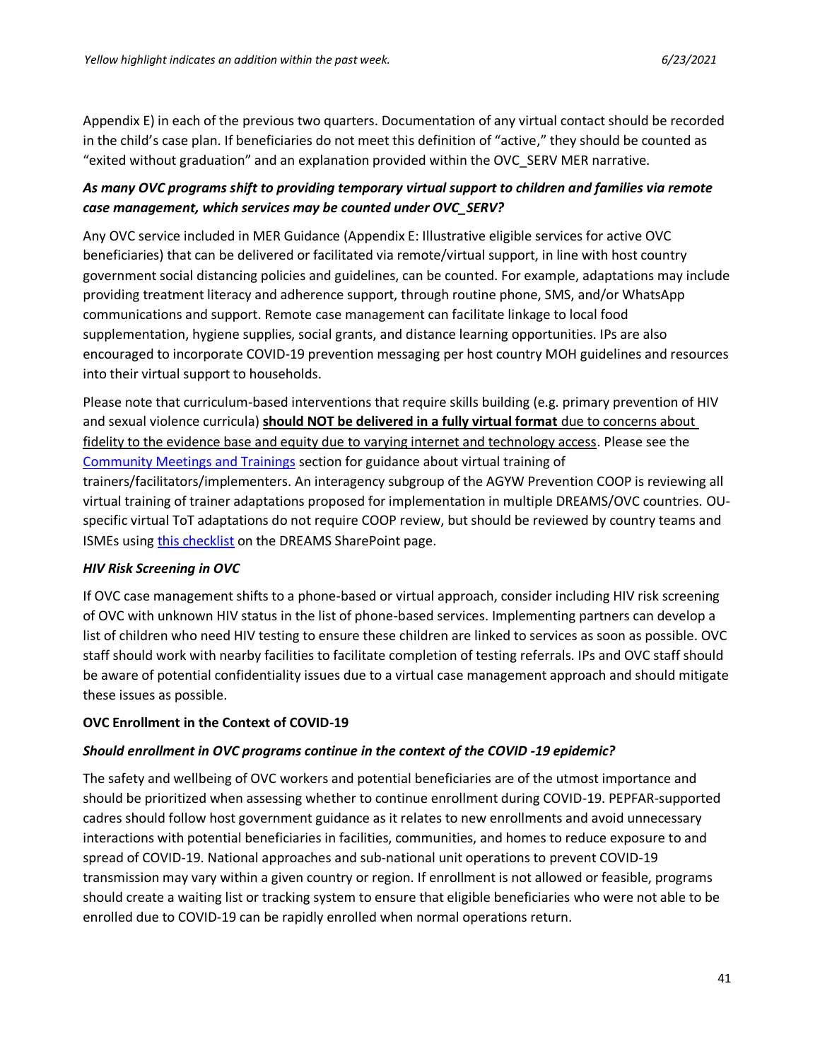Appendix E) in each of the previous two quarters. Documentation of any virtual contact should be recorded in the child's case plan. If beneficiaries do not meet this definition of "active," they should be counted as "exited without graduation" and an explanation provided within the OVC_SERV MER narrative.

***As many OVC programs shift to providing temporary virtual support to children and families via remote case management, which services may be counted under OVC_SERV?***

Any OVC service included in MER Guidance (Appendix E: Illustrative eligible services for active OVC beneficiaries) that can be delivered or facilitated via remote/virtual support, in line with host country government social distancing policies and guidelines, can be counted. For example, adaptations may include providing treatment literacy and adherence support, through routine phone, SMS, and/or WhatsApp communications and support. Remote case management can facilitate linkage to local food supplementation, hygiene supplies, social grants, and distance learning opportunities. IPs are also encouraged to incorporate COVID-19 prevention messaging per host country MOH guidelines and resources into their virtual support to households.

Please note that curriculum-based interventions that require skills building (e.g. primary prevention of HIV and sexual violence curricula) **should NOT be delivered in a fully virtual format** due to concerns about fidelity to the evidence base and equity due to varying internet and technology access. Please see the Community Meetings and Trainings section for guidance about virtual training of trainers/facilitators/implementers. An interagency subgroup of the AGYW Prevention COOP is reviewing all virtual training of trainer adaptations proposed for implementation in multiple DREAMS/OVC countries. OU-specific virtual ToT adaptations do not require COOP review, but should be reviewed by country teams and ISMEs using this checklist on the DREAMS SharePoint page.

***HIV Risk Screening in OVC***

If OVC case management shifts to a phone-based or virtual approach, consider including HIV risk screening of OVC with unknown HIV status in the list of phone-based services. Implementing partners can develop a list of children who need HIV testing to ensure these children are linked to services as soon as possible. OVC staff should work with nearby facilities to facilitate completion of testing referrals. IPs and OVC staff should be aware of potential confidentiality issues due to a virtual case management approach and should mitigate these issues as possible.

**OVC Enrollment in the Context of COVID-19**

***Should enrollment in OVC programs continue in the context of the COVID -19 epidemic?***

The safety and wellbeing of OVC workers and potential beneficiaries are of the utmost importance and should be prioritized when assessing whether to continue enrollment during COVID-19. PEPFAR-supported cadres should follow host government guidance as it relates to new enrollments and avoid unnecessary interactions with potential beneficiaries in facilities, communities, and homes to reduce exposure to and spread of COVID-19. National approaches and sub-national unit operations to prevent COVID-19 transmission may vary within a given country or region. If enrollment is not allowed or feasible, programs should create a waiting list or tracking system to ensure that eligible beneficiaries who were not able to be enrolled due to COVID-19 can be rapidly enrolled when normal operations return.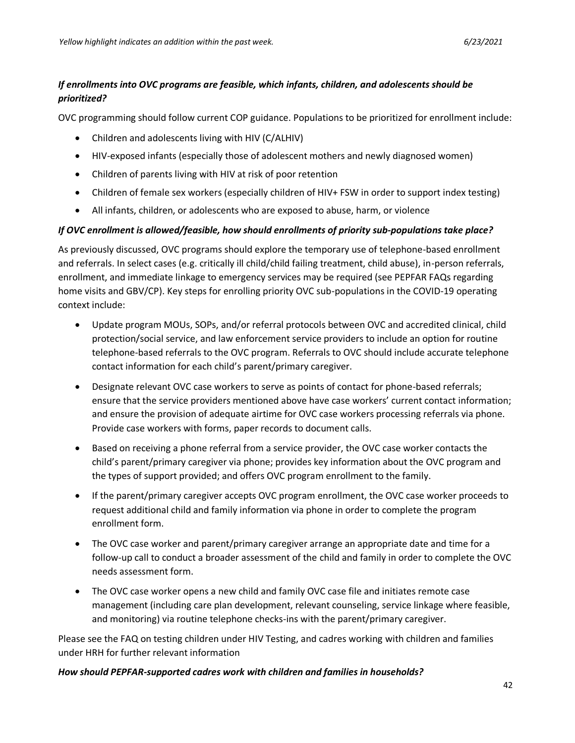***If enrollments into OVC programs are feasible, which infants, children, and adolescents should be prioritized?***

OVC programming should follow current COP guidance. Populations to be prioritized for enrollment include:

- Children and adolescents living with HIV (C/ALHIV)
- HIV-exposed infants (especially those of adolescent mothers and newly diagnosed women)
- Children of parents living with HIV at risk of poor retention
- Children of female sex workers (especially children of HIV+ FSW in order to support index testing)
- All infants, children, or adolescents who are exposed to abuse, harm, or violence

***If OVC enrollment is allowed/feasible, how should enrollments of priority sub-populations take place?***

As previously discussed, OVC programs should explore the temporary use of telephone-based enrollment and referrals. In select cases (e.g. critically ill child/child failing treatment, child abuse), in-person referrals, enrollment, and immediate linkage to emergency services may be required (see PEPFAR FAQs regarding home visits and GBV/CP). Key steps for enrolling priority OVC sub-populations in the COVID-19 operating context include:

- Update program MOUs, SOPs, and/or referral protocols between OVC and accredited clinical, child protection/social service, and law enforcement service providers to include an option for routine telephone-based referrals to the OVC program. Referrals to OVC should include accurate telephone contact information for each child's parent/primary caregiver.
- Designate relevant OVC case workers to serve as points of contact for phone-based referrals; ensure that the service providers mentioned above have case workers' current contact information; and ensure the provision of adequate airtime for OVC case workers processing referrals via phone. Provide case workers with forms, paper records to document calls.
- Based on receiving a phone referral from a service provider, the OVC case worker contacts the child's parent/primary caregiver via phone; provides key information about the OVC program and the types of support provided; and offers OVC program enrollment to the family.
- If the parent/primary caregiver accepts OVC program enrollment, the OVC case worker proceeds to request additional child and family information via phone in order to complete the program enrollment form.
- The OVC case worker and parent/primary caregiver arrange an appropriate date and time for a follow-up call to conduct a broader assessment of the child and family in order to complete the OVC needs assessment form.
- The OVC case worker opens a new child and family OVC case file and initiates remote case management (including care plan development, relevant counseling, service linkage where feasible, and monitoring) via routine telephone checks-ins with the parent/primary caregiver.

Please see the FAQ on testing children under HIV Testing, and cadres working with children and families under HRH for further relevant information

***How should PEPFAR-supported cadres work with children and families in households?***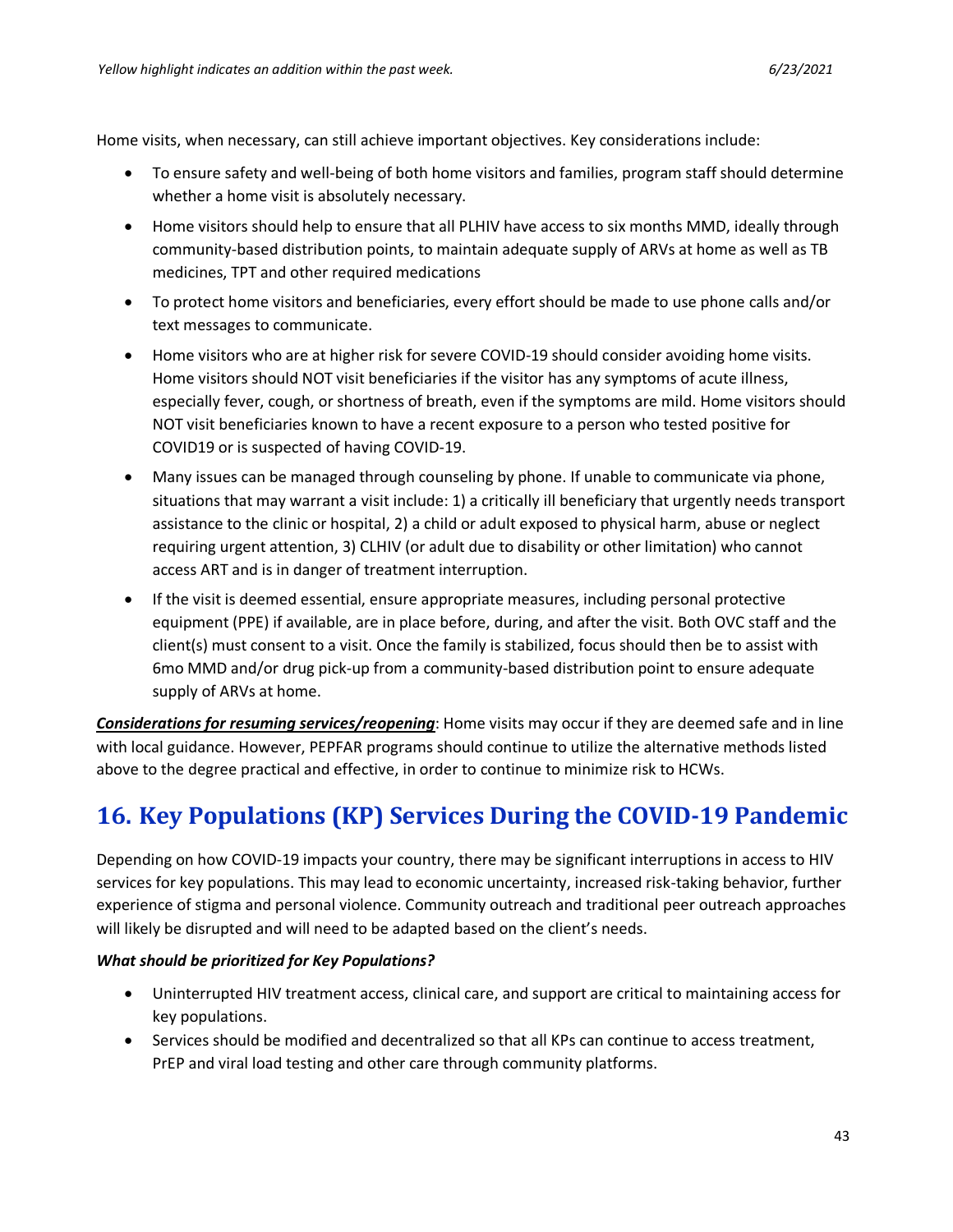Home visits, when necessary, can still achieve important objectives. Key considerations include:

- To ensure safety and well-being of both home visitors and families, program staff should determine whether a home visit is absolutely necessary.
- Home visitors should help to ensure that all PLHIV have access to six months MMD, ideally through community-based distribution points, to maintain adequate supply of ARVs at home as well as TB medicines, TPT and other required medications
- To protect home visitors and beneficiaries, every effort should be made to use phone calls and/or text messages to communicate.
- Home visitors who are at higher risk for severe COVID-19 should consider avoiding home visits. Home visitors should NOT visit beneficiaries if the visitor has any symptoms of acute illness, especially fever, cough, or shortness of breath, even if the symptoms are mild. Home visitors should NOT visit beneficiaries known to have a recent exposure to a person who tested positive for COVID19 or is suspected of having COVID-19.
- Many issues can be managed through counseling by phone. If unable to communicate via phone, situations that may warrant a visit include: 1) a critically ill beneficiary that urgently needs transport assistance to the clinic or hospital, 2) a child or adult exposed to physical harm, abuse or neglect requiring urgent attention, 3) CLHIV (or adult due to disability or other limitation) who cannot access ART and is in danger of treatment interruption.
- If the visit is deemed essential, ensure appropriate measures, including personal protective equipment (PPE) if available, are in place before, during, and after the visit. Both OVC staff and the client(s) must consent to a visit. Once the family is stabilized, focus should then be to assist with 6mo MMD and/or drug pick-up from a community-based distribution point to ensure adequate supply of ARVs at home.

***Considerations for resuming services/reopening***: Home visits may occur if they are deemed safe and in line with local guidance. However, PEPFAR programs should continue to utilize the alternative methods listed above to the degree practical and effective, in order to continue to minimize risk to HCWs.

# 16. Key Populations (KP) Services During the COVID-19 Pandemic

Depending on how COVID-19 impacts your country, there may be significant interruptions in access to HIV services for key populations. This may lead to economic uncertainty, increased risk-taking behavior, further experience of stigma and personal violence. Community outreach and traditional peer outreach approaches will likely be disrupted and will need to be adapted based on the client's needs.

***What should be prioritized for Key Populations?***

- Uninterrupted HIV treatment access, clinical care, and support are critical to maintaining access for key populations.
- Services should be modified and decentralized so that all KPs can continue to access treatment, PrEP and viral load testing and other care through community platforms.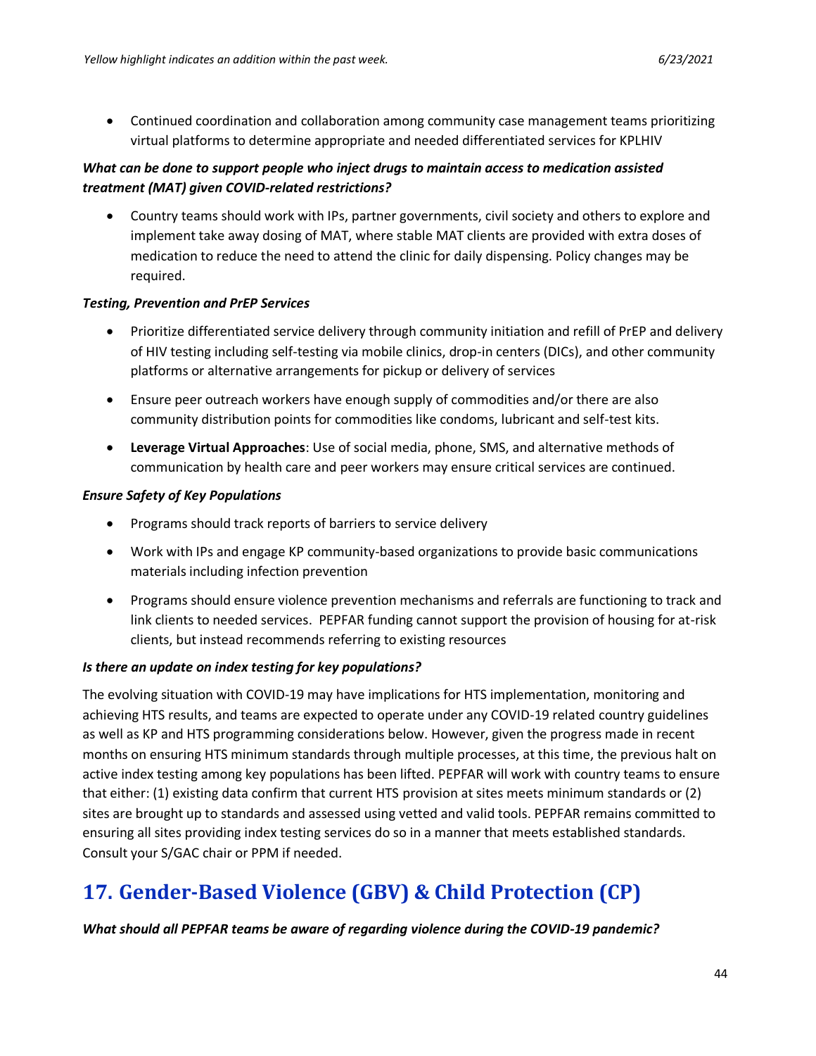- Continued coordination and collaboration among community case management teams prioritizing virtual platforms to determine appropriate and needed differentiated services for KPLHIV

***What can be done to support people who inject drugs to maintain access to medication assisted treatment (MAT) given COVID-related restrictions?***

- Country teams should work with IPs, partner governments, civil society and others to explore and implement take away dosing of MAT, where stable MAT clients are provided with extra doses of medication to reduce the need to attend the clinic for daily dispensing. Policy changes may be required.

***Testing, Prevention and PrEP Services***

- Prioritize differentiated service delivery through community initiation and refill of PrEP and delivery of HIV testing including self-testing via mobile clinics, drop-in centers (DICs), and other community platforms or alternative arrangements for pickup or delivery of services
- Ensure peer outreach workers have enough supply of commodities and/or there are also community distribution points for commodities like condoms, lubricant and self-test kits.
- **Leverage Virtual Approaches**: Use of social media, phone, SMS, and alternative methods of communication by health care and peer workers may ensure critical services are continued.

***Ensure Safety of Key Populations***

- Programs should track reports of barriers to service delivery
- Work with IPs and engage KP community-based organizations to provide basic communications materials including infection prevention
- Programs should ensure violence prevention mechanisms and referrals are functioning to track and link clients to needed services. PEPFAR funding cannot support the provision of housing for at-risk clients, but instead recommends referring to existing resources

***Is there an update on index testing for key populations?***

The evolving situation with COVID-19 may have implications for HTS implementation, monitoring and achieving HTS results, and teams are expected to operate under any COVID-19 related country guidelines as well as KP and HTS programming considerations below. However, given the progress made in recent months on ensuring HTS minimum standards through multiple processes, at this time, the previous halt on active index testing among key populations has been lifted. PEPFAR will work with country teams to ensure that either: (1) existing data confirm that current HTS provision at sites meets minimum standards or (2) sites are brought up to standards and assessed using vetted and valid tools. PEPFAR remains committed to ensuring all sites providing index testing services do so in a manner that meets established standards. Consult your S/GAC chair or PPM if needed.

# 17. Gender-Based Violence (GBV) & Child Protection (CP)

***What should all PEPFAR teams be aware of regarding violence during the COVID-19 pandemic?***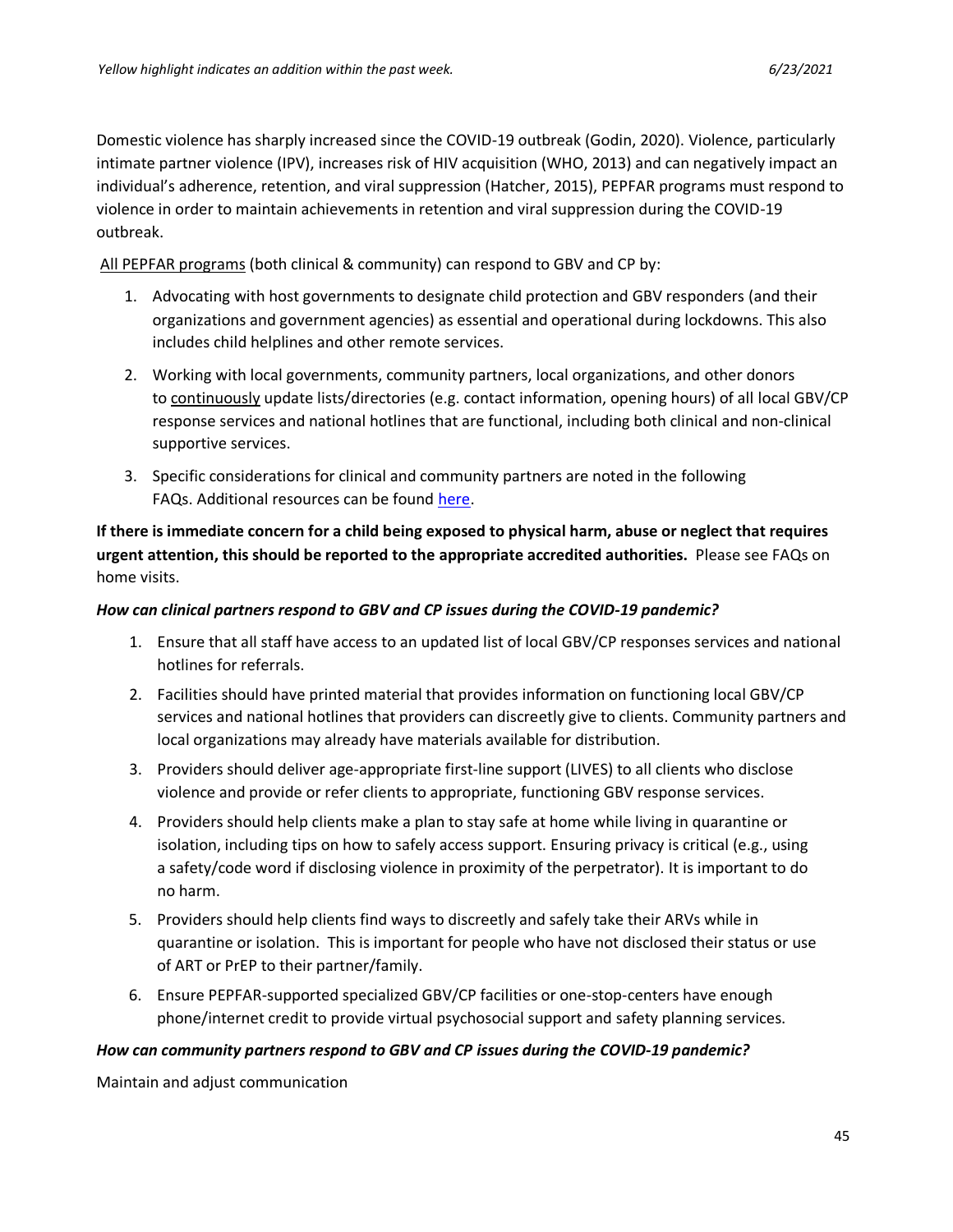Domestic violence has sharply increased since the COVID-19 outbreak (Godin, 2020). Violence, particularly intimate partner violence (IPV), increases risk of HIV acquisition (WHO, 2013) and can negatively impact an individual's adherence, retention, and viral suppression (Hatcher, 2015), PEPFAR programs must respond to violence in order to maintain achievements in retention and viral suppression during the COVID-19 outbreak.

All PEPFAR programs (both clinical & community) can respond to GBV and CP by:

1. Advocating with host governments to designate child protection and GBV responders (and their organizations and government agencies) as essential and operational during lockdowns. This also includes child helplines and other remote services.
2. Working with local governments, community partners, local organizations, and other donors to continuously update lists/directories (e.g. contact information, opening hours) of all local GBV/CP response services and national hotlines that are functional, including both clinical and non-clinical supportive services.
3. Specific considerations for clinical and community partners are noted in the following FAQs. Additional resources can be found here.

**If there is immediate concern for a child being exposed to physical harm, abuse or neglect that requires urgent attention, this should be reported to the appropriate accredited authorities.** Please see FAQs on home visits.

***How can clinical partners respond to GBV and CP issues during the COVID-19 pandemic?***

1. Ensure that all staff have access to an updated list of local GBV/CP responses services and national hotlines for referrals.
2. Facilities should have printed material that provides information on functioning local GBV/CP services and national hotlines that providers can discreetly give to clients. Community partners and local organizations may already have materials available for distribution.
3. Providers should deliver age-appropriate first-line support (LIVES) to all clients who disclose violence and provide or refer clients to appropriate, functioning GBV response services.
4. Providers should help clients make a plan to stay safe at home while living in quarantine or isolation, including tips on how to safely access support. Ensuring privacy is critical (e.g., using a safety/code word if disclosing violence in proximity of the perpetrator). It is important to do no harm.
5. Providers should help clients find ways to discreetly and safely take their ARVs while in quarantine or isolation. This is important for people who have not disclosed their status or use of ART or PrEP to their partner/family.
6. Ensure PEPFAR-supported specialized GBV/CP facilities or one-stop-centers have enough phone/internet credit to provide virtual psychosocial support and safety planning services.

***How can community partners respond to GBV and CP issues during the COVID-19 pandemic?***

Maintain and adjust communication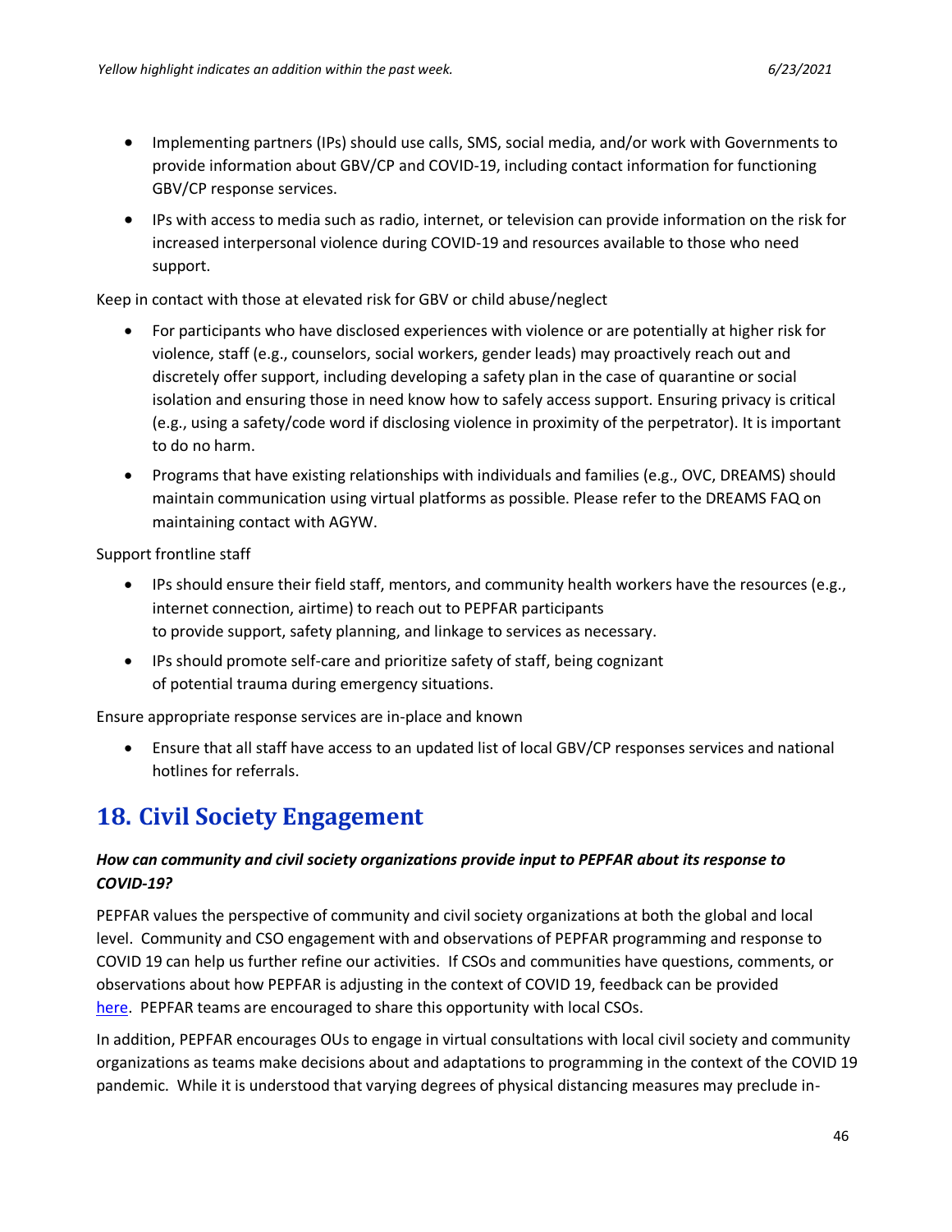- Implementing partners (IPs) should use calls, SMS, social media, and/or work with Governments to provide information about GBV/CP and COVID-19, including contact information for functioning GBV/CP response services.
- IPs with access to media such as radio, internet, or television can provide information on the risk for increased interpersonal violence during COVID-19 and resources available to those who need support.

Keep in contact with those at elevated risk for GBV or child abuse/neglect

- For participants who have disclosed experiences with violence or are potentially at higher risk for violence, staff (e.g., counselors, social workers, gender leads) may proactively reach out and discretely offer support, including developing a safety plan in the case of quarantine or social isolation and ensuring those in need know how to safely access support. Ensuring privacy is critical (e.g., using a safety/code word if disclosing violence in proximity of the perpetrator). It is important to do no harm.
- Programs that have existing relationships with individuals and families (e.g., OVC, DREAMS) should maintain communication using virtual platforms as possible. Please refer to the DREAMS FAQ on maintaining contact with AGYW.

Support frontline staff

- IPs should ensure their field staff, mentors, and community health workers have the resources (e.g., internet connection, airtime) to reach out to PEPFAR participants to provide support, safety planning, and linkage to services as necessary.
- IPs should promote self-care and prioritize safety of staff, being cognizant of potential trauma during emergency situations.

Ensure appropriate response services are in-place and known

- Ensure that all staff have access to an updated list of local GBV/CP responses services and national hotlines for referrals.

# 18. Civil Society Engagement

***How can community and civil society organizations provide input to PEPFAR about its response to COVID-19?***

PEPFAR values the perspective of community and civil society organizations at both the global and local level. Community and CSO engagement with and observations of PEPFAR programming and response to COVID 19 can help us further refine our activities. If CSOs and communities have questions, comments, or observations about how PEPFAR is adjusting in the context of COVID 19, feedback can be provided here. PEPFAR teams are encouraged to share this opportunity with local CSOs.

In addition, PEPFAR encourages OUs to engage in virtual consultations with local civil society and community organizations as teams make decisions about and adaptations to programming in the context of the COVID 19 pandemic. While it is understood that varying degrees of physical distancing measures may preclude in-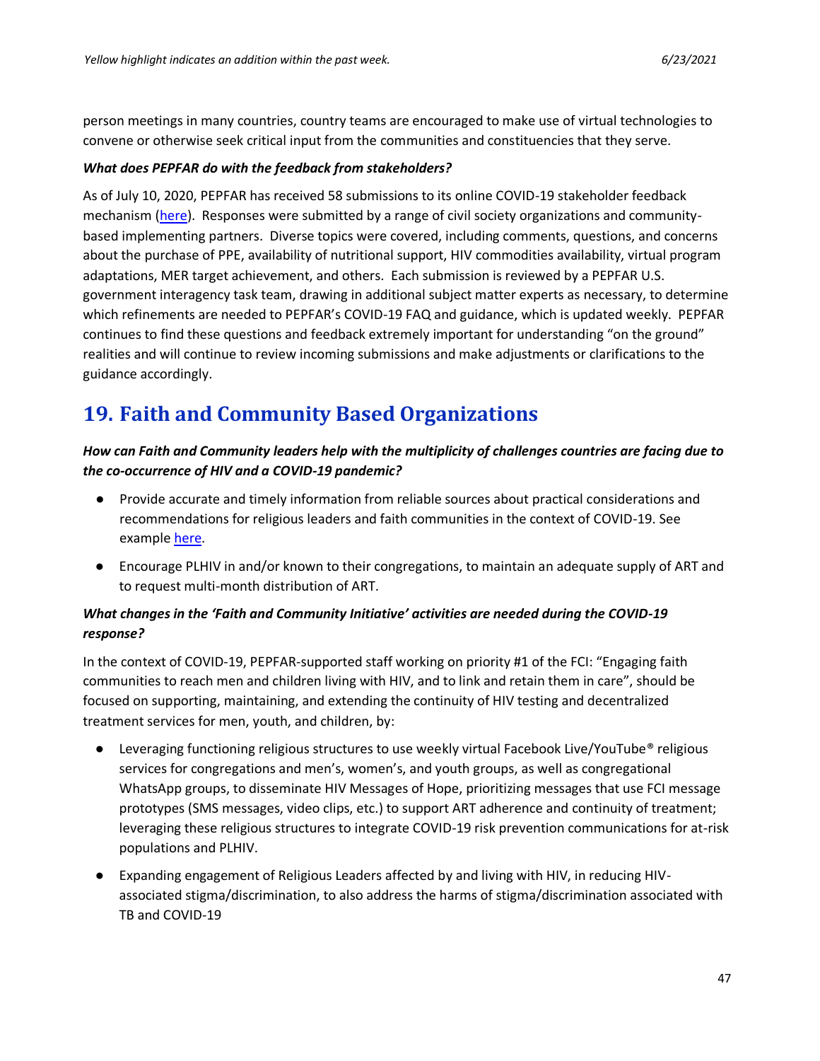person meetings in many countries, country teams are encouraged to make use of virtual technologies to convene or otherwise seek critical input from the communities and constituencies that they serve.

***What does PEPFAR do with the feedback from stakeholders?***

As of July 10, 2020, PEPFAR has received 58 submissions to its online COVID-19 stakeholder feedback mechanism (here). Responses were submitted by a range of civil society organizations and community-based implementing partners. Diverse topics were covered, including comments, questions, and concerns about the purchase of PPE, availability of nutritional support, HIV commodities availability, virtual program adaptations, MER target achievement, and others. Each submission is reviewed by a PEPFAR U.S. government interagency task team, drawing in additional subject matter experts as necessary, to determine which refinements are needed to PEPFAR's COVID-19 FAQ and guidance, which is updated weekly. PEPFAR continues to find these questions and feedback extremely important for understanding "on the ground" realities and will continue to review incoming submissions and make adjustments or clarifications to the guidance accordingly.

# 19. Faith and Community Based Organizations

***How can Faith and Community leaders help with the multiplicity of challenges countries are facing due to the co-occurrence of HIV and a COVID-19 pandemic?***

- Provide accurate and timely information from reliable sources about practical considerations and recommendations for religious leaders and faith communities in the context of COVID-19. See example here.
- Encourage PLHIV in and/or known to their congregations, to maintain an adequate supply of ART and to request multi-month distribution of ART.

***What changes in the 'Faith and Community Initiative' activities are needed during the COVID-19 response?***

In the context of COVID-19, PEPFAR-supported staff working on priority #1 of the FCI: "Engaging faith communities to reach men and children living with HIV, and to link and retain them in care", should be focused on supporting, maintaining, and extending the continuity of HIV testing and decentralized treatment services for men, youth, and children, by:

- Leveraging functioning religious structures to use weekly virtual Facebook Live/YouTube® religious services for congregations and men's, women's, and youth groups, as well as congregational WhatsApp groups, to disseminate HIV Messages of Hope, prioritizing messages that use FCI message prototypes (SMS messages, video clips, etc.) to support ART adherence and continuity of treatment; leveraging these religious structures to integrate COVID-19 risk prevention communications for at-risk populations and PLHIV.
- Expanding engagement of Religious Leaders affected by and living with HIV, in reducing HIV-associated stigma/discrimination, to also address the harms of stigma/discrimination associated with TB and COVID-19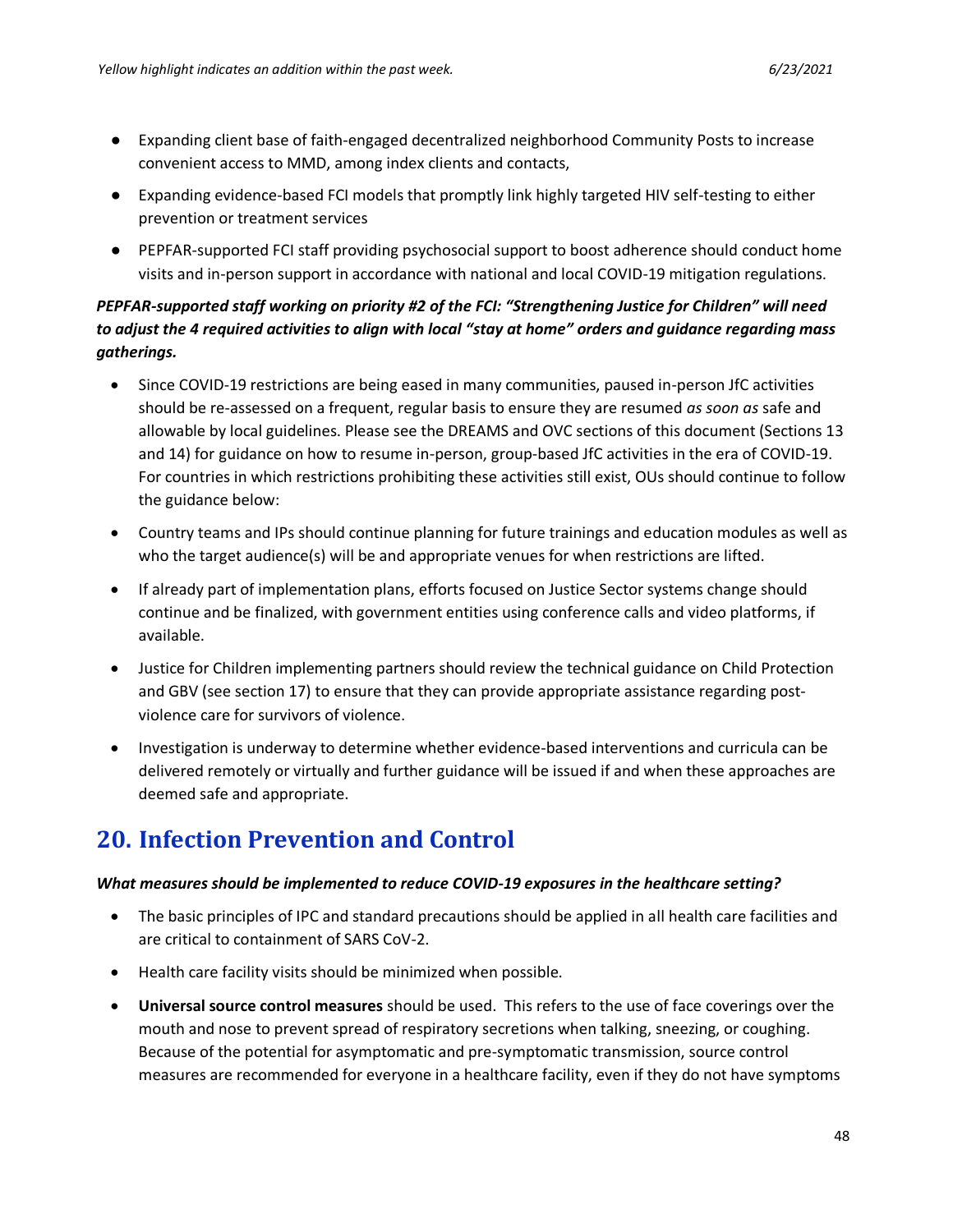- Expanding client base of faith-engaged decentralized neighborhood Community Posts to increase convenient access to MMD, among index clients and contacts,
- Expanding evidence-based FCI models that promptly link highly targeted HIV self-testing to either prevention or treatment services
- PEPFAR-supported FCI staff providing psychosocial support to boost adherence should conduct home visits and in-person support in accordance with national and local COVID-19 mitigation regulations.

***PEPFAR-supported staff working on priority #2 of the FCI: "Strengthening Justice for Children" will need to adjust the 4 required activities to align with local "stay at home" orders and guidance regarding mass gatherings.***

- Since COVID-19 restrictions are being eased in many communities, paused in-person JfC activities should be re-assessed on a frequent, regular basis to ensure they are resumed *as soon as* safe and allowable by local guidelines. Please see the DREAMS and OVC sections of this document (Sections 13 and 14) for guidance on how to resume in-person, group-based JfC activities in the era of COVID-19. For countries in which restrictions prohibiting these activities still exist, OUs should continue to follow the guidance below:
- Country teams and IPs should continue planning for future trainings and education modules as well as who the target audience(s) will be and appropriate venues for when restrictions are lifted.
- If already part of implementation plans, efforts focused on Justice Sector systems change should continue and be finalized, with government entities using conference calls and video platforms, if available.
- Justice for Children implementing partners should review the technical guidance on Child Protection and GBV (see section 17) to ensure that they can provide appropriate assistance regarding post-violence care for survivors of violence.
- Investigation is underway to determine whether evidence-based interventions and curricula can be delivered remotely or virtually and further guidance will be issued if and when these approaches are deemed safe and appropriate.

## 20. Infection Prevention and Control

***What measures should be implemented to reduce COVID-19 exposures in the healthcare setting?***

- The basic principles of IPC and standard precautions should be applied in all health care facilities and are critical to containment of SARS CoV-2.
- Health care facility visits should be minimized when possible.
- **Universal source control measures** should be used. This refers to the use of face coverings over the mouth and nose to prevent spread of respiratory secretions when talking, sneezing, or coughing. Because of the potential for asymptomatic and pre-symptomatic transmission, source control measures are recommended for everyone in a healthcare facility, even if they do not have symptoms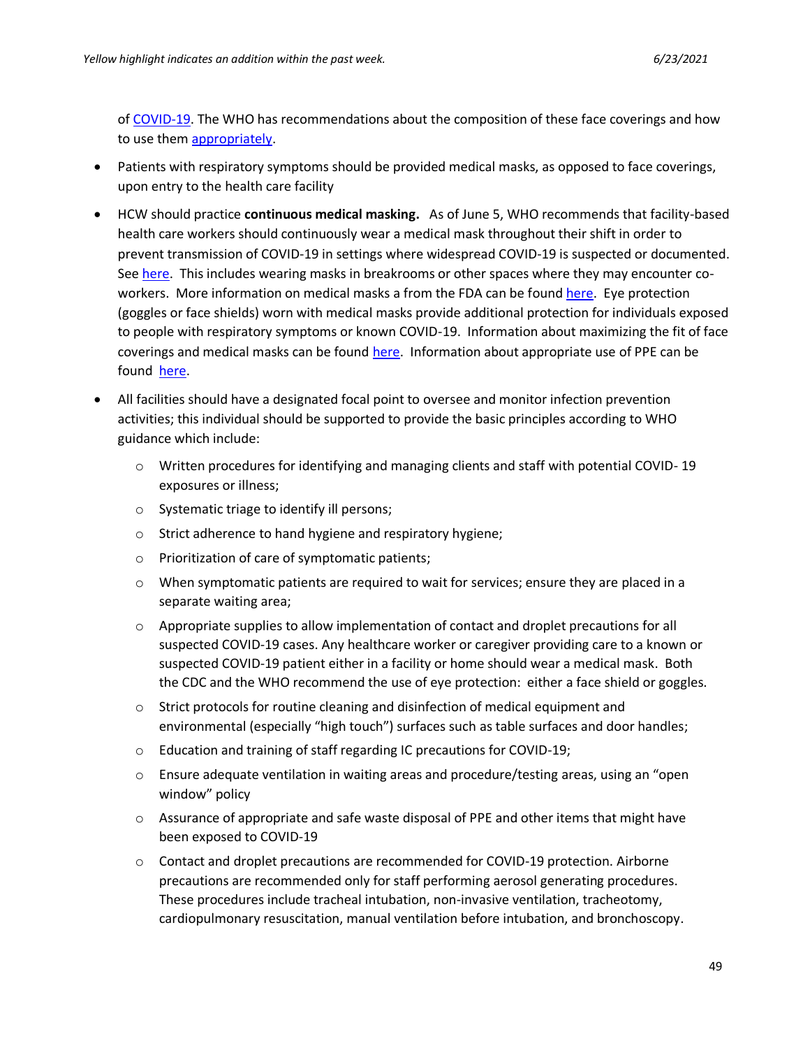of COVID-19. The WHO has recommendations about the composition of these face coverings and how to use them appropriately.

- Patients with respiratory symptoms should be provided medical masks, as opposed to face coverings, upon entry to the health care facility
- HCW should practice **continuous medical masking.** As of June 5, WHO recommends that facility-based health care workers should continuously wear a medical mask throughout their shift in order to prevent transmission of COVID-19 in settings where widespread COVID-19 is suspected or documented. See here. This includes wearing masks in breakrooms or other spaces where they may encounter co-workers. More information on medical masks a from the FDA can be found here. Eye protection (goggles or face shields) worn with medical masks provide additional protection for individuals exposed to people with respiratory symptoms or known COVID-19. Information about maximizing the fit of face coverings and medical masks can be found here. Information about appropriate use of PPE can be found here.
- All facilities should have a designated focal point to oversee and monitor infection prevention activities; this individual should be supported to provide the basic principles according to WHO guidance which include:
  - Written procedures for identifying and managing clients and staff with potential COVID- 19 exposures or illness;
  - Systematic triage to identify ill persons;
  - Strict adherence to hand hygiene and respiratory hygiene;
  - Prioritization of care of symptomatic patients;
  - When symptomatic patients are required to wait for services; ensure they are placed in a separate waiting area;
  - Appropriate supplies to allow implementation of contact and droplet precautions for all suspected COVID-19 cases. Any healthcare worker or caregiver providing care to a known or suspected COVID-19 patient either in a facility or home should wear a medical mask. Both the CDC and the WHO recommend the use of eye protection: either a face shield or goggles.
  - Strict protocols for routine cleaning and disinfection of medical equipment and environmental (especially "high touch") surfaces such as table surfaces and door handles;
  - Education and training of staff regarding IC precautions for COVID-19;
  - Ensure adequate ventilation in waiting areas and procedure/testing areas, using an "open window" policy
  - Assurance of appropriate and safe waste disposal of PPE and other items that might have been exposed to COVID-19
  - Contact and droplet precautions are recommended for COVID-19 protection. Airborne precautions are recommended only for staff performing aerosol generating procedures. These procedures include tracheal intubation, non-invasive ventilation, tracheotomy, cardiopulmonary resuscitation, manual ventilation before intubation, and bronchoscopy.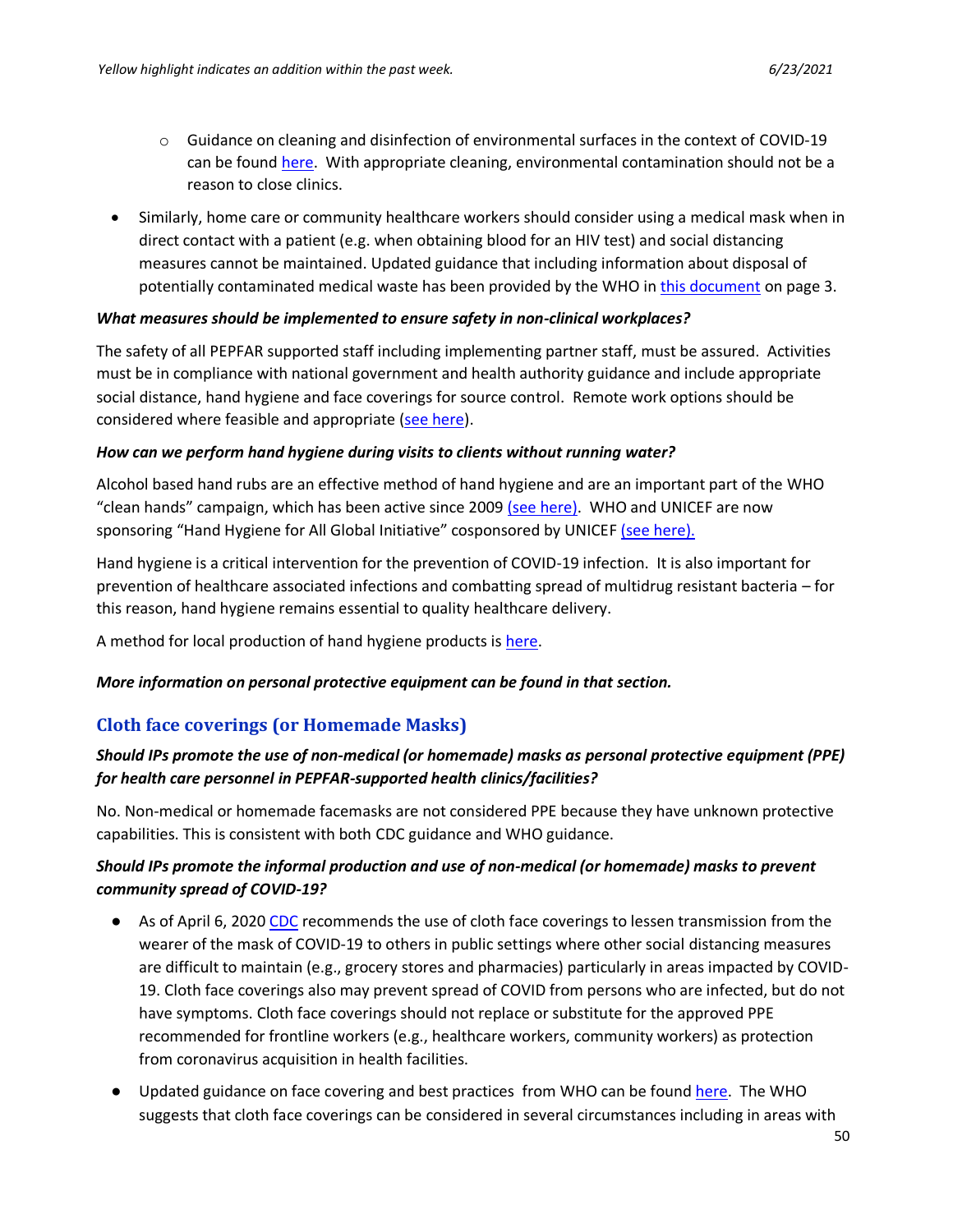- Guidance on cleaning and disinfection of environmental surfaces in the context of COVID-19 can be found here. With appropriate cleaning, environmental contamination should not be a reason to close clinics.

- Similarly, home care or community healthcare workers should consider using a medical mask when in direct contact with a patient (e.g. when obtaining blood for an HIV test) and social distancing measures cannot be maintained. Updated guidance that including information about disposal of potentially contaminated medical waste has been provided by the WHO in this document on page 3.

***What measures should be implemented to ensure safety in non-clinical workplaces?***

The safety of all PEPFAR supported staff including implementing partner staff, must be assured. Activities must be in compliance with national government and health authority guidance and include appropriate social distance, hand hygiene and face coverings for source control. Remote work options should be considered where feasible and appropriate (see here).

***How can we perform hand hygiene during visits to clients without running water?***

Alcohol based hand rubs are an effective method of hand hygiene and are an important part of the WHO "clean hands" campaign, which has been active since 2009 (see here). WHO and UNICEF are now sponsoring "Hand Hygiene for All Global Initiative" cosponsored by UNICEF (see here).

Hand hygiene is a critical intervention for the prevention of COVID-19 infection. It is also important for prevention of healthcare associated infections and combatting spread of multidrug resistant bacteria – for this reason, hand hygiene remains essential to quality healthcare delivery.

A method for local production of hand hygiene products is here.

***More information on personal protective equipment can be found in that section.***

## Cloth face coverings (or Homemade Masks)

***Should IPs promote the use of non-medical (or homemade) masks as personal protective equipment (PPE) for health care personnel in PEPFAR-supported health clinics/facilities?***

No. Non-medical or homemade facemasks are not considered PPE because they have unknown protective capabilities. This is consistent with both CDC guidance and WHO guidance.

***Should IPs promote the informal production and use of non-medical (or homemade) masks to prevent community spread of COVID-19?***

- As of April 6, 2020 CDC recommends the use of cloth face coverings to lessen transmission from the wearer of the mask of COVID-19 to others in public settings where other social distancing measures are difficult to maintain (e.g., grocery stores and pharmacies) particularly in areas impacted by COVID-19. Cloth face coverings also may prevent spread of COVID from persons who are infected, but do not have symptoms. Cloth face coverings should not replace or substitute for the approved PPE recommended for frontline workers (e.g., healthcare workers, community workers) as protection from coronavirus acquisition in health facilities.
- Updated guidance on face covering and best practices from WHO can be found here. The WHO suggests that cloth face coverings can be considered in several circumstances including in areas with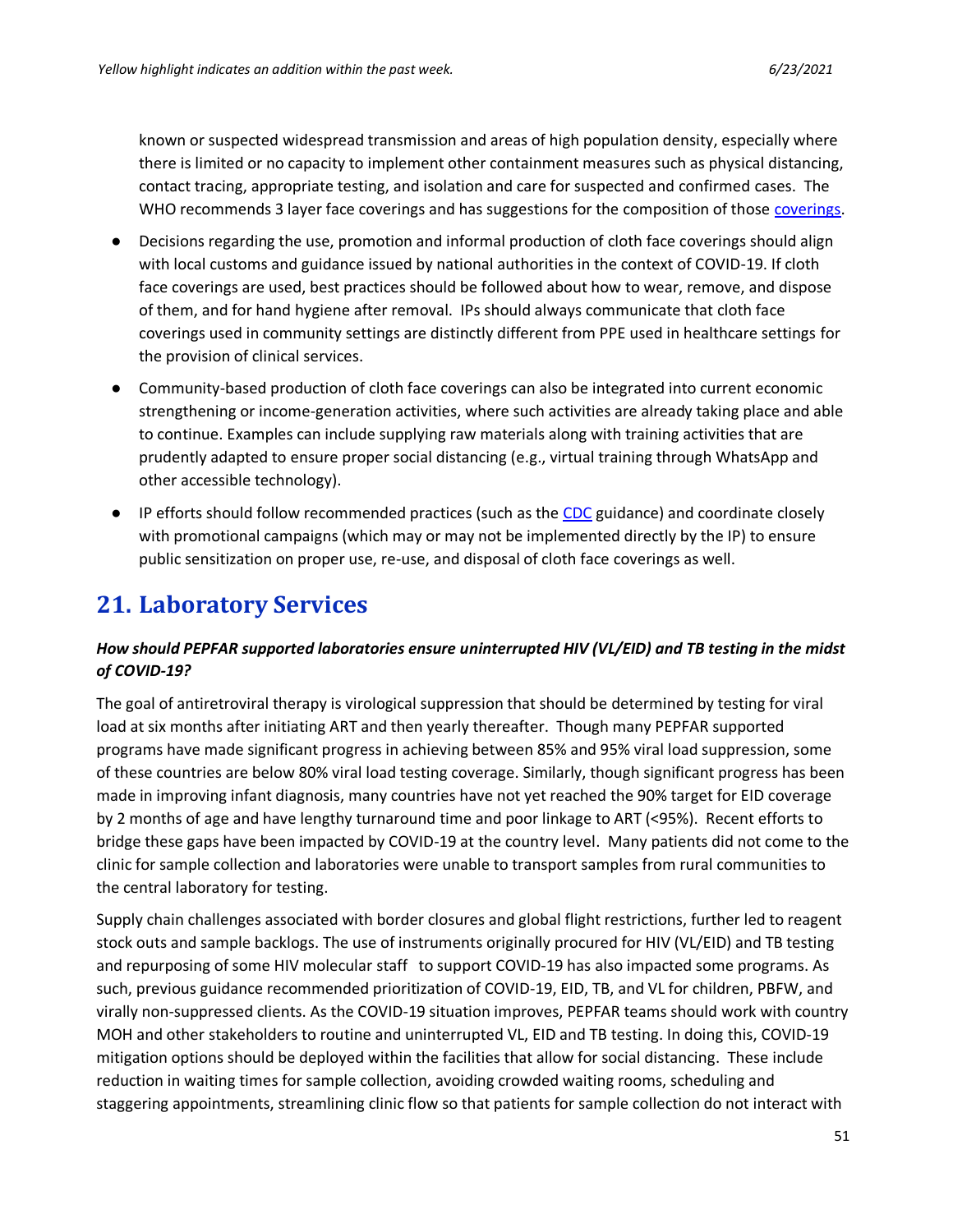known or suspected widespread transmission and areas of high population density, especially where there is limited or no capacity to implement other containment measures such as physical distancing, contact tracing, appropriate testing, and isolation and care for suspected and confirmed cases. The WHO recommends 3 layer face coverings and has suggestions for the composition of those coverings.

- Decisions regarding the use, promotion and informal production of cloth face coverings should align with local customs and guidance issued by national authorities in the context of COVID-19. If cloth face coverings are used, best practices should be followed about how to wear, remove, and dispose of them, and for hand hygiene after removal. IPs should always communicate that cloth face coverings used in community settings are distinctly different from PPE used in healthcare settings for the provision of clinical services.
- Community-based production of cloth face coverings can also be integrated into current economic strengthening or income-generation activities, where such activities are already taking place and able to continue. Examples can include supplying raw materials along with training activities that are prudently adapted to ensure proper social distancing (e.g., virtual training through WhatsApp and other accessible technology).
- IP efforts should follow recommended practices (such as the CDC guidance) and coordinate closely with promotional campaigns (which may or may not be implemented directly by the IP) to ensure public sensitization on proper use, re-use, and disposal of cloth face coverings as well.

# 21. Laboratory Services

***How should PEPFAR supported laboratories ensure uninterrupted HIV (VL/EID) and TB testing in the midst of COVID-19?***

The goal of antiretroviral therapy is virological suppression that should be determined by testing for viral load at six months after initiating ART and then yearly thereafter. Though many PEPFAR supported programs have made significant progress in achieving between 85% and 95% viral load suppression, some of these countries are below 80% viral load testing coverage. Similarly, though significant progress has been made in improving infant diagnosis, many countries have not yet reached the 90% target for EID coverage by 2 months of age and have lengthy turnaround time and poor linkage to ART (<95%). Recent efforts to bridge these gaps have been impacted by COVID-19 at the country level. Many patients did not come to the clinic for sample collection and laboratories were unable to transport samples from rural communities to the central laboratory for testing.

Supply chain challenges associated with border closures and global flight restrictions, further led to reagent stock outs and sample backlogs. The use of instruments originally procured for HIV (VL/EID) and TB testing and repurposing of some HIV molecular staff to support COVID-19 has also impacted some programs. As such, previous guidance recommended prioritization of COVID-19, EID, TB, and VL for children, PBFW, and virally non-suppressed clients. As the COVID-19 situation improves, PEPFAR teams should work with country MOH and other stakeholders to routine and uninterrupted VL, EID and TB testing. In doing this, COVID-19 mitigation options should be deployed within the facilities that allow for social distancing. These include reduction in waiting times for sample collection, avoiding crowded waiting rooms, scheduling and staggering appointments, streamlining clinic flow so that patients for sample collection do not interact with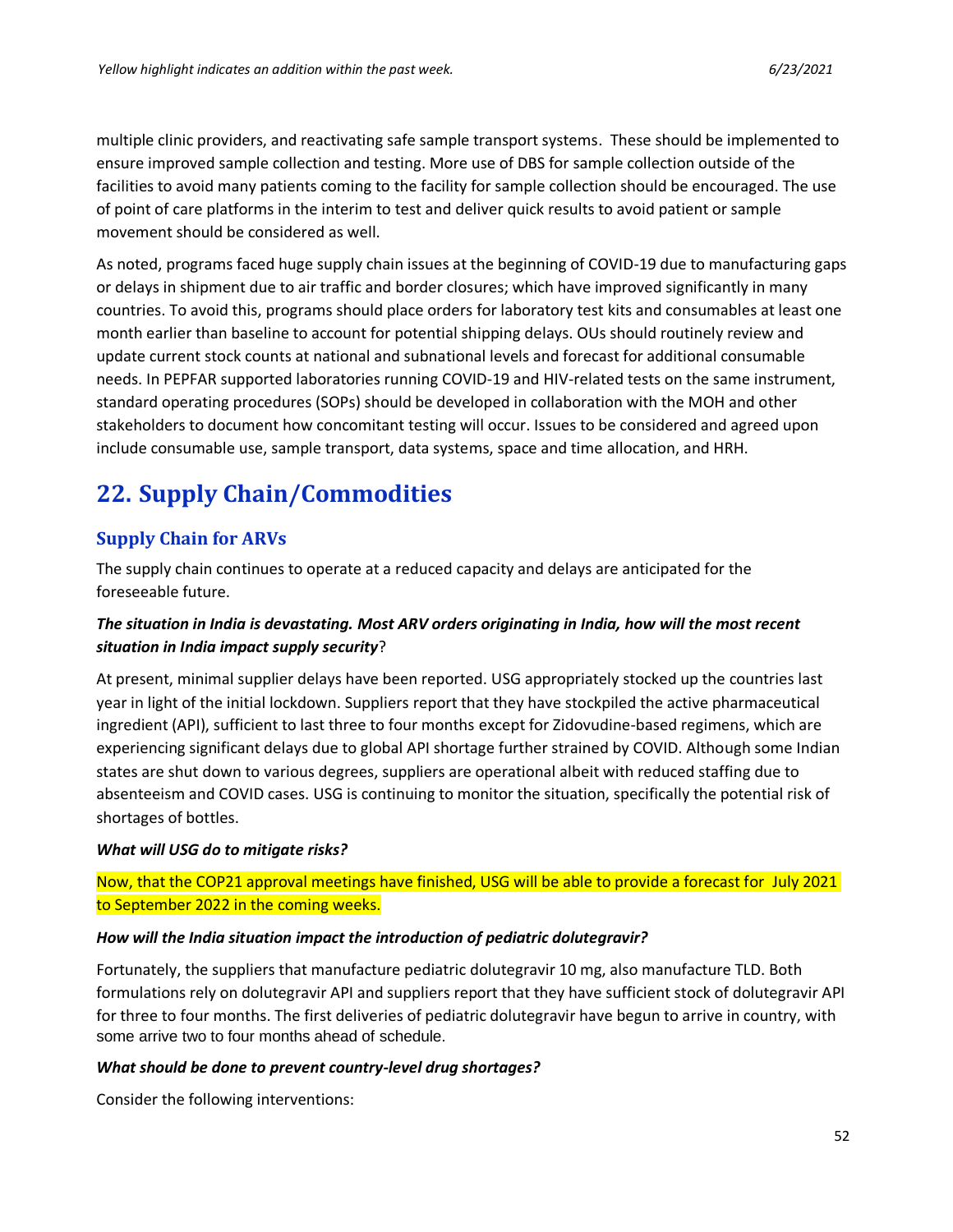multiple clinic providers, and reactivating safe sample transport systems. These should be implemented to ensure improved sample collection and testing. More use of DBS for sample collection outside of the facilities to avoid many patients coming to the facility for sample collection should be encouraged. The use of point of care platforms in the interim to test and deliver quick results to avoid patient or sample movement should be considered as well.

As noted, programs faced huge supply chain issues at the beginning of COVID-19 due to manufacturing gaps or delays in shipment due to air traffic and border closures; which have improved significantly in many countries. To avoid this, programs should place orders for laboratory test kits and consumables at least one month earlier than baseline to account for potential shipping delays. OUs should routinely review and update current stock counts at national and subnational levels and forecast for additional consumable needs. In PEPFAR supported laboratories running COVID-19 and HIV-related tests on the same instrument, standard operating procedures (SOPs) should be developed in collaboration with the MOH and other stakeholders to document how concomitant testing will occur. Issues to be considered and agreed upon include consumable use, sample transport, data systems, space and time allocation, and HRH.

# 22. Supply Chain/Commodities

## Supply Chain for ARVs

The supply chain continues to operate at a reduced capacity and delays are anticipated for the foreseeable future.

***The situation in India is devastating. Most ARV orders originating in India, how will the most recent situation in India impact supply security*?**

At present, minimal supplier delays have been reported. USG appropriately stocked up the countries last year in light of the initial lockdown. Suppliers report that they have stockpiled the active pharmaceutical ingredient (API), sufficient to last three to four months except for Zidovudine-based regimens, which are experiencing significant delays due to global API shortage further strained by COVID. Although some Indian states are shut down to various degrees, suppliers are operational albeit with reduced staffing due to absenteeism and COVID cases. USG is continuing to monitor the situation, specifically the potential risk of shortages of bottles.

***What will USG do to mitigate risks?***

Now, that the COP21 approval meetings have finished, USG will be able to provide a forecast for July 2021 to September 2022 in the coming weeks.

***How will the India situation impact the introduction of pediatric dolutegravir?***

Fortunately, the suppliers that manufacture pediatric dolutegravir 10 mg, also manufacture TLD. Both formulations rely on dolutegravir API and suppliers report that they have sufficient stock of dolutegravir API for three to four months. The first deliveries of pediatric dolutegravir have begun to arrive in country, with some arrive two to four months ahead of schedule.

***What should be done to prevent country-level drug shortages?***

Consider the following interventions: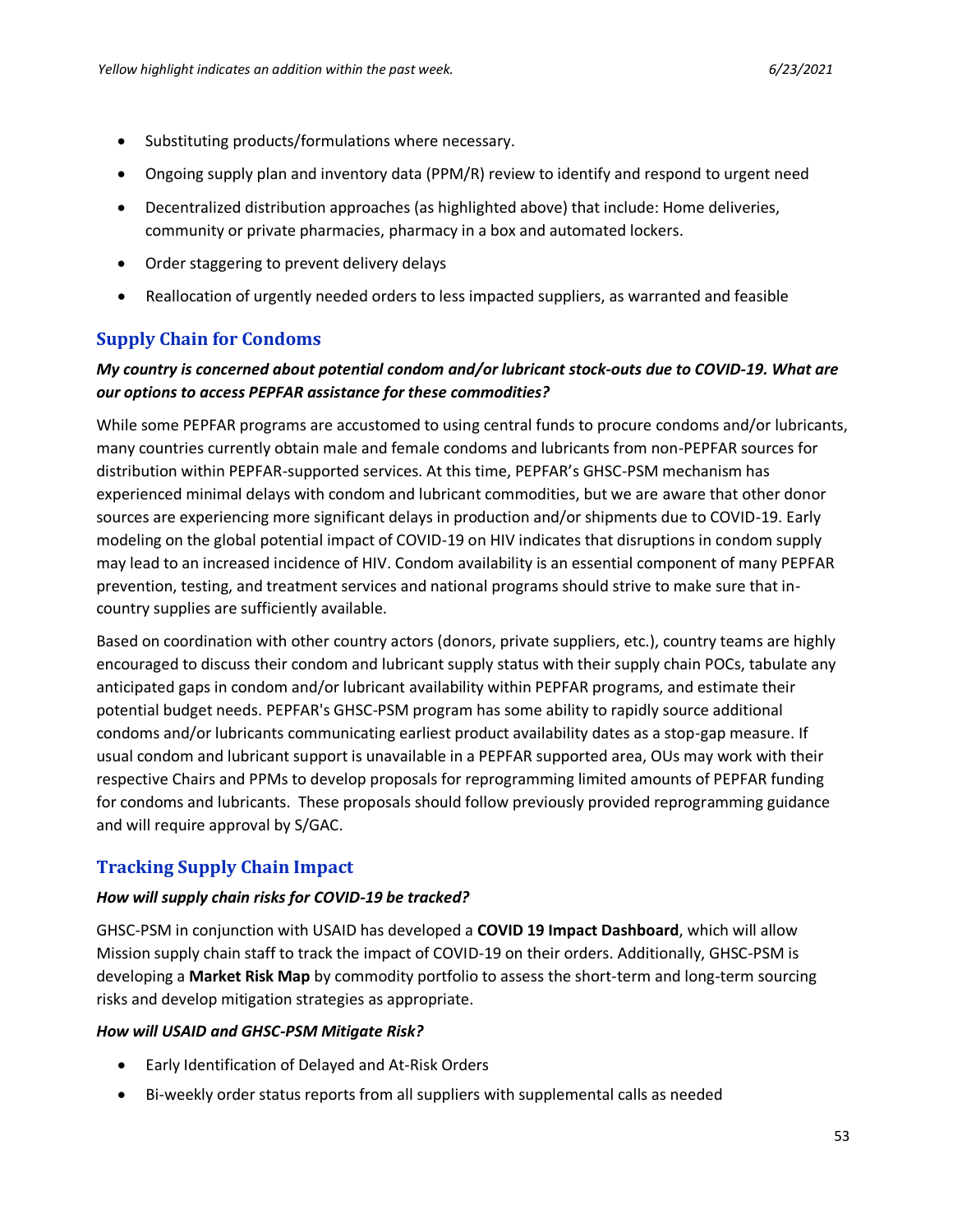- Substituting products/formulations where necessary.
- Ongoing supply plan and inventory data (PPM/R) review to identify and respond to urgent need
- Decentralized distribution approaches (as highlighted above) that include: Home deliveries, community or private pharmacies, pharmacy in a box and automated lockers.
- Order staggering to prevent delivery delays
- Reallocation of urgently needed orders to less impacted suppliers, as warranted and feasible

## Supply Chain for Condoms

***My country is concerned about potential condom and/or lubricant stock-outs due to COVID-19. What are our options to access PEPFAR assistance for these commodities?***

While some PEPFAR programs are accustomed to using central funds to procure condoms and/or lubricants, many countries currently obtain male and female condoms and lubricants from non-PEPFAR sources for distribution within PEPFAR-supported services. At this time, PEPFAR's GHSC-PSM mechanism has experienced minimal delays with condom and lubricant commodities, but we are aware that other donor sources are experiencing more significant delays in production and/or shipments due to COVID-19. Early modeling on the global potential impact of COVID-19 on HIV indicates that disruptions in condom supply may lead to an increased incidence of HIV. Condom availability is an essential component of many PEPFAR prevention, testing, and treatment services and national programs should strive to make sure that in-country supplies are sufficiently available.

Based on coordination with other country actors (donors, private suppliers, etc.), country teams are highly encouraged to discuss their condom and lubricant supply status with their supply chain POCs, tabulate any anticipated gaps in condom and/or lubricant availability within PEPFAR programs, and estimate their potential budget needs. PEPFAR's GHSC-PSM program has some ability to rapidly source additional condoms and/or lubricants communicating earliest product availability dates as a stop-gap measure. If usual condom and lubricant support is unavailable in a PEPFAR supported area, OUs may work with their respective Chairs and PPMs to develop proposals for reprogramming limited amounts of PEPFAR funding for condoms and lubricants. These proposals should follow previously provided reprogramming guidance and will require approval by S/GAC.

## Tracking Supply Chain Impact

***How will supply chain risks for COVID-19 be tracked?***

GHSC-PSM in conjunction with USAID has developed a **COVID 19 Impact Dashboard**, which will allow Mission supply chain staff to track the impact of COVID-19 on their orders. Additionally, GHSC-PSM is developing a **Market Risk Map** by commodity portfolio to assess the short-term and long-term sourcing risks and develop mitigation strategies as appropriate.

***How will USAID and GHSC-PSM Mitigate Risk?***

- Early Identification of Delayed and At-Risk Orders
- Bi-weekly order status reports from all suppliers with supplemental calls as needed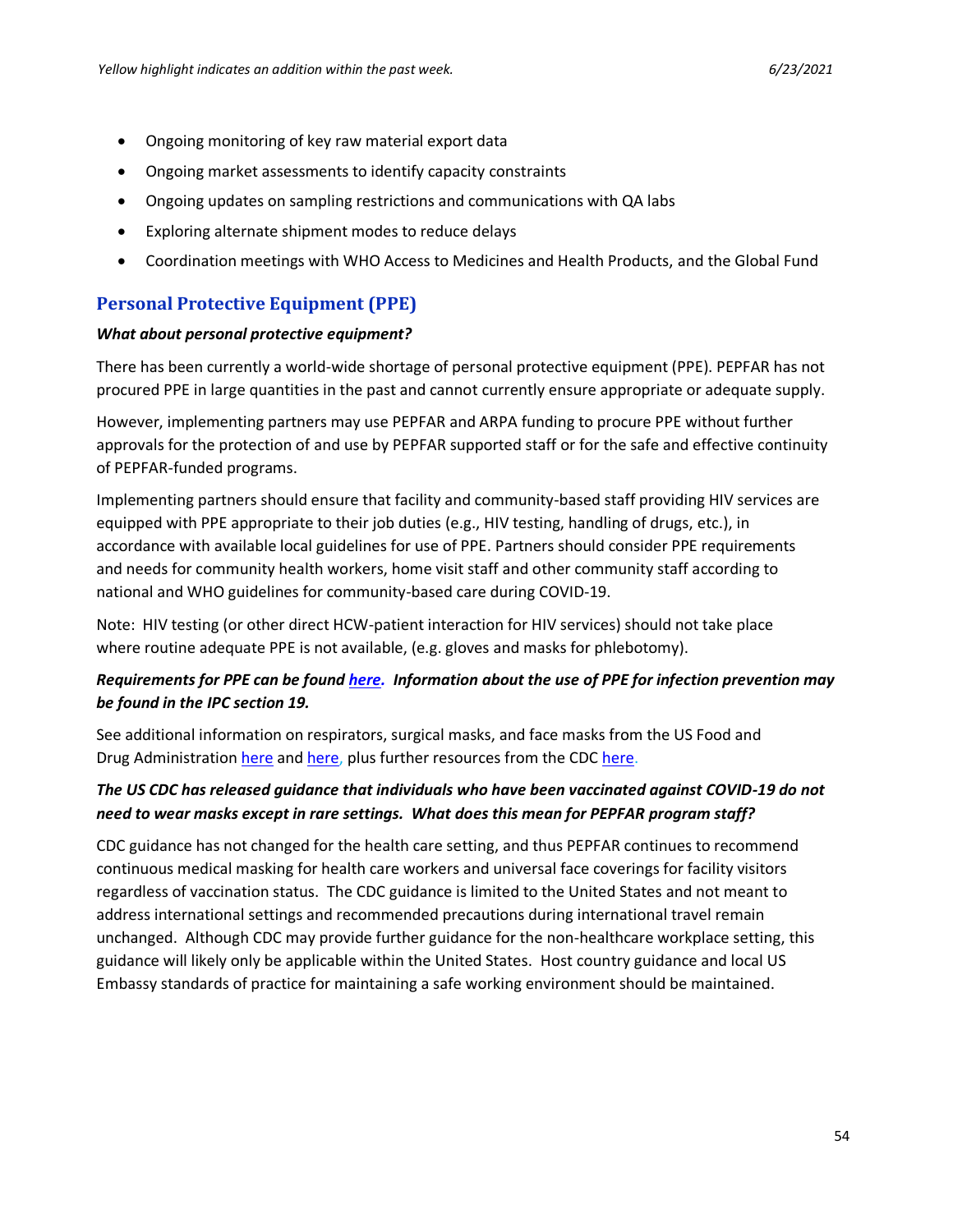- Ongoing monitoring of key raw material export data
- Ongoing market assessments to identify capacity constraints
- Ongoing updates on sampling restrictions and communications with QA labs
- Exploring alternate shipment modes to reduce delays
- Coordination meetings with WHO Access to Medicines and Health Products, and the Global Fund

## Personal Protective Equipment (PPE)

***What about personal protective equipment?***

There has been currently a world-wide shortage of personal protective equipment (PPE). PEPFAR has not procured PPE in large quantities in the past and cannot currently ensure appropriate or adequate supply.

However, implementing partners may use PEPFAR and ARPA funding to procure PPE without further approvals for the protection of and use by PEPFAR supported staff or for the safe and effective continuity of PEPFAR-funded programs.

Implementing partners should ensure that facility and community-based staff providing HIV services are equipped with PPE appropriate to their job duties (e.g., HIV testing, handling of drugs, etc.), in accordance with available local guidelines for use of PPE. Partners should consider PPE requirements and needs for community health workers, home visit staff and other community staff according to national and WHO guidelines for community-based care during COVID-19.

Note: HIV testing (or other direct HCW-patient interaction for HIV services) should not take place where routine adequate PPE is not available, (e.g. gloves and masks for phlebotomy).

***Requirements for PPE can be found here. Information about the use of PPE for infection prevention may be found in the IPC section 19.***

See additional information on respirators, surgical masks, and face masks from the US Food and Drug Administration here and here, plus further resources from the CDC here.

***The US CDC has released guidance that individuals who have been vaccinated against COVID-19 do not need to wear masks except in rare settings. What does this mean for PEPFAR program staff?***

CDC guidance has not changed for the health care setting, and thus PEPFAR continues to recommend continuous medical masking for health care workers and universal face coverings for facility visitors regardless of vaccination status. The CDC guidance is limited to the United States and not meant to address international settings and recommended precautions during international travel remain unchanged. Although CDC may provide further guidance for the non-healthcare workplace setting, this guidance will likely only be applicable within the United States. Host country guidance and local US Embassy standards of practice for maintaining a safe working environment should be maintained.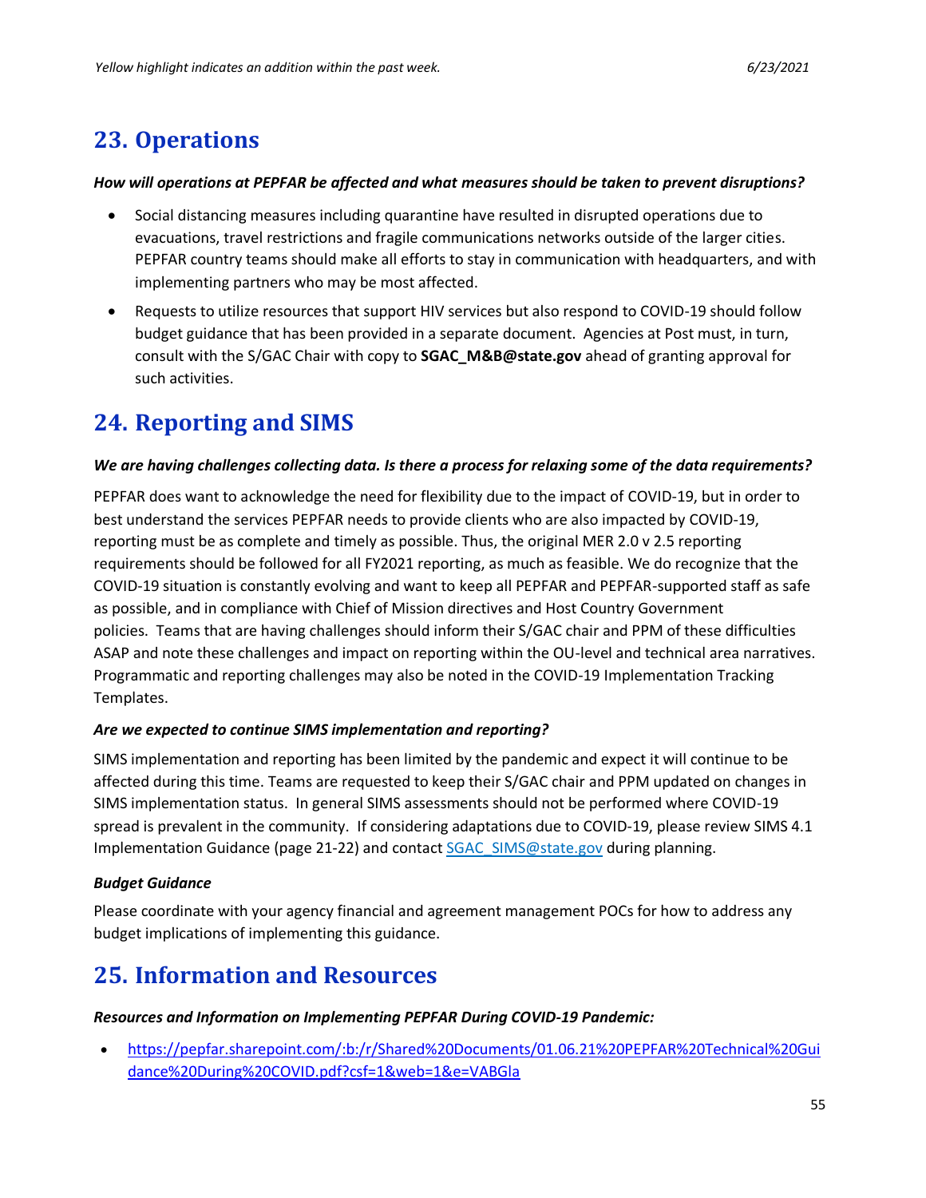## 23. Operations

***How will operations at PEPFAR be affected and what measures should be taken to prevent disruptions?***

- Social distancing measures including quarantine have resulted in disrupted operations due to evacuations, travel restrictions and fragile communications networks outside of the larger cities. PEPFAR country teams should make all efforts to stay in communication with headquarters, and with implementing partners who may be most affected.
- Requests to utilize resources that support HIV services but also respond to COVID-19 should follow budget guidance that has been provided in a separate document. Agencies at Post must, in turn, consult with the S/GAC Chair with copy to **SGAC_M&B@state.gov** ahead of granting approval for such activities.

## 24. Reporting and SIMS

***We are having challenges collecting data. Is there a process for relaxing some of the data requirements?***

PEPFAR does want to acknowledge the need for flexibility due to the impact of COVID-19, but in order to best understand the services PEPFAR needs to provide clients who are also impacted by COVID-19, reporting must be as complete and timely as possible. Thus, the original MER 2.0 v 2.5 reporting requirements should be followed for all FY2021 reporting, as much as feasible. We do recognize that the COVID-19 situation is constantly evolving and want to keep all PEPFAR and PEPFAR-supported staff as safe as possible, and in compliance with Chief of Mission directives and Host Country Government policies. Teams that are having challenges should inform their S/GAC chair and PPM of these difficulties ASAP and note these challenges and impact on reporting within the OU-level and technical area narratives. Programmatic and reporting challenges may also be noted in the COVID-19 Implementation Tracking Templates.

***Are we expected to continue SIMS implementation and reporting?***

SIMS implementation and reporting has been limited by the pandemic and expect it will continue to be affected during this time. Teams are requested to keep their S/GAC chair and PPM updated on changes in SIMS implementation status. In general SIMS assessments should not be performed where COVID-19 spread is prevalent in the community. If considering adaptations due to COVID-19, please review SIMS 4.1 Implementation Guidance (page 21-22) and contact [SGAC_SIMS@state.gov](mailto:SGAC_SIMS@state.gov) during planning.

***Budget Guidance***

Please coordinate with your agency financial and agreement management POCs for how to address any budget implications of implementing this guidance.

## 25. Information and Resources

***Resources and Information on Implementing PEPFAR During COVID-19 Pandemic:***

- [https://pepfar.sharepoint.com/:b:/r/Shared%20Documents/01.06.21%20PEPFAR%20Technical%20Guidance%20During%20COVID.pdf?csf=1&web=1&e=VABGla](https://pepfar.sharepoint.com/:b:/r/Shared%20Documents/01.06.21%20PEPFAR%20Technical%20Guidance%20During%20COVID.pdf?csf=1&web=1&e=VABGla)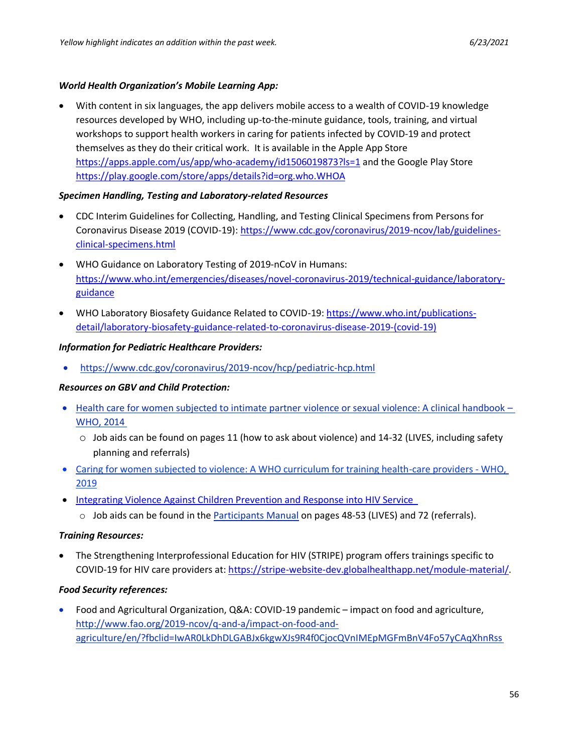***World Health Organization's Mobile Learning App:***

- With content in six languages, the app delivers mobile access to a wealth of COVID-19 knowledge resources developed by WHO, including up-to-the-minute guidance, tools, training, and virtual workshops to support health workers in caring for patients infected by COVID-19 and protect themselves as they do their critical work. It is available in the Apple App Store https://apps.apple.com/us/app/who-academy/id1506019873?ls=1 and the Google Play Store https://play.google.com/store/apps/details?id=org.who.WHOA

***Specimen Handling, Testing and Laboratory-related Resources***

- CDC Interim Guidelines for Collecting, Handling, and Testing Clinical Specimens from Persons for Coronavirus Disease 2019 (COVID-19): https://www.cdc.gov/coronavirus/2019-ncov/lab/guidelines-clinical-specimens.html
- WHO Guidance on Laboratory Testing of 2019-nCoV in Humans: https://www.who.int/emergencies/diseases/novel-coronavirus-2019/technical-guidance/laboratory-guidance
- WHO Laboratory Biosafety Guidance Related to COVID-19: https://www.who.int/publications-detail/laboratory-biosafety-guidance-related-to-coronavirus-disease-2019-(covid-19)

***Information for Pediatric Healthcare Providers:***

- https://www.cdc.gov/coronavirus/2019-ncov/hcp/pediatric-hcp.html

***Resources on GBV and Child Protection:***

- Health care for women subjected to intimate partner violence or sexual violence: A clinical handbook – WHO, 2014
  - Job aids can be found on pages 11 (how to ask about violence) and 14-32 (LIVES, including safety planning and referrals)
- Caring for women subjected to violence: A WHO curriculum for training health-care providers - WHO, 2019
- Integrating Violence Against Children Prevention and Response into HIV Service
  - Job aids can be found in the Participants Manual on pages 48-53 (LIVES) and 72 (referrals).

***Training Resources:***

- The Strengthening Interprofessional Education for HIV (STRIPE) program offers trainings specific to COVID-19 for HIV care providers at: https://stripe-website-dev.globalhealthapp.net/module-material/.

***Food Security references:***

- Food and Agricultural Organization, Q&A: COVID-19 pandemic – impact on food and agriculture, http://www.fao.org/2019-ncov/q-and-a/impact-on-food-and-agriculture/en/?fbclid=IwAR0LkDhDLGABJx6kgwXJs9R4f0CjocQVnIMEpMGFmBnV4Fo57yCAqXhnRss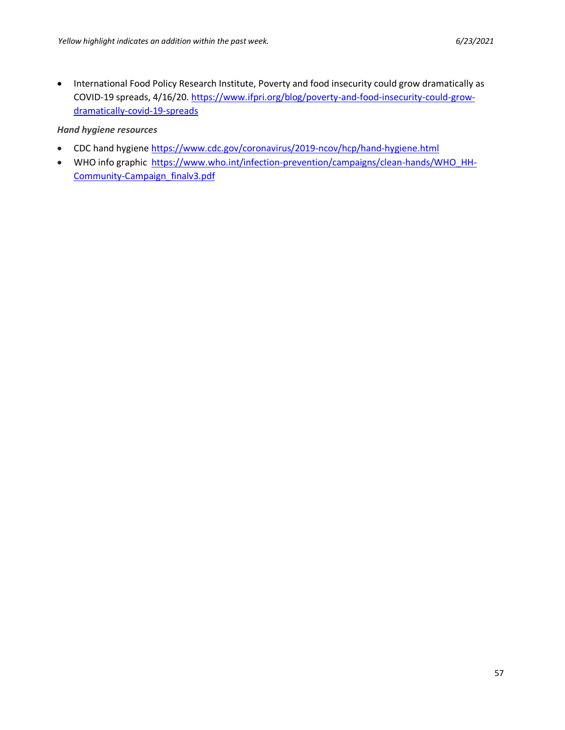- International Food Policy Research Institute, Poverty and food insecurity could grow dramatically as COVID-19 spreads, 4/16/20. https://www.ifpri.org/blog/poverty-and-food-insecurity-could-grow-dramatically-covid-19-spreads

*Hand hygiene resources*

- CDC hand hygiene https://www.cdc.gov/coronavirus/2019-ncov/hcp/hand-hygiene.html
- WHO info graphic https://www.who.int/infection-prevention/campaigns/clean-hands/WHO_HH-Community-Campaign_finalv3.pdf